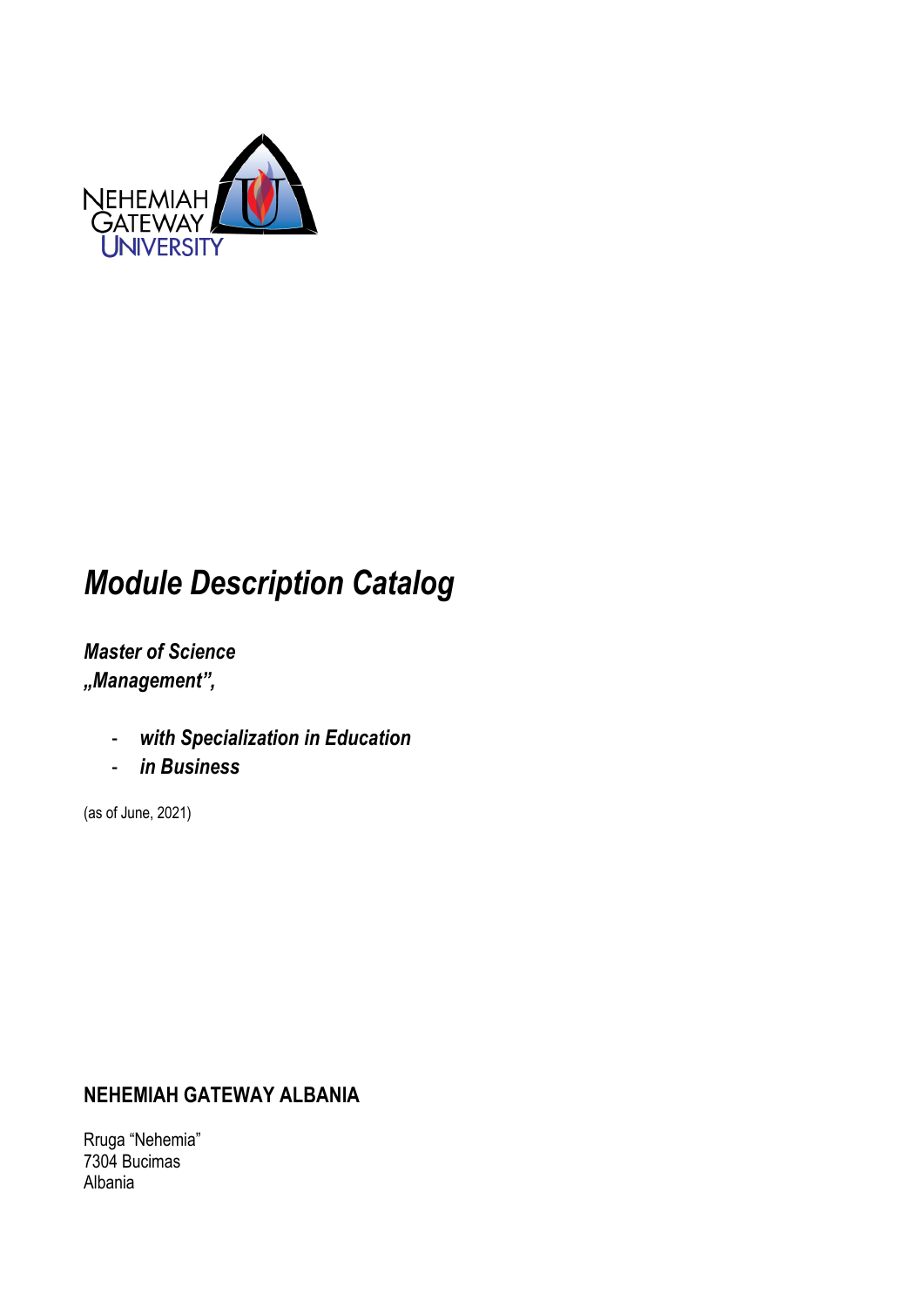NEHEMIAH GATEWAY UNIVERSITY

# *Module Description Catalog*

***Master of Science***
***„Management",***

- ***with Specialization in Education***
- ***in Business***

(as of June, 2021)

**NEHEMIAH GATEWAY ALBANIA**

Rruga "Nehemia"
7304 Bucimas
Albania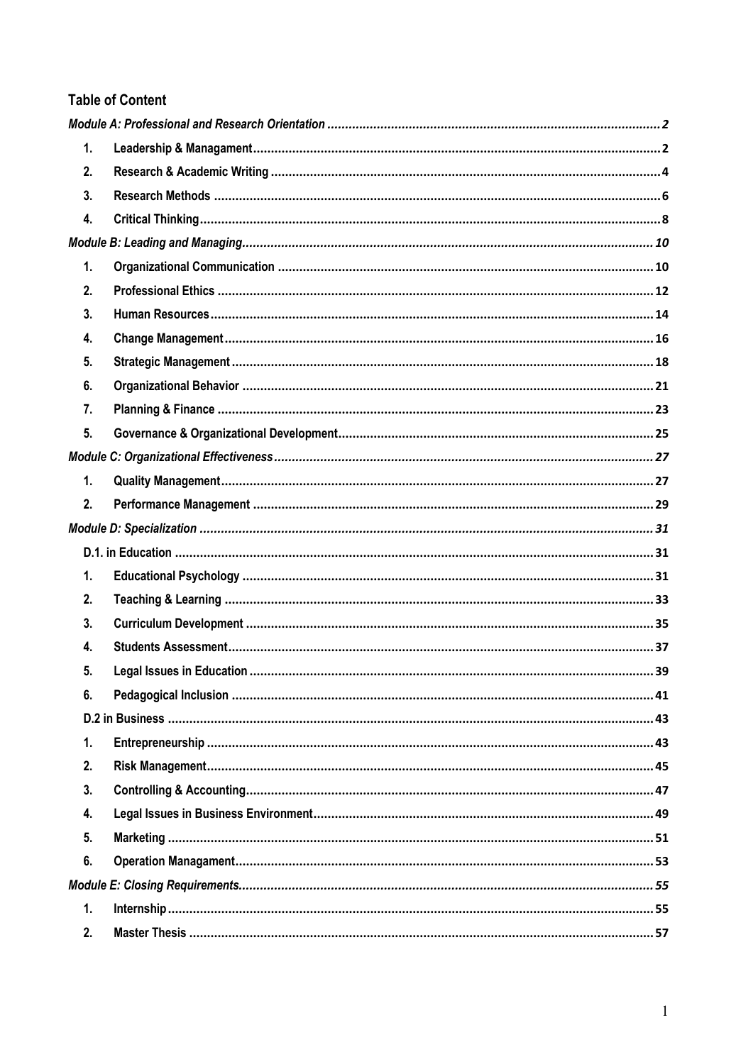## Table of Content

*Module A: Professional and Research Orientation* ............ 2

1. Leadership & Managament ............ 2
2. Research & Academic Writing ............ 4
3. Research Methods ............ 6
4. Critical Thinking ............ 8

*Module B: Leading and Managing* ............ 10

1. Organizational Communication ............ 10
2. Professional Ethics ............ 12
3. Human Resources ............ 14
4. Change Management ............ 16
5. Strategic Management ............ 18
6. Organizational Behavior ............ 21
7. Planning & Finance ............ 23
5. Governance & Organizational Development ............ 25

*Module C: Organizational Effectiveness* ............ 27

1. Quality Management ............ 27
2. Performance Management ............ 29

*Module D: Specialization* ............ 31

D.1. in Education ............ 31

1. Educational Psychology ............ 31
2. Teaching & Learning ............ 33
3. Curriculum Development ............ 35
4. Students Assessment ............ 37
5. Legal Issues in Education ............ 39
6. Pedagogical Inclusion ............ 41

D.2 in Business ............ 43

1. Entrepreneurship ............ 43
2. Risk Management ............ 45
3. Controlling & Accounting ............ 47
4. Legal Issues in Business Environment ............ 49
5. Marketing ............ 51
6. Operation Managament ............ 53

*Module E: Closing Requirements* ............ 55

1. Internship ............ 55
2. Master Thesis ............ 57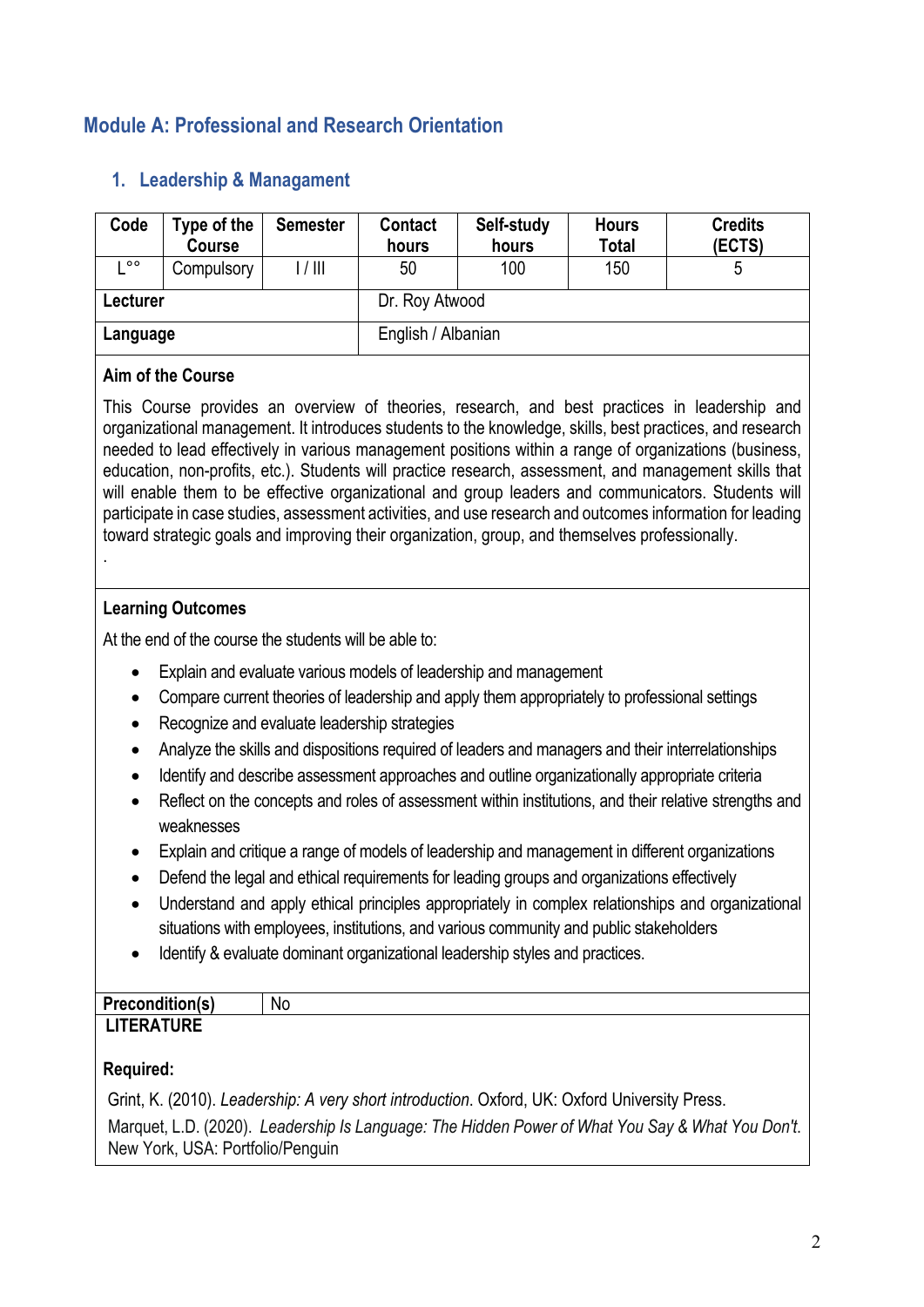## Module A: Professional and Research Orientation

### 1. Leadership & Managament

| Code | Type of the Course | Semester | Contact hours | Self-study hours | Hours Total | Credits (ECTS) |
|---|---|---|---|---|---|---|
| L°° | Compulsory | I / III | 50 | 100 | 150 | 5 |
| **Lecturer** | | | Dr. Roy Atwood | | | |
| **Language** | | | English / Albanian | | | |

**Aim of the Course**

This Course provides an overview of theories, research, and best practices in leadership and organizational management. It introduces students to the knowledge, skills, best practices, and research needed to lead effectively in various management positions within a range of organizations (business, education, non-profits, etc.). Students will practice research, assessment, and management skills that will enable them to be effective organizational and group leaders and communicators. Students will participate in case studies, assessment activities, and use research and outcomes information for leading toward strategic goals and improving their organization, group, and themselves professionally.

.

**Learning Outcomes**

At the end of the course the students will be able to:

- Explain and evaluate various models of leadership and management
- Compare current theories of leadership and apply them appropriately to professional settings
- Recognize and evaluate leadership strategies
- Analyze the skills and dispositions required of leaders and managers and their interrelationships
- Identify and describe assessment approaches and outline organizationally appropriate criteria
- Reflect on the concepts and roles of assessment within institutions, and their relative strengths and weaknesses
- Explain and critique a range of models of leadership and management in different organizations
- Defend the legal and ethical requirements for leading groups and organizations effectively
- Understand and apply ethical principles appropriately in complex relationships and organizational situations with employees, institutions, and various community and public stakeholders
- Identify & evaluate dominant organizational leadership styles and practices.

| **Precondition(s)** | No |
|---|---|

**LITERATURE**

**Required:**

Grint, K. (2010). *Leadership: A very short introduction*. Oxford, UK: Oxford University Press.

Marquet, L.D. (2020). *Leadership Is Language: The Hidden Power of What You Say & What You Don't*. New York, USA: Portfolio/Penguin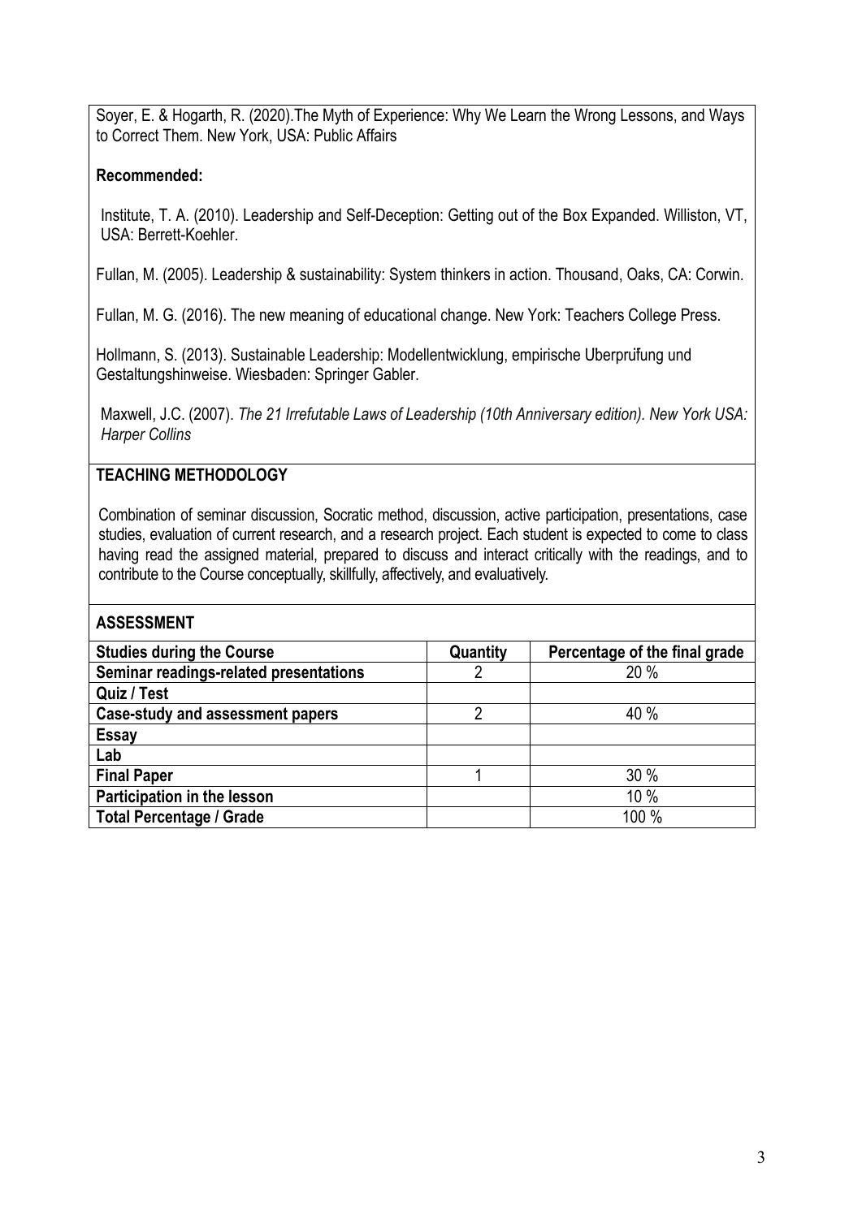Soyer, E. & Hogarth, R. (2020).The Myth of Experience: Why We Learn the Wrong Lessons, and Ways to Correct Them. New York, USA: Public Affairs

**Recommended:**

Institute, T. A. (2010). Leadership and Self-Deception: Getting out of the Box Expanded. Williston, VT, USA: Berrett-Koehler.

Fullan, M. (2005). Leadership & sustainability: System thinkers in action. Thousand, Oaks, CA: Corwin.

Fullan, M. G. (2016). The new meaning of educational change. New York: Teachers College Press.

Hollmann, S. (2013). Sustainable Leadership: Modellentwicklung, empirische Überprüfung und Gestaltungshinweise. Wiesbaden: Springer Gabler.

Maxwell, J.C. (2007). *The 21 Irrefutable Laws of Leadership (10th Anniversary edition). New York USA: Harper Collins*

## TEACHING METHODOLOGY

Combination of seminar discussion, Socratic method, discussion, active participation, presentations, case studies, evaluation of current research, and a research project. Each student is expected to come to class having read the assigned material, prepared to discuss and interact critically with the readings, and to contribute to the Course conceptually, skillfully, affectively, and evaluatively.

## ASSESSMENT

| Studies during the Course | Quantity | Percentage of the final grade |
|---|---|---|
| Seminar readings-related presentations | 2 | 20 % |
| Quiz / Test | | |
| Case-study and assessment papers | 2 | 40 % |
| Essay | | |
| Lab | | |
| Final Paper | 1 | 30 % |
| Participation in the lesson | | 10 % |
| Total Percentage / Grade | | 100 % |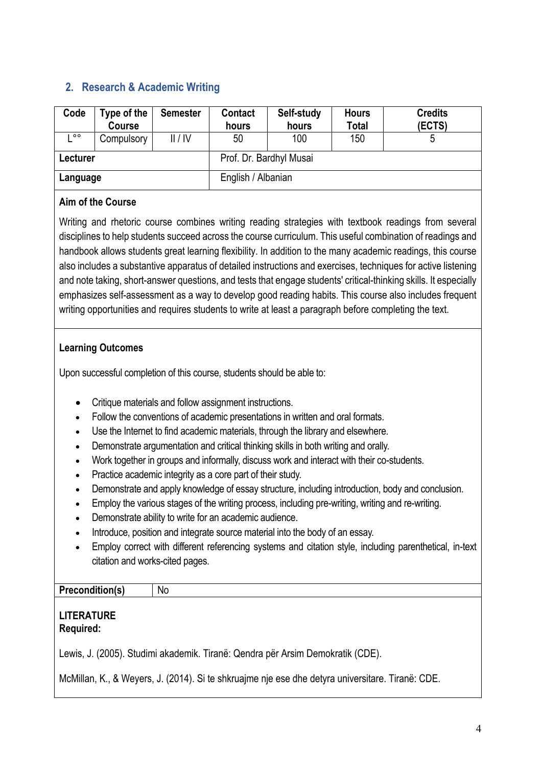## 2. Research & Academic Writing

| Code | Type of the Course | Semester | Contact hours | Self-study hours | Hours Total | Credits (ECTS) |
|---|---|---|---|---|---|---|
| L°° | Compulsory | II / IV | 50 | 100 | 150 | 5 |
| **Lecturer** | | | Prof. Dr. Bardhyl Musai | | | |
| **Language** | | | English / Albanian | | | |

**Aim of the Course**

Writing and rhetoric course combines writing reading strategies with textbook readings from several disciplines to help students succeed across the course curriculum. This useful combination of readings and handbook allows students great learning flexibility. In addition to the many academic readings, this course also includes a substantive apparatus of detailed instructions and exercises, techniques for active listening and note taking, short-answer questions, and tests that engage students' critical-thinking skills. It especially emphasizes self-assessment as a way to develop good reading habits. This course also includes frequent writing opportunities and requires students to write at least a paragraph before completing the text.

**Learning Outcomes**

Upon successful completion of this course, students should be able to:

- Critique materials and follow assignment instructions.
- Follow the conventions of academic presentations in written and oral formats.
- Use the Internet to find academic materials, through the library and elsewhere.
- Demonstrate argumentation and critical thinking skills in both writing and orally.
- Work together in groups and informally, discuss work and interact with their co-students.
- Practice academic integrity as a core part of their study.
- Demonstrate and apply knowledge of essay structure, including introduction, body and conclusion.
- Employ the various stages of the writing process, including pre-writing, writing and re-writing.
- Demonstrate ability to write for an academic audience.
- Introduce, position and integrate source material into the body of an essay.
- Employ correct with different referencing systems and citation style, including parenthetical, in-text citation and works-cited pages.

| **Precondition(s)** | No |
|---|---|

**LITERATURE**
**Required:**

Lewis, J. (2005). Studimi akademik. Tiranë: Qendra për Arsim Demokratik (CDE).

McMillan, K., & Weyers, J. (2014). Si te shkruajme nje ese dhe detyra universitare. Tiranë: CDE.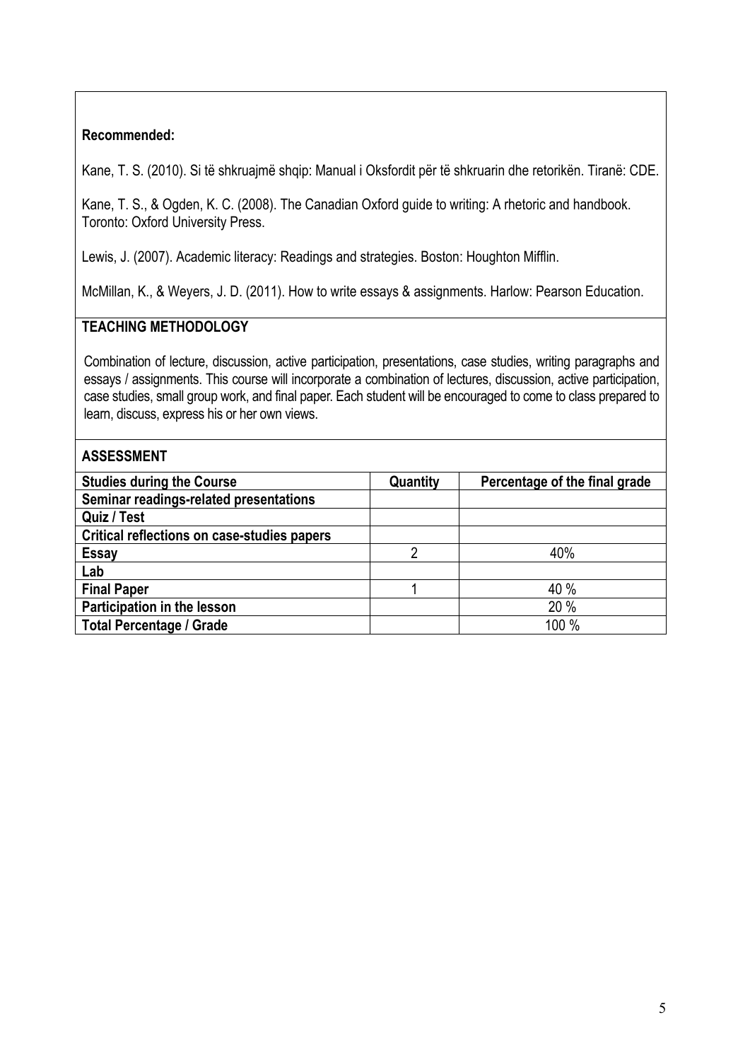**Recommended:**

Kane, T. S. (2010). Si të shkruajmë shqip: Manual i Oksfordit për të shkruarin dhe retorikën. Tiranë: CDE.

Kane, T. S., & Ogden, K. C. (2008). The Canadian Oxford guide to writing: A rhetoric and handbook. Toronto: Oxford University Press.

Lewis, J. (2007). Academic literacy: Readings and strategies. Boston: Houghton Mifflin.

McMillan, K., & Weyers, J. D. (2011). How to write essays & assignments. Harlow: Pearson Education.

## TEACHING METHODOLOGY

Combination of lecture, discussion, active participation, presentations, case studies, writing paragraphs and essays / assignments. This course will incorporate a combination of lectures, discussion, active participation, case studies, small group work, and final paper. Each student will be encouraged to come to class prepared to learn, discuss, express his or her own views.

## ASSESSMENT

| Studies during the Course | Quantity | Percentage of the final grade |
|---|---|---|
| Seminar readings-related presentations | | |
| Quiz / Test | | |
| Critical reflections on case-studies papers | | |
| Essay | 2 | 40% |
| Lab | | |
| Final Paper | 1 | 40 % |
| Participation in the lesson | | 20 % |
| Total Percentage / Grade | | 100 % |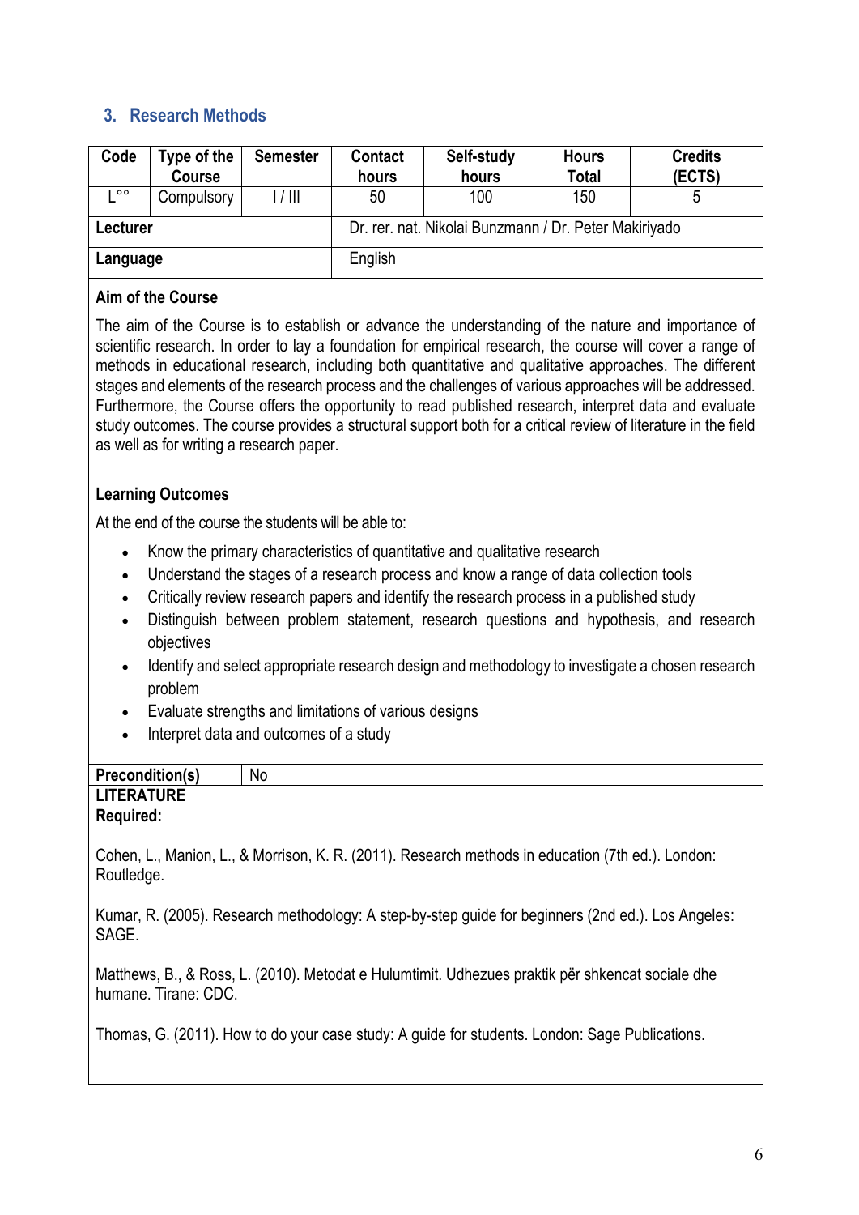## 3. Research Methods

| Code | Type of the Course | Semester | Contact hours | Self-study hours | Hours Total | Credits (ECTS) |
|---|---|---|---|---|---|---|
| L°° | Compulsory | I / III | 50 | 100 | 150 | 5 |
| **Lecturer** | | | Dr. rer. nat. Nikolai Bunzmann / Dr. Peter Makiriyado | | | |
| **Language** | | | English | | | |

**Aim of the Course**

The aim of the Course is to establish or advance the understanding of the nature and importance of scientific research. In order to lay a foundation for empirical research, the course will cover a range of methods in educational research, including both quantitative and qualitative approaches. The different stages and elements of the research process and the challenges of various approaches will be addressed. Furthermore, the Course offers the opportunity to read published research, interpret data and evaluate study outcomes. The course provides a structural support both for a critical review of literature in the field as well as for writing a research paper.

**Learning Outcomes**

At the end of the course the students will be able to:

- Know the primary characteristics of quantitative and qualitative research
- Understand the stages of a research process and know a range of data collection tools
- Critically review research papers and identify the research process in a published study
- Distinguish between problem statement, research questions and hypothesis, and research objectives
- Identify and select appropriate research design and methodology to investigate a chosen research problem
- Evaluate strengths and limitations of various designs
- Interpret data and outcomes of a study

| **Precondition(s)** | No |
|---|---|

**LITERATURE**
**Required:**

Cohen, L., Manion, L., & Morrison, K. R. (2011). Research methods in education (7th ed.). London: Routledge.

Kumar, R. (2005). Research methodology: A step-by-step guide for beginners (2nd ed.). Los Angeles: SAGE.

Matthews, B., & Ross, L. (2010). Metodat e Hulumtimit. Udhezues praktik për shkencat sociale dhe humane. Tirane: CDC.

Thomas, G. (2011). How to do your case study: A guide for students. London: Sage Publications.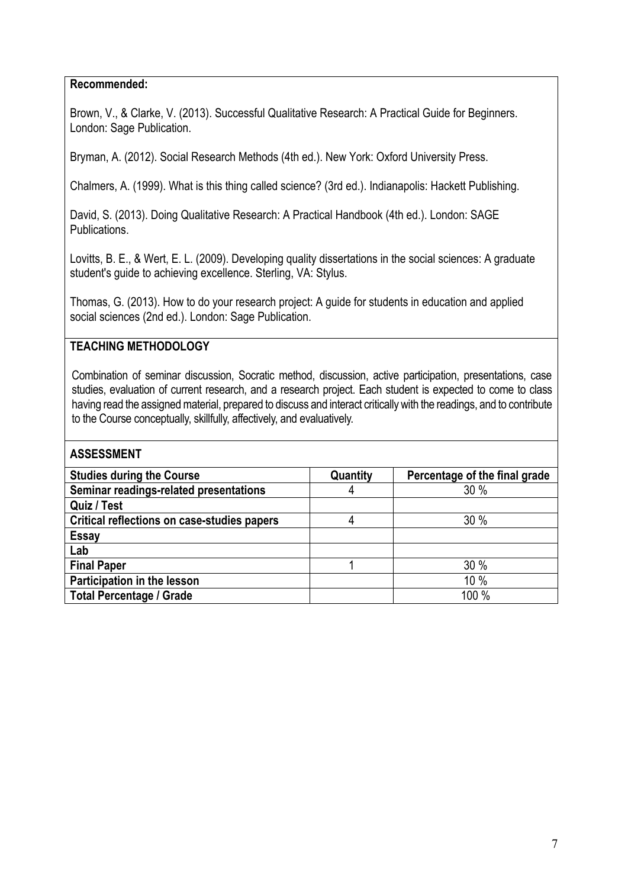**Recommended:**

Brown, V., & Clarke, V. (2013). Successful Qualitative Research: A Practical Guide for Beginners. London: Sage Publication.

Bryman, A. (2012). Social Research Methods (4th ed.). New York: Oxford University Press.

Chalmers, A. (1999). What is this thing called science? (3rd ed.). Indianapolis: Hackett Publishing.

David, S. (2013). Doing Qualitative Research: A Practical Handbook (4th ed.). London: SAGE Publications.

Lovitts, B. E., & Wert, E. L. (2009). Developing quality dissertations in the social sciences: A graduate student's guide to achieving excellence. Sterling, VA: Stylus.

Thomas, G. (2013). How to do your research project: A guide for students in education and applied social sciences (2nd ed.). London: Sage Publication.

## TEACHING METHODOLOGY

Combination of seminar discussion, Socratic method, discussion, active participation, presentations, case studies, evaluation of current research, and a research project. Each student is expected to come to class having read the assigned material, prepared to discuss and interact critically with the readings, and to contribute to the Course conceptually, skillfully, affectively, and evaluatively.

## ASSESSMENT

| Studies during the Course | Quantity | Percentage of the final grade |
|---|---|---|
| Seminar readings-related presentations | 4 | 30 % |
| Quiz / Test | | |
| Critical reflections on case-studies papers | 4 | 30 % |
| Essay | | |
| Lab | | |
| Final Paper | 1 | 30 % |
| Participation in the lesson | | 10 % |
| Total Percentage / Grade | | 100 % |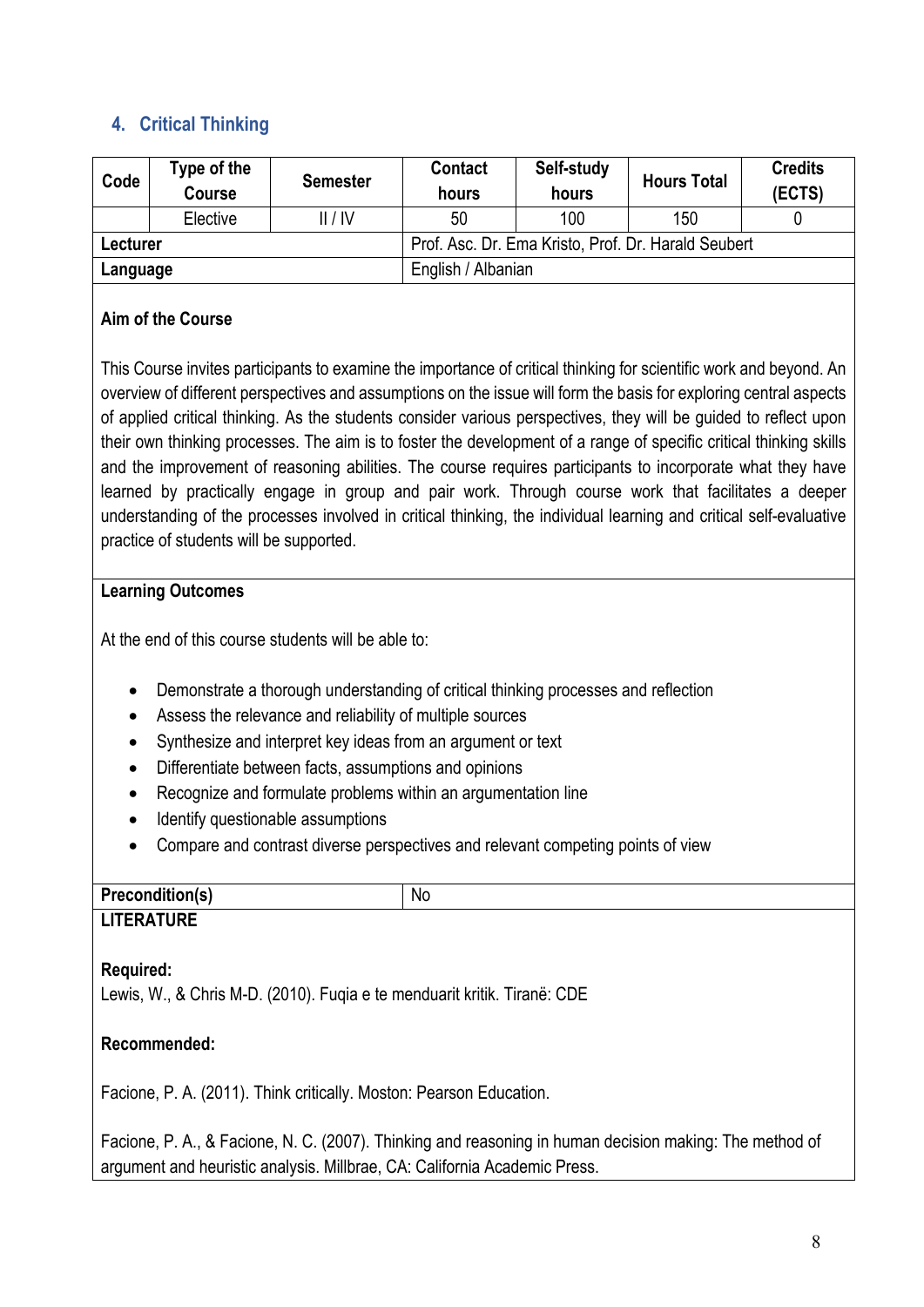## 4. Critical Thinking

| Code | Type of the Course | Semester | Contact hours | Self-study hours | Hours Total | Credits (ECTS) |
|---|---|---|---|---|---|---|
| | Elective | II / IV | 50 | 100 | 150 | 0 |
| **Lecturer** | | | Prof. Asc. Dr. Ema Kristo, Prof. Dr. Harald Seubert | | | |
| **Language** | | | English / Albanian | | | |

**Aim of the Course**

This Course invites participants to examine the importance of critical thinking for scientific work and beyond. An overview of different perspectives and assumptions on the issue will form the basis for exploring central aspects of applied critical thinking. As the students consider various perspectives, they will be guided to reflect upon their own thinking processes. The aim is to foster the development of a range of specific critical thinking skills and the improvement of reasoning abilities. The course requires participants to incorporate what they have learned by practically engage in group and pair work. Through course work that facilitates a deeper understanding of the processes involved in critical thinking, the individual learning and critical self-evaluative practice of students will be supported.

**Learning Outcomes**

At the end of this course students will be able to:

- Demonstrate a thorough understanding of critical thinking processes and reflection
- Assess the relevance and reliability of multiple sources
- Synthesize and interpret key ideas from an argument or text
- Differentiate between facts, assumptions and opinions
- Recognize and formulate problems within an argumentation line
- Identify questionable assumptions
- Compare and contrast diverse perspectives and relevant competing points of view

| **Precondition(s)** | No |
|---|---|

**LITERATURE**

**Required:**
Lewis, W., & Chris M-D. (2010). Fuqia e te menduarit kritik. Tiranë: CDE

**Recommended:**

Facione, P. A. (2011). Think critically. Moston: Pearson Education.

Facione, P. A., & Facione, N. C. (2007). Thinking and reasoning in human decision making: The method of argument and heuristic analysis. Millbrae, CA: California Academic Press.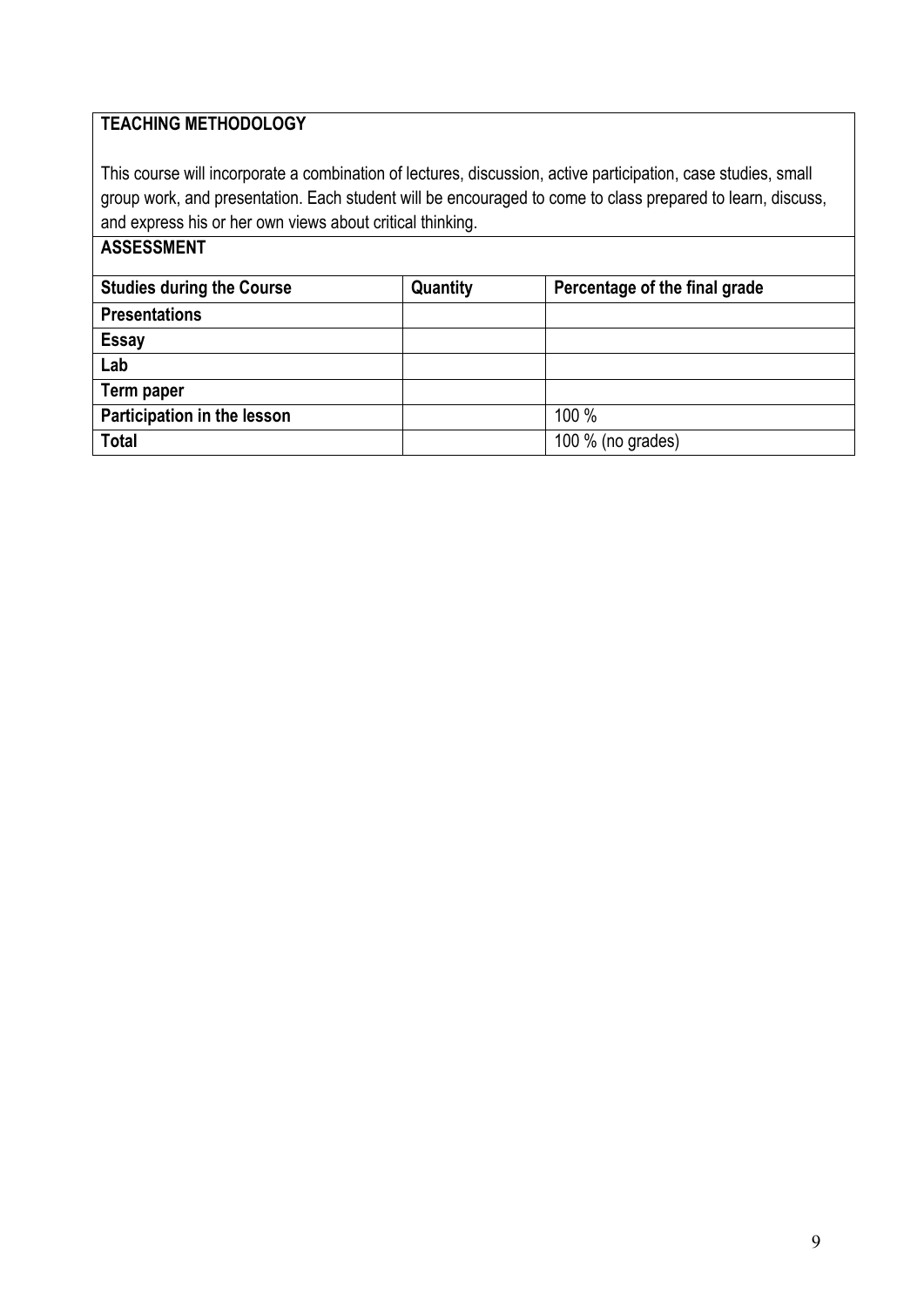## TEACHING METHODOLOGY

This course will incorporate a combination of lectures, discussion, active participation, case studies, small group work, and presentation. Each student will be encouraged to come to class prepared to learn, discuss, and express his or her own views about critical thinking.

## ASSESSMENT

| Studies during the Course | Quantity | Percentage of the final grade |
| --- | --- | --- |
| **Presentations** | | |
| **Essay** | | |
| **Lab** | | |
| **Term paper** | | |
| **Participation in the lesson** | | 100 % |
| **Total** | | 100 % (no grades) |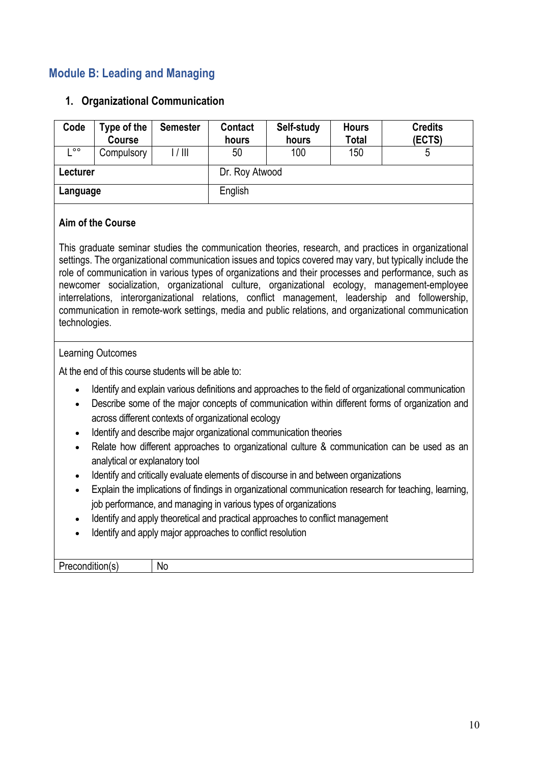## Module B: Leading and Managing

### 1. Organizational Communication

| Code | Type of the Course | Semester | Contact hours | Self-study hours | Hours Total | Credits (ECTS) |
|---|---|---|---|---|---|---|
| L°° | Compulsory | I / III | 50 | 100 | 150 | 5 |
| **Lecturer** | | | Dr. Roy Atwood | | | |
| **Language** | | | English | | | |

**Aim of the Course**

This graduate seminar studies the communication theories, research, and practices in organizational settings. The organizational communication issues and topics covered may vary, but typically include the role of communication in various types of organizations and their processes and performance, such as newcomer socialization, organizational culture, organizational ecology, management-employee interrelations, interorganizational relations, conflict management, leadership and followership, communication in remote-work settings, media and public relations, and organizational communication technologies.

Learning Outcomes

At the end of this course students will be able to:

- Identify and explain various definitions and approaches to the field of organizational communication
- Describe some of the major concepts of communication within different forms of organization and across different contexts of organizational ecology
- Identify and describe major organizational communication theories
- Relate how different approaches to organizational culture & communication can be used as an analytical or explanatory tool
- Identify and critically evaluate elements of discourse in and between organizations
- Explain the implications of findings in organizational communication research for teaching, learning, job performance, and managing in various types of organizations
- Identify and apply theoretical and practical approaches to conflict management
- Identify and apply major approaches to conflict resolution

| Precondition(s) | No |
|---|---|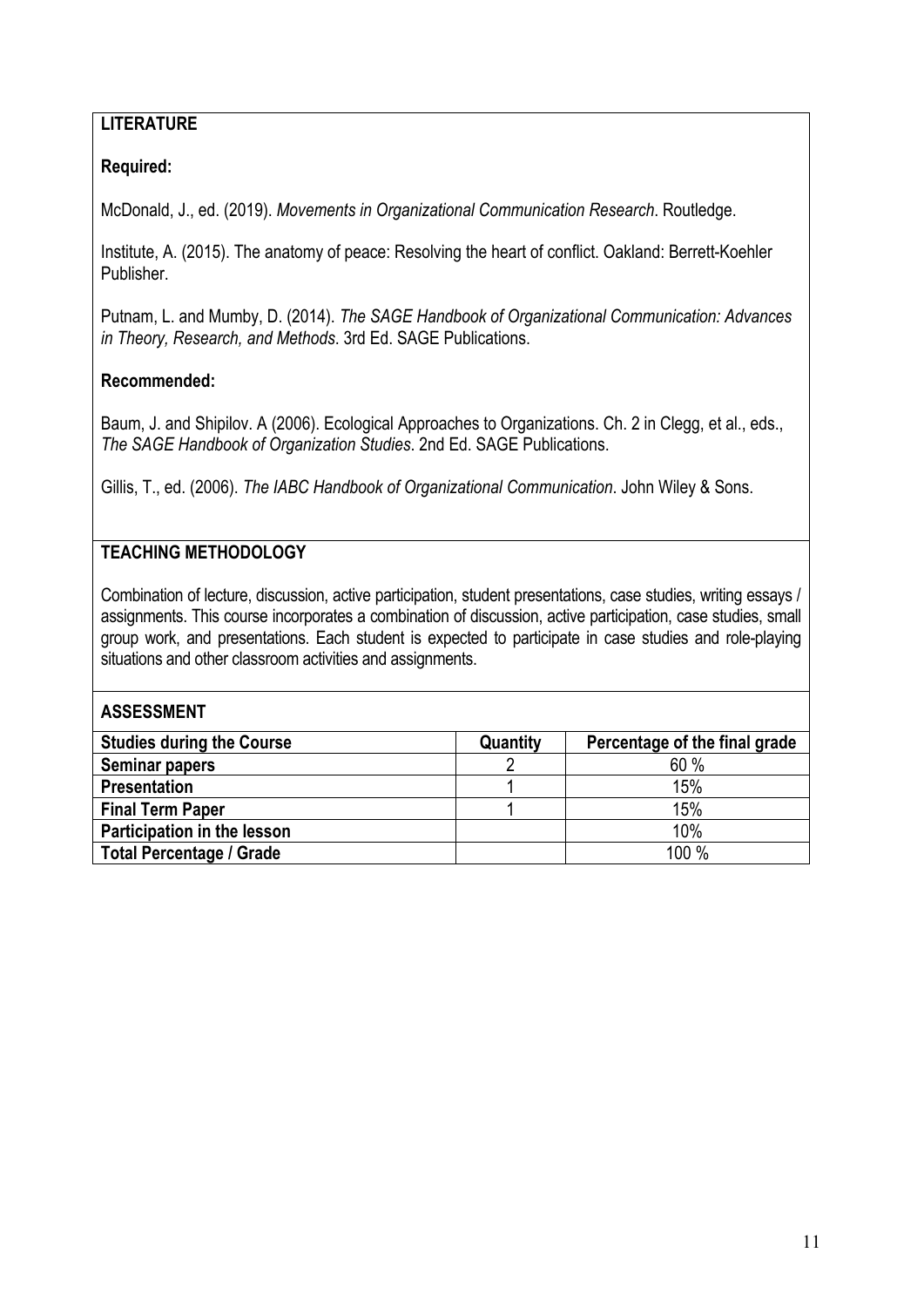## LITERATURE

**Required:**

McDonald, J., ed. (2019). *Movements in Organizational Communication Research*. Routledge.

Institute, A. (2015). The anatomy of peace: Resolving the heart of conflict. Oakland: Berrett-Koehler Publisher.

Putnam, L. and Mumby, D. (2014). *The SAGE Handbook of Organizational Communication: Advances in Theory, Research, and Methods*. 3rd Ed. SAGE Publications.

**Recommended:**

Baum, J. and Shipilov. A (2006). Ecological Approaches to Organizations. Ch. 2 in Clegg, et al., eds., *The SAGE Handbook of Organization Studies*. 2nd Ed. SAGE Publications.

Gillis, T., ed. (2006). *The IABC Handbook of Organizational Communication*. John Wiley & Sons.

## TEACHING METHODOLOGY

Combination of lecture, discussion, active participation, student presentations, case studies, writing essays / assignments. This course incorporates a combination of discussion, active participation, case studies, small group work, and presentations. Each student is expected to participate in case studies and role-playing situations and other classroom activities and assignments.

## ASSESSMENT

| Studies during the Course | Quantity | Percentage of the final grade |
|---|---|---|
| **Seminar papers** | 2 | 60 % |
| **Presentation** | 1 | 15% |
| **Final Term Paper** | 1 | 15% |
| **Participation in the lesson** | | 10% |
| **Total Percentage / Grade** | | 100 % |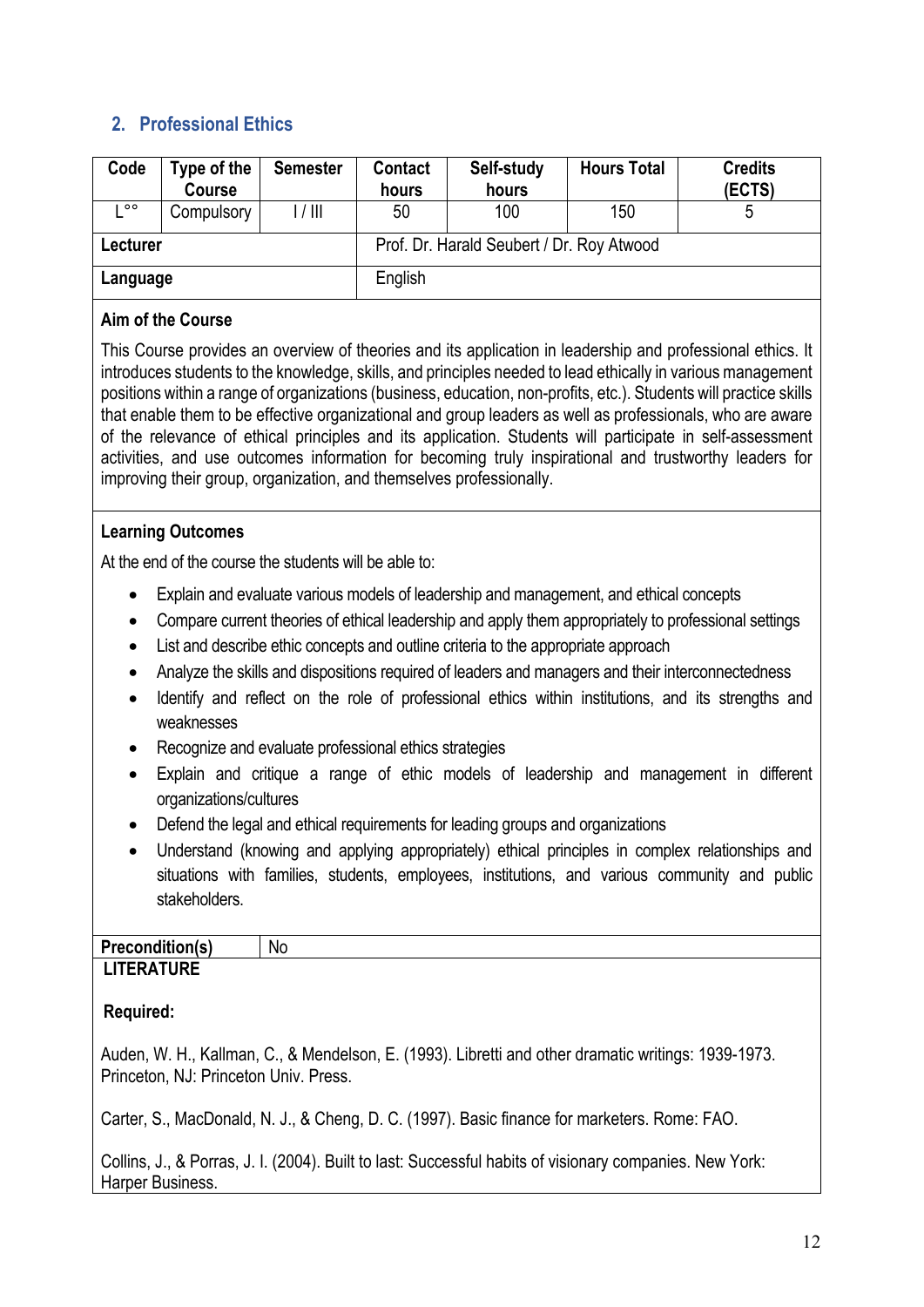## 2. Professional Ethics

| Code | Type of the Course | Semester | Contact hours | Self-study hours | Hours Total | Credits (ECTS) |
| --- | --- | --- | --- | --- | --- | --- |
| L°° | Compulsory | I / III | 50 | 100 | 150 | 5 |
| **Lecturer** | | | Prof. Dr. Harald Seubert / Dr. Roy Atwood | | | |
| **Language** | | | English | | | |

**Aim of the Course**

This Course provides an overview of theories and its application in leadership and professional ethics. It introduces students to the knowledge, skills, and principles needed to lead ethically in various management positions within a range of organizations (business, education, non-profits, etc.). Students will practice skills that enable them to be effective organizational and group leaders as well as professionals, who are aware of the relevance of ethical principles and its application. Students will participate in self-assessment activities, and use outcomes information for becoming truly inspirational and trustworthy leaders for improving their group, organization, and themselves professionally.

**Learning Outcomes**

At the end of the course the students will be able to:

- Explain and evaluate various models of leadership and management, and ethical concepts
- Compare current theories of ethical leadership and apply them appropriately to professional settings
- List and describe ethic concepts and outline criteria to the appropriate approach
- Analyze the skills and dispositions required of leaders and managers and their interconnectedness
- Identify and reflect on the role of professional ethics within institutions, and its strengths and weaknesses
- Recognize and evaluate professional ethics strategies
- Explain and critique a range of ethic models of leadership and management in different organizations/cultures
- Defend the legal and ethical requirements for leading groups and organizations
- Understand (knowing and applying appropriately) ethical principles in complex relationships and situations with families, students, employees, institutions, and various community and public stakeholders.

| **Precondition(s)** | No |
| --- | --- |

**LITERATURE**

**Required:**

Auden, W. H., Kallman, C., & Mendelson, E. (1993). Libretti and other dramatic writings: 1939-1973. Princeton, NJ: Princeton Univ. Press.

Carter, S., MacDonald, N. J., & Cheng, D. C. (1997). Basic finance for marketers. Rome: FAO.

Collins, J., & Porras, J. I. (2004). Built to last: Successful habits of visionary companies. New York: Harper Business.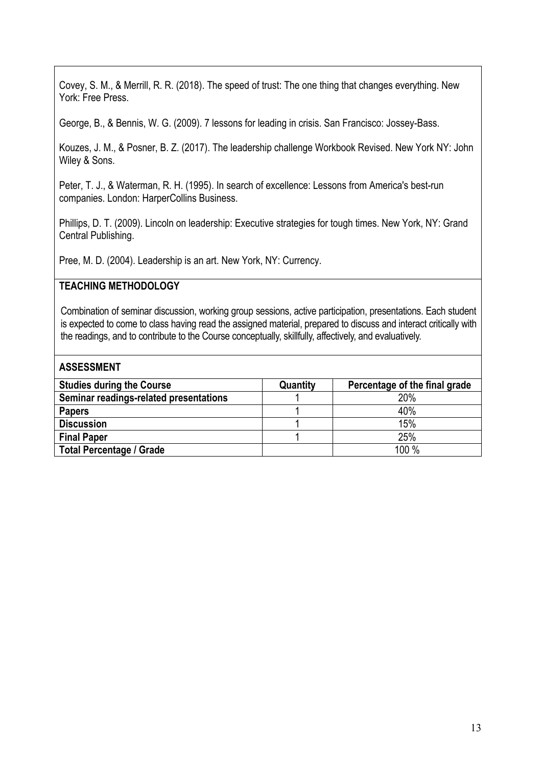Covey, S. M., & Merrill, R. R. (2018). The speed of trust: The one thing that changes everything. New York: Free Press.

George, B., & Bennis, W. G. (2009). 7 lessons for leading in crisis. San Francisco: Jossey-Bass.

Kouzes, J. M., & Posner, B. Z. (2017). The leadership challenge Workbook Revised. New York NY: John Wiley & Sons.

Peter, T. J., & Waterman, R. H. (1995). In search of excellence: Lessons from America's best-run companies. London: HarperCollins Business.

Phillips, D. T. (2009). Lincoln on leadership: Executive strategies for tough times. New York, NY: Grand Central Publishing.

Pree, M. D. (2004). Leadership is an art. New York, NY: Currency.

## TEACHING METHODOLOGY

Combination of seminar discussion, working group sessions, active participation, presentations. Each student is expected to come to class having read the assigned material, prepared to discuss and interact critically with the readings, and to contribute to the Course conceptually, skillfully, affectively, and evaluatively.

## ASSESSMENT

| **Studies during the Course** | **Quantity** | **Percentage of the final grade** |
|---|---|---|
| **Seminar readings-related presentations** | 1 | 20% |
| **Papers** | 1 | 40% |
| **Discussion** | 1 | 15% |
| **Final Paper** | 1 | 25% |
| **Total Percentage / Grade** | | 100 % |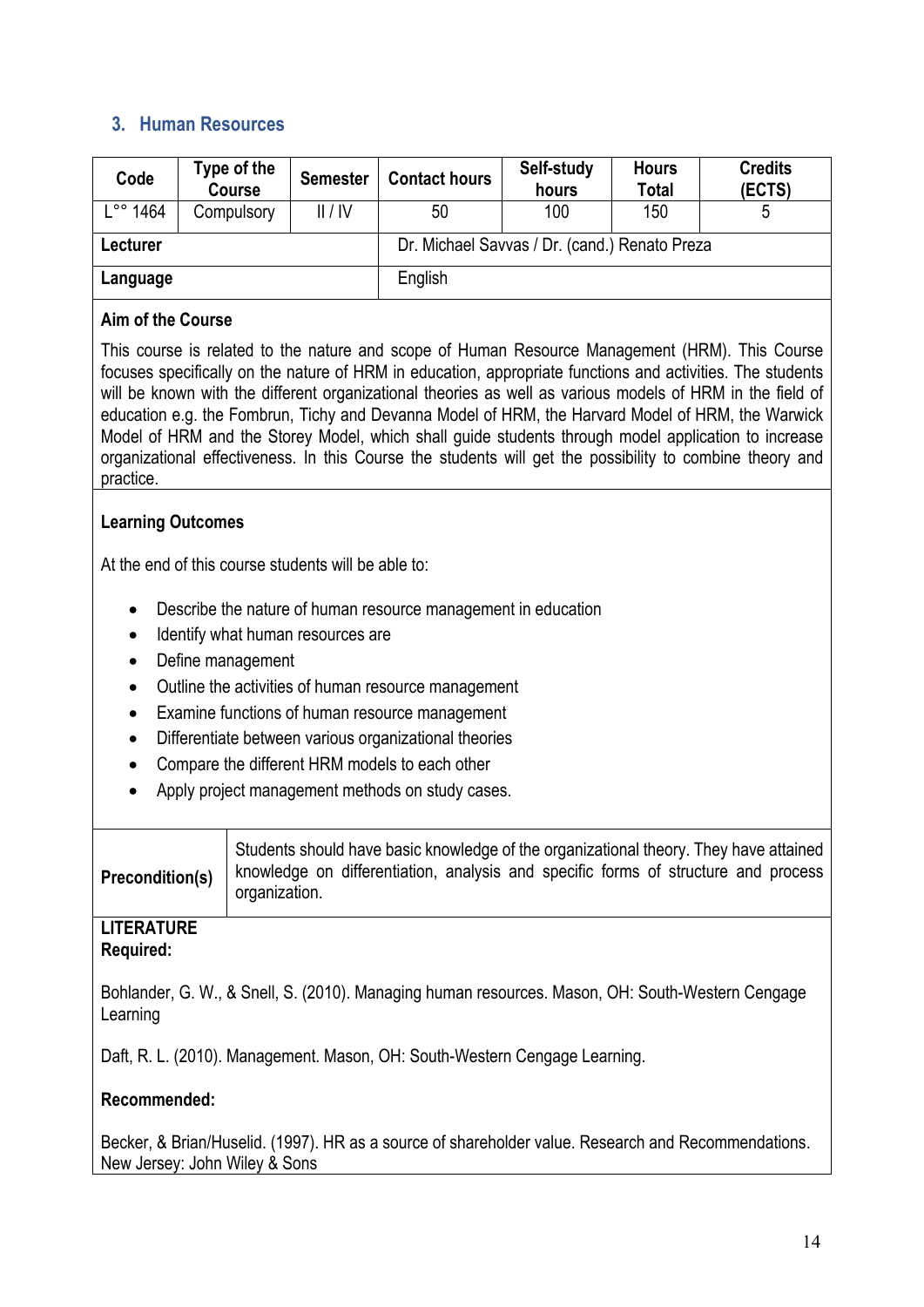## 3. Human Resources

| Code | Type of the Course | Semester | Contact hours | Self-study hours | Hours Total | Credits (ECTS) |
|---|---|---|---|---|---|---|
| L°° 1464 | Compulsory | II / IV | 50 | 100 | 150 | 5 |
| **Lecturer** | | | Dr. Michael Savvas / Dr. (cand.) Renato Preza | | | |
| **Language** | | | English | | | |

**Aim of the Course**

This course is related to the nature and scope of Human Resource Management (HRM). This Course focuses specifically on the nature of HRM in education, appropriate functions and activities. The students will be known with the different organizational theories as well as various models of HRM in the field of education e.g. the Fombrun, Tichy and Devanna Model of HRM, the Harvard Model of HRM, the Warwick Model of HRM and the Storey Model, which shall guide students through model application to increase organizational effectiveness. In this Course the students will get the possibility to combine theory and practice.

**Learning Outcomes**

At the end of this course students will be able to:

- Describe the nature of human resource management in education
- Identify what human resources are
- Define management
- Outline the activities of human resource management
- Examine functions of human resource management
- Differentiate between various organizational theories
- Compare the different HRM models to each other
- Apply project management methods on study cases.

| **Precondition(s)** | Students should have basic knowledge of the organizational theory. They have attained knowledge on differentiation, analysis and specific forms of structure and process organization. |
|---|---|

**LITERATURE**
**Required:**

Bohlander, G. W., & Snell, S. (2010). Managing human resources. Mason, OH: South-Western Cengage Learning

Daft, R. L. (2010). Management. Mason, OH: South-Western Cengage Learning.

**Recommended:**

Becker, & Brian/Huselid. (1997). HR as a source of shareholder value. Research and Recommendations. New Jersey: John Wiley & Sons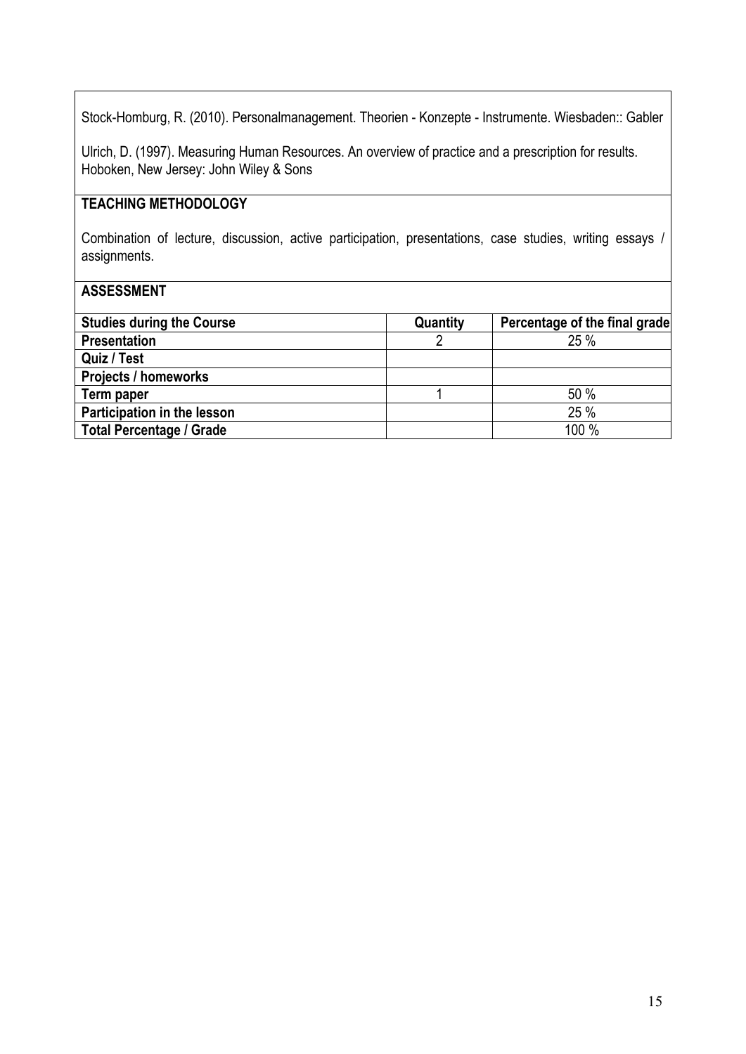Stock-Homburg, R. (2010). Personalmanagement. Theorien - Konzepte - Instrumente. Wiesbaden:: Gabler

Ulrich, D. (1997). Measuring Human Resources. An overview of practice and a prescription for results. Hoboken, New Jersey: John Wiley & Sons

**TEACHING METHODOLOGY**

Combination of lecture, discussion, active participation, presentations, case studies, writing essays / assignments.

**ASSESSMENT**

| Studies during the Course | Quantity | Percentage of the final grade |
|---|---|---|
| **Presentation** | 2 | 25 % |
| **Quiz / Test** | | |
| **Projects / homeworks** | | |
| **Term paper** | 1 | 50 % |
| **Participation in the lesson** | | 25 % |
| **Total Percentage / Grade** | | 100 % |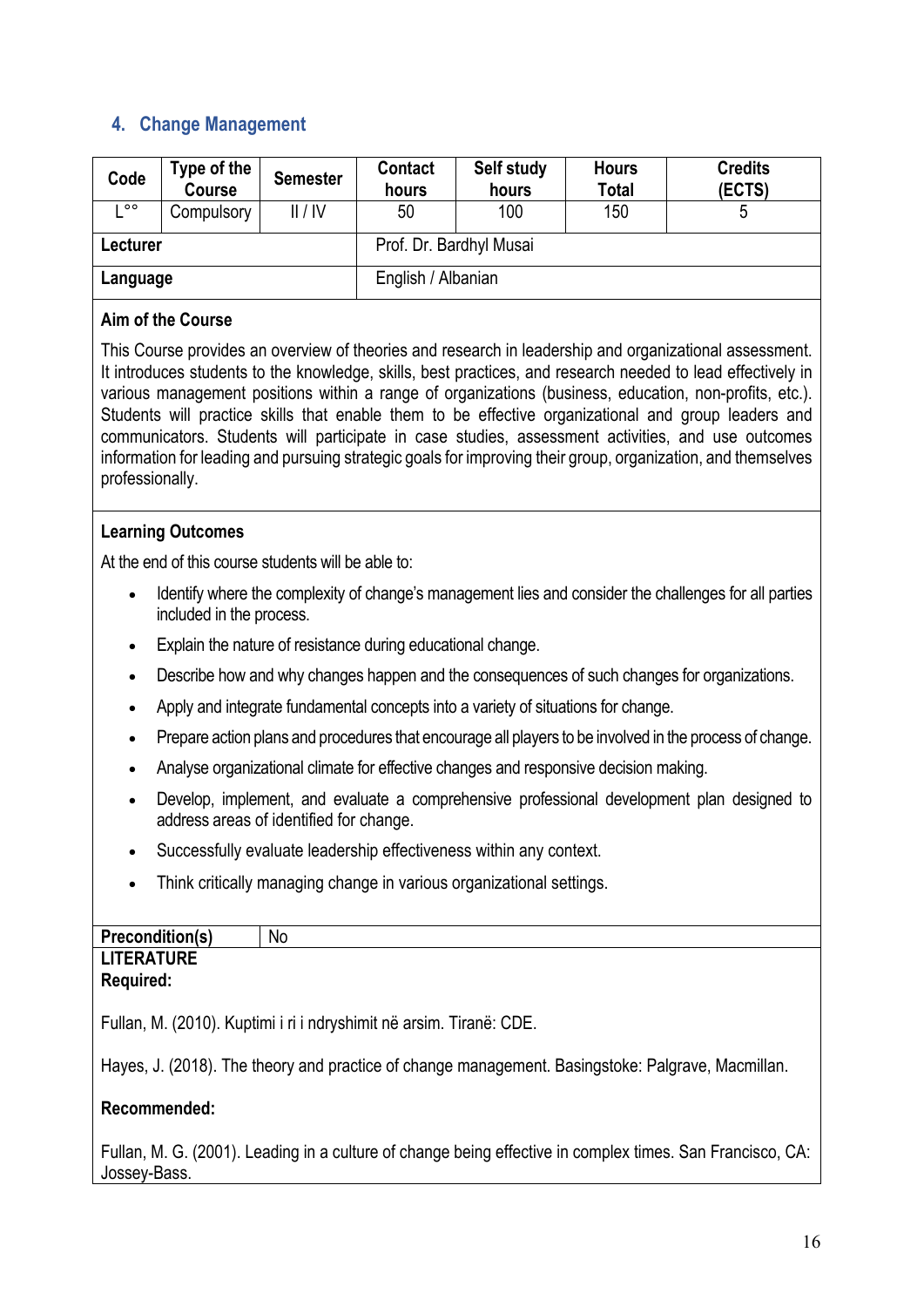## 4. Change Management

| Code | Type of the Course | Semester | Contact hours | Self study hours | Hours Total | Credits (ECTS) |
|---|---|---|---|---|---|---|
| L°° | Compulsory | II / IV | 50 | 100 | 150 | 5 |
| **Lecturer** | | | Prof. Dr. Bardhyl Musai | | | |
| **Language** | | | English / Albanian | | | |

**Aim of the Course**

This Course provides an overview of theories and research in leadership and organizational assessment. It introduces students to the knowledge, skills, best practices, and research needed to lead effectively in various management positions within a range of organizations (business, education, non-profits, etc.). Students will practice skills that enable them to be effective organizational and group leaders and communicators. Students will participate in case studies, assessment activities, and use outcomes information for leading and pursuing strategic goals for improving their group, organization, and themselves professionally.

**Learning Outcomes**

At the end of this course students will be able to:

- Identify where the complexity of change's management lies and consider the challenges for all parties included in the process.
- Explain the nature of resistance during educational change.
- Describe how and why changes happen and the consequences of such changes for organizations.
- Apply and integrate fundamental concepts into a variety of situations for change.
- Prepare action plans and procedures that encourage all players to be involved in the process of change.
- Analyse organizational climate for effective changes and responsive decision making.
- Develop, implement, and evaluate a comprehensive professional development plan designed to address areas of identified for change.
- Successfully evaluate leadership effectiveness within any context.
- Think critically managing change in various organizational settings.

| **Precondition(s)** | No |
|---|---|

**LITERATURE**

**Required:**

Fullan, M. (2010). Kuptimi i ri i ndryshimit në arsim. Tiranë: CDE.

Hayes, J. (2018). The theory and practice of change management. Basingstoke: Palgrave, Macmillan.

**Recommended:**

Fullan, M. G. (2001). Leading in a culture of change being effective in complex times. San Francisco, CA: Jossey-Bass.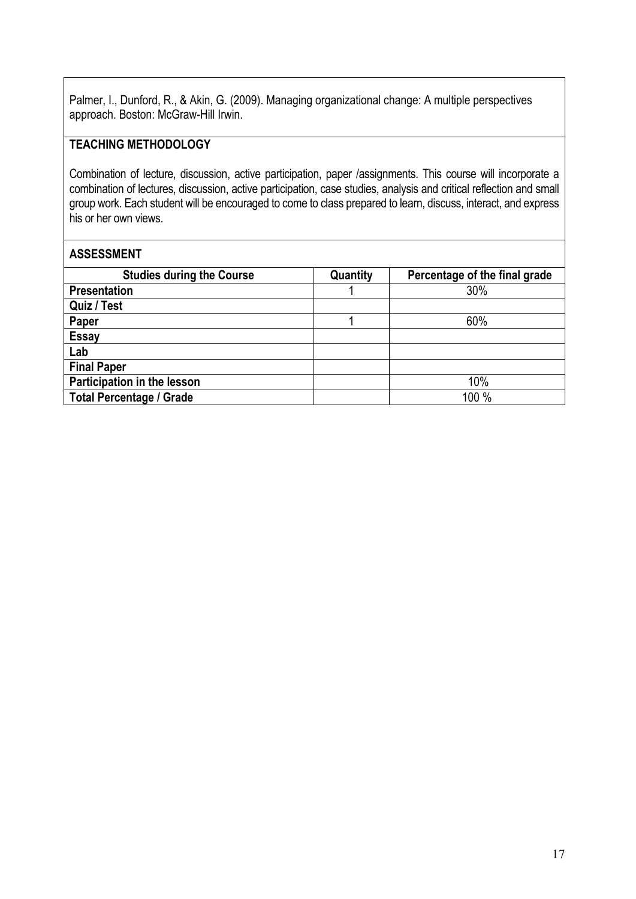Palmer, I., Dunford, R., & Akin, G. (2009). Managing organizational change: A multiple perspectives approach. Boston: McGraw-Hill Irwin.

## TEACHING METHODOLOGY

Combination of lecture, discussion, active participation, paper /assignments. This course will incorporate a combination of lectures, discussion, active participation, case studies, analysis and critical reflection and small group work. Each student will be encouraged to come to class prepared to learn, discuss, interact, and express his or her own views.

## ASSESSMENT

| Studies during the Course | Quantity | Percentage of the final grade |
|---|---|---|
| **Presentation** | 1 | 30% |
| **Quiz / Test** | | |
| **Paper** | 1 | 60% |
| **Essay** | | |
| **Lab** | | |
| **Final Paper** | | |
| **Participation in the lesson** | | 10% |
| **Total Percentage / Grade** | | 100 % |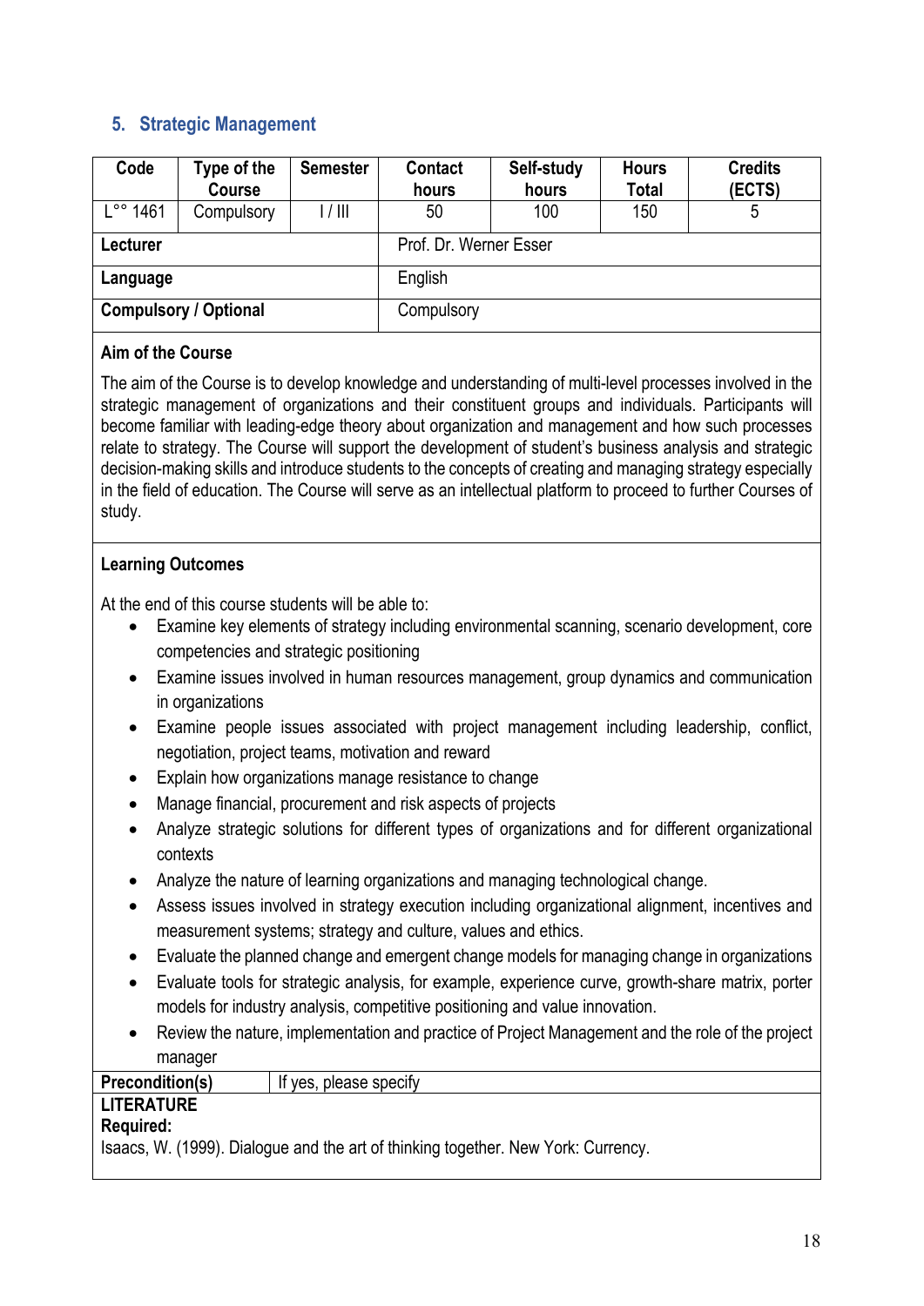## 5. Strategic Management

| Code | Type of the Course | Semester | Contact hours | Self-study hours | Hours Total | Credits (ECTS) |
|---|---|---|---|---|---|---|
| L°° 1461 | Compulsory | I / III | 50 | 100 | 150 | 5 |
| **Lecturer** | | | Prof. Dr. Werner Esser | | | |
| **Language** | | | English | | | |
| **Compulsory / Optional** | | | Compulsory | | | |

**Aim of the Course**

The aim of the Course is to develop knowledge and understanding of multi-level processes involved in the strategic management of organizations and their constituent groups and individuals. Participants will become familiar with leading-edge theory about organization and management and how such processes relate to strategy. The Course will support the development of student's business analysis and strategic decision-making skills and introduce students to the concepts of creating and managing strategy especially in the field of education. The Course will serve as an intellectual platform to proceed to further Courses of study.

**Learning Outcomes**

At the end of this course students will be able to:

- Examine key elements of strategy including environmental scanning, scenario development, core competencies and strategic positioning
- Examine issues involved in human resources management, group dynamics and communication in organizations
- Examine people issues associated with project management including leadership, conflict, negotiation, project teams, motivation and reward
- Explain how organizations manage resistance to change
- Manage financial, procurement and risk aspects of projects
- Analyze strategic solutions for different types of organizations and for different organizational contexts
- Analyze the nature of learning organizations and managing technological change.
- Assess issues involved in strategy execution including organizational alignment, incentives and measurement systems; strategy and culture, values and ethics.
- Evaluate the planned change and emergent change models for managing change in organizations
- Evaluate tools for strategic analysis, for example, experience curve, growth-share matrix, porter models for industry analysis, competitive positioning and value innovation.
- Review the nature, implementation and practice of Project Management and the role of the project manager

| **Precondition(s)** | If yes, please specify |
|---|---|

**LITERATURE**

**Required:**

Isaacs, W. (1999). Dialogue and the art of thinking together. New York: Currency.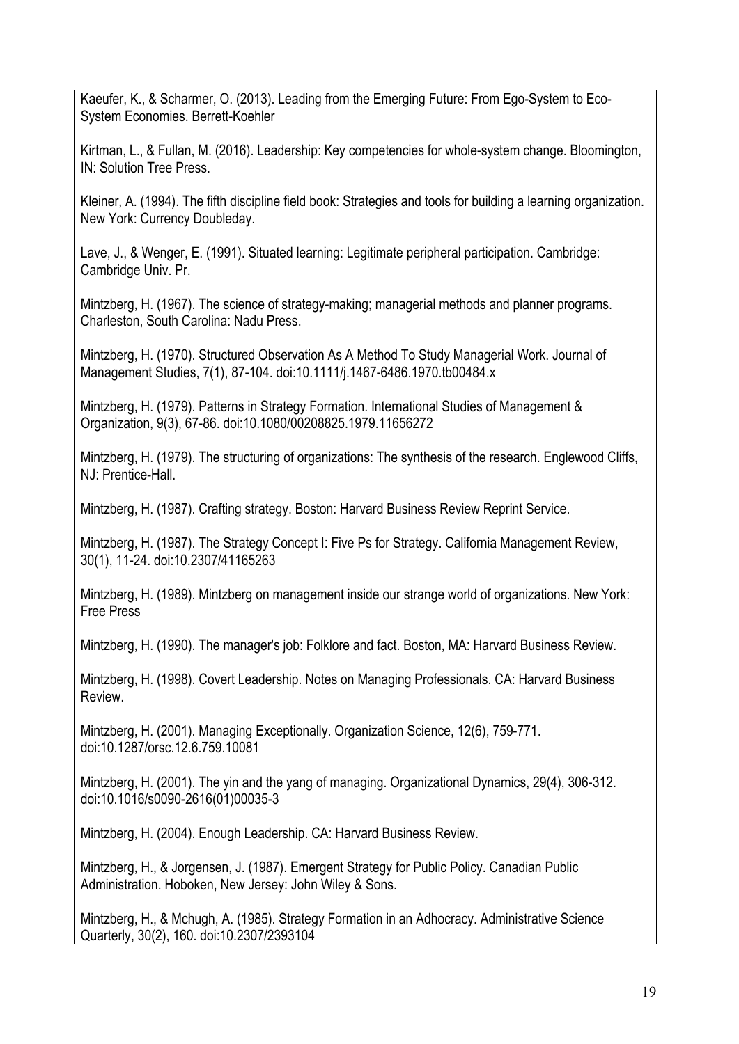Kaeufer, K., & Scharmer, O. (2013). Leading from the Emerging Future: From Ego-System to Eco-System Economies. Berrett-Koehler

Kirtman, L., & Fullan, M. (2016). Leadership: Key competencies for whole-system change. Bloomington, IN: Solution Tree Press.

Kleiner, A. (1994). The fifth discipline field book: Strategies and tools for building a learning organization. New York: Currency Doubleday.

Lave, J., & Wenger, E. (1991). Situated learning: Legitimate peripheral participation. Cambridge: Cambridge Univ. Pr.

Mintzberg, H. (1967). The science of strategy-making; managerial methods and planner programs. Charleston, South Carolina: Nadu Press.

Mintzberg, H. (1970). Structured Observation As A Method To Study Managerial Work. Journal of Management Studies, 7(1), 87-104. doi:10.1111/j.1467-6486.1970.tb00484.x

Mintzberg, H. (1979). Patterns in Strategy Formation. International Studies of Management & Organization, 9(3), 67-86. doi:10.1080/00208825.1979.11656272

Mintzberg, H. (1979). The structuring of organizations: The synthesis of the research. Englewood Cliffs, NJ: Prentice-Hall.

Mintzberg, H. (1987). Crafting strategy. Boston: Harvard Business Review Reprint Service.

Mintzberg, H. (1987). The Strategy Concept I: Five Ps for Strategy. California Management Review, 30(1), 11-24. doi:10.2307/41165263

Mintzberg, H. (1989). Mintzberg on management inside our strange world of organizations. New York: Free Press

Mintzberg, H. (1990). The manager's job: Folklore and fact. Boston, MA: Harvard Business Review.

Mintzberg, H. (1998). Covert Leadership. Notes on Managing Professionals. CA: Harvard Business Review.

Mintzberg, H. (2001). Managing Exceptionally. Organization Science, 12(6), 759-771. doi:10.1287/orsc.12.6.759.10081

Mintzberg, H. (2001). The yin and the yang of managing. Organizational Dynamics, 29(4), 306-312. doi:10.1016/s0090-2616(01)00035-3

Mintzberg, H. (2004). Enough Leadership. CA: Harvard Business Review.

Mintzberg, H., & Jorgensen, J. (1987). Emergent Strategy for Public Policy. Canadian Public Administration. Hoboken, New Jersey: John Wiley & Sons.

Mintzberg, H., & Mchugh, A. (1985). Strategy Formation in an Adhocracy. Administrative Science Quarterly, 30(2), 160. doi:10.2307/2393104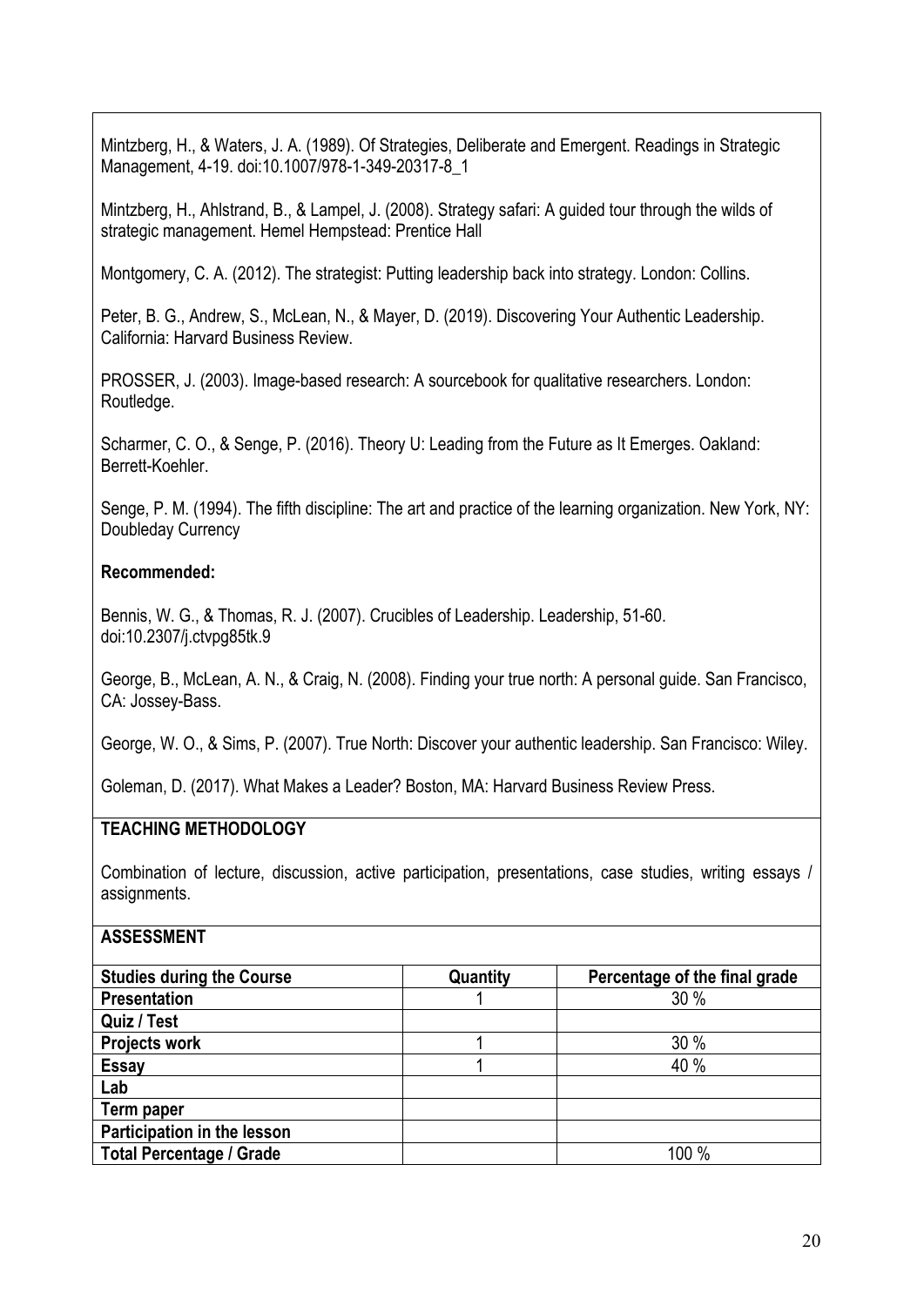Mintzberg, H., & Waters, J. A. (1989). Of Strategies, Deliberate and Emergent. Readings in Strategic Management, 4-19. doi:10.1007/978-1-349-20317-8_1

Mintzberg, H., Ahlstrand, B., & Lampel, J. (2008). Strategy safari: A guided tour through the wilds of strategic management. Hemel Hempstead: Prentice Hall

Montgomery, C. A. (2012). The strategist: Putting leadership back into strategy. London: Collins.

Peter, B. G., Andrew, S., McLean, N., & Mayer, D. (2019). Discovering Your Authentic Leadership. California: Harvard Business Review.

PROSSER, J. (2003). Image-based research: A sourcebook for qualitative researchers. London: Routledge.

Scharmer, C. O., & Senge, P. (2016). Theory U: Leading from the Future as It Emerges. Oakland: Berrett-Koehler.

Senge, P. M. (1994). The fifth discipline: The art and practice of the learning organization. New York, NY: Doubleday Currency

**Recommended:**

Bennis, W. G., & Thomas, R. J. (2007). Crucibles of Leadership. Leadership, 51-60. doi:10.2307/j.ctvpg85tk.9

George, B., McLean, A. N., & Craig, N. (2008). Finding your true north: A personal guide. San Francisco, CA: Jossey-Bass.

George, W. O., & Sims, P. (2007). True North: Discover your authentic leadership. San Francisco: Wiley.

Goleman, D. (2017). What Makes a Leader? Boston, MA: Harvard Business Review Press.

**TEACHING METHODOLOGY**

Combination of lecture, discussion, active participation, presentations, case studies, writing essays / assignments.

**ASSESSMENT**

| **Studies during the Course** | **Quantity** | **Percentage of the final grade** |
|---|---|---|
| **Presentation** | 1 | 30 % |
| **Quiz / Test** | | |
| **Projects work** | 1 | 30 % |
| **Essay** | 1 | 40 % |
| **Lab** | | |
| **Term paper** | | |
| **Participation in the lesson** | | |
| **Total Percentage / Grade** | | 100 % |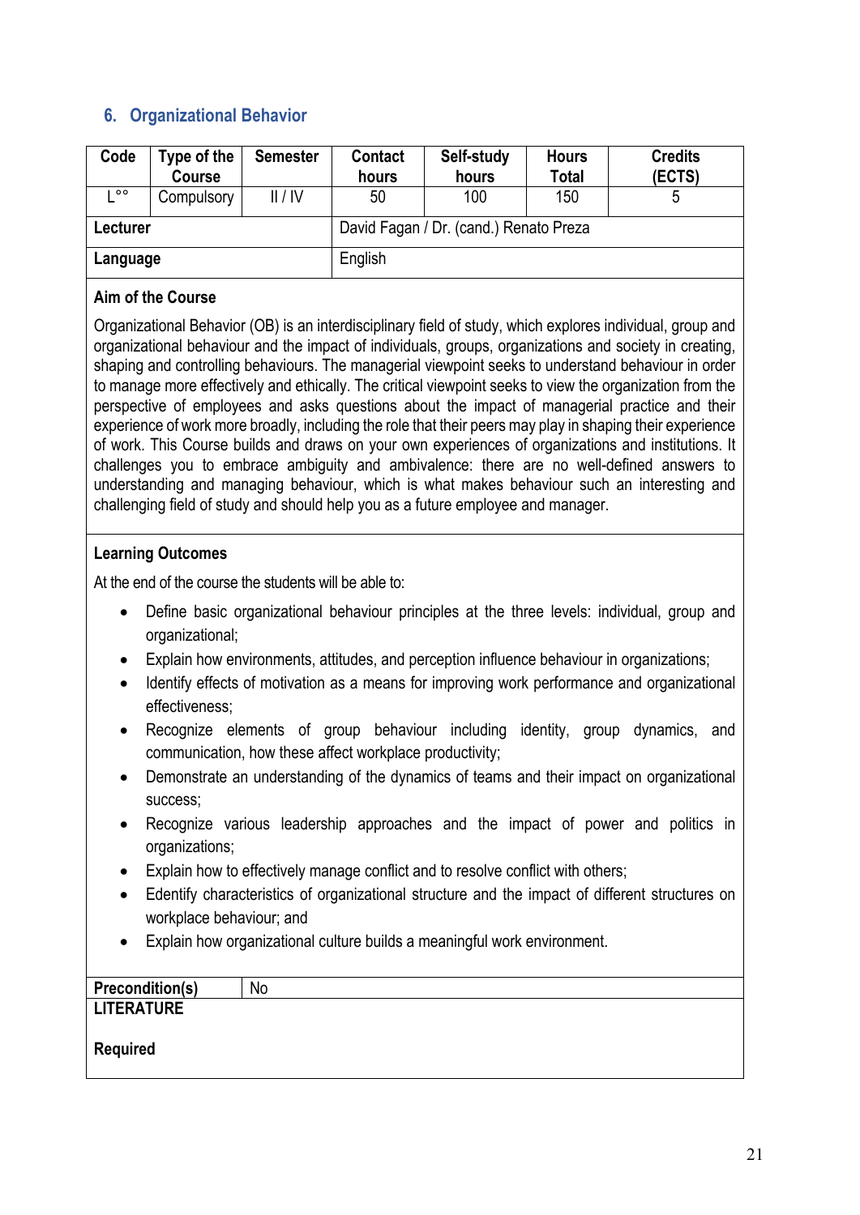## 6. Organizational Behavior

| Code | Type of the Course | Semester | Contact hours | Self-study hours | Hours Total | Credits (ECTS) |
|---|---|---|---|---|---|---|
| L°° | Compulsory | II / IV | 50 | 100 | 150 | 5 |
| **Lecturer** | | | David Fagan / Dr. (cand.) Renato Preza | | | |
| **Language** | | | English | | | |

**Aim of the Course**

Organizational Behavior (OB) is an interdisciplinary field of study, which explores individual, group and organizational behaviour and the impact of individuals, groups, organizations and society in creating, shaping and controlling behaviours. The managerial viewpoint seeks to understand behaviour in order to manage more effectively and ethically. The critical viewpoint seeks to view the organization from the perspective of employees and asks questions about the impact of managerial practice and their experience of work more broadly, including the role that their peers may play in shaping their experience of work. This Course builds and draws on your own experiences of organizations and institutions. It challenges you to embrace ambiguity and ambivalence: there are no well-defined answers to understanding and managing behaviour, which is what makes behaviour such an interesting and challenging field of study and should help you as a future employee and manager.

**Learning Outcomes**

At the end of the course the students will be able to:

- Define basic organizational behaviour principles at the three levels: individual, group and organizational;
- Explain how environments, attitudes, and perception influence behaviour in organizations;
- Identify effects of motivation as a means for improving work performance and organizational effectiveness;
- Recognize elements of group behaviour including identity, group dynamics, and communication, how these affect workplace productivity;
- Demonstrate an understanding of the dynamics of teams and their impact on organizational success;
- Recognize various leadership approaches and the impact of power and politics in organizations;
- Explain how to effectively manage conflict and to resolve conflict with others;
- Edentify characteristics of organizational structure and the impact of different structures on workplace behaviour; and
- Explain how organizational culture builds a meaningful work environment.

| **Precondition(s)** | No |
|---|---|

**LITERATURE**

**Required**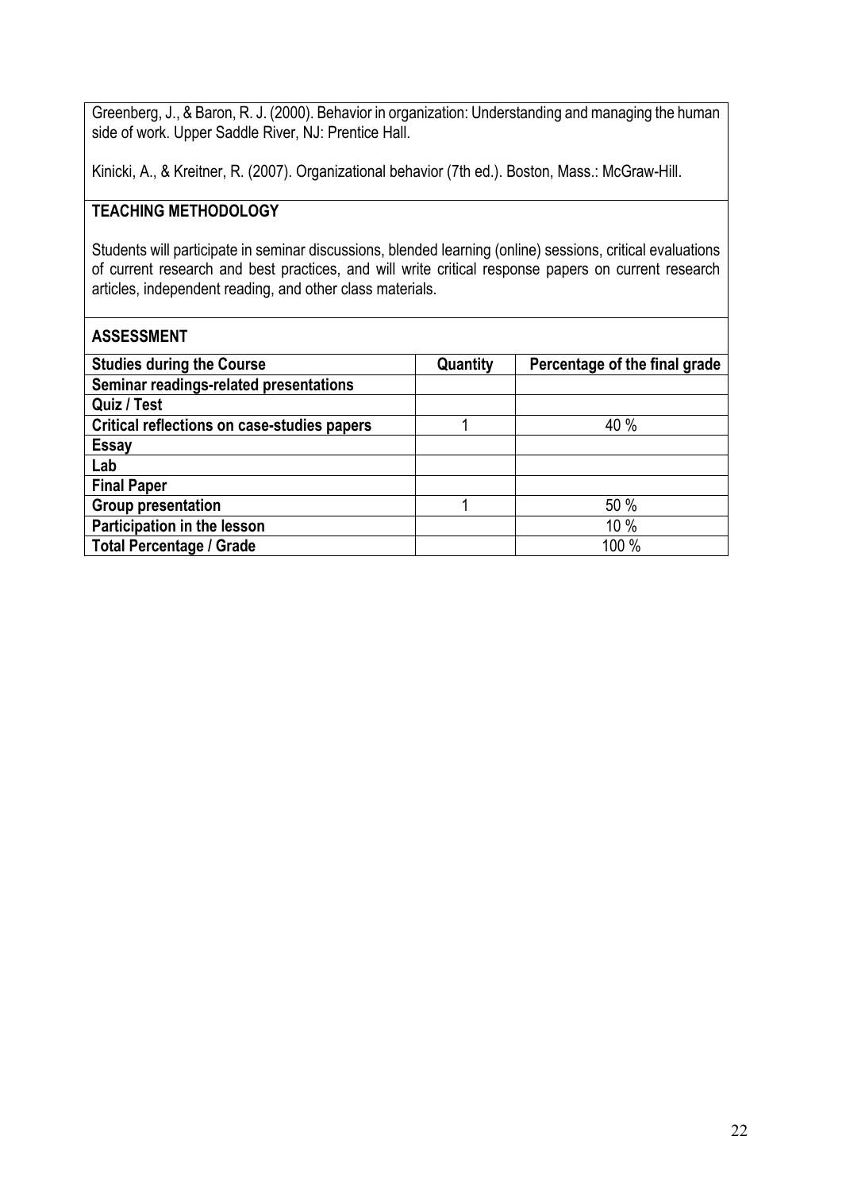Greenberg, J., & Baron, R. J. (2000). Behavior in organization: Understanding and managing the human side of work. Upper Saddle River, NJ: Prentice Hall.

Kinicki, A., & Kreitner, R. (2007). Organizational behavior (7th ed.). Boston, Mass.: McGraw-Hill.

## TEACHING METHODOLOGY

Students will participate in seminar discussions, blended learning (online) sessions, critical evaluations of current research and best practices, and will write critical response papers on current research articles, independent reading, and other class materials.

## ASSESSMENT

| Studies during the Course | Quantity | Percentage of the final grade |
|---|---|---|
| Seminar readings-related presentations | | |
| Quiz / Test | | |
| Critical reflections on case-studies papers | 1 | 40 % |
| Essay | | |
| Lab | | |
| Final Paper | | |
| Group presentation | 1 | 50 % |
| Participation in the lesson | | 10 % |
| Total Percentage / Grade | | 100 % |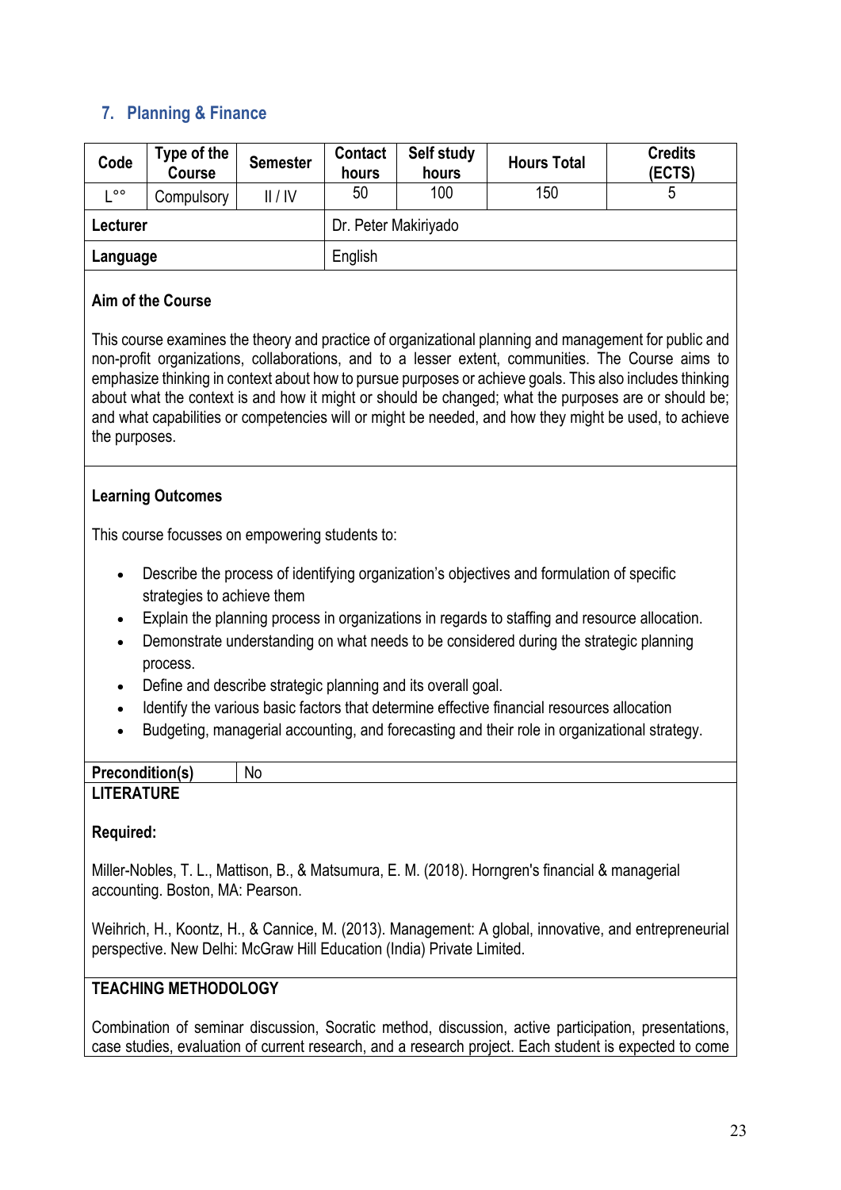## 7. Planning & Finance

| Code | Type of the Course | Semester | Contact hours | Self study hours | Hours Total | Credits (ECTS) |
|---|---|---|---|---|---|---|
| L°° | Compulsory | II / IV | 50 | 100 | 150 | 5 |
| **Lecturer** | | | Dr. Peter Makiriyado | | | |
| **Language** | | | English | | | |

**Aim of the Course**

This course examines the theory and practice of organizational planning and management for public and non-profit organizations, collaborations, and to a lesser extent, communities. The Course aims to emphasize thinking in context about how to pursue purposes or achieve goals. This also includes thinking about what the context is and how it might or should be changed; what the purposes are or should be; and what capabilities or competencies will or might be needed, and how they might be used, to achieve the purposes.

**Learning Outcomes**

This course focusses on empowering students to:

- Describe the process of identifying organization's objectives and formulation of specific strategies to achieve them
- Explain the planning process in organizations in regards to staffing and resource allocation.
- Demonstrate understanding on what needs to be considered during the strategic planning process.
- Define and describe strategic planning and its overall goal.
- Identify the various basic factors that determine effective financial resources allocation
- Budgeting, managerial accounting, and forecasting and their role in organizational strategy.

| **Precondition(s)** | No |
|---|---|

**LITERATURE**

**Required:**

Miller-Nobles, T. L., Mattison, B., & Matsumura, E. M. (2018). Horngren's financial & managerial accounting. Boston, MA: Pearson.

Weihrich, H., Koontz, H., & Cannice, M. (2013). Management: A global, innovative, and entrepreneurial perspective. New Delhi: McGraw Hill Education (India) Private Limited.

**TEACHING METHODOLOGY**

Combination of seminar discussion, Socratic method, discussion, active participation, presentations, case studies, evaluation of current research, and a research project. Each student is expected to come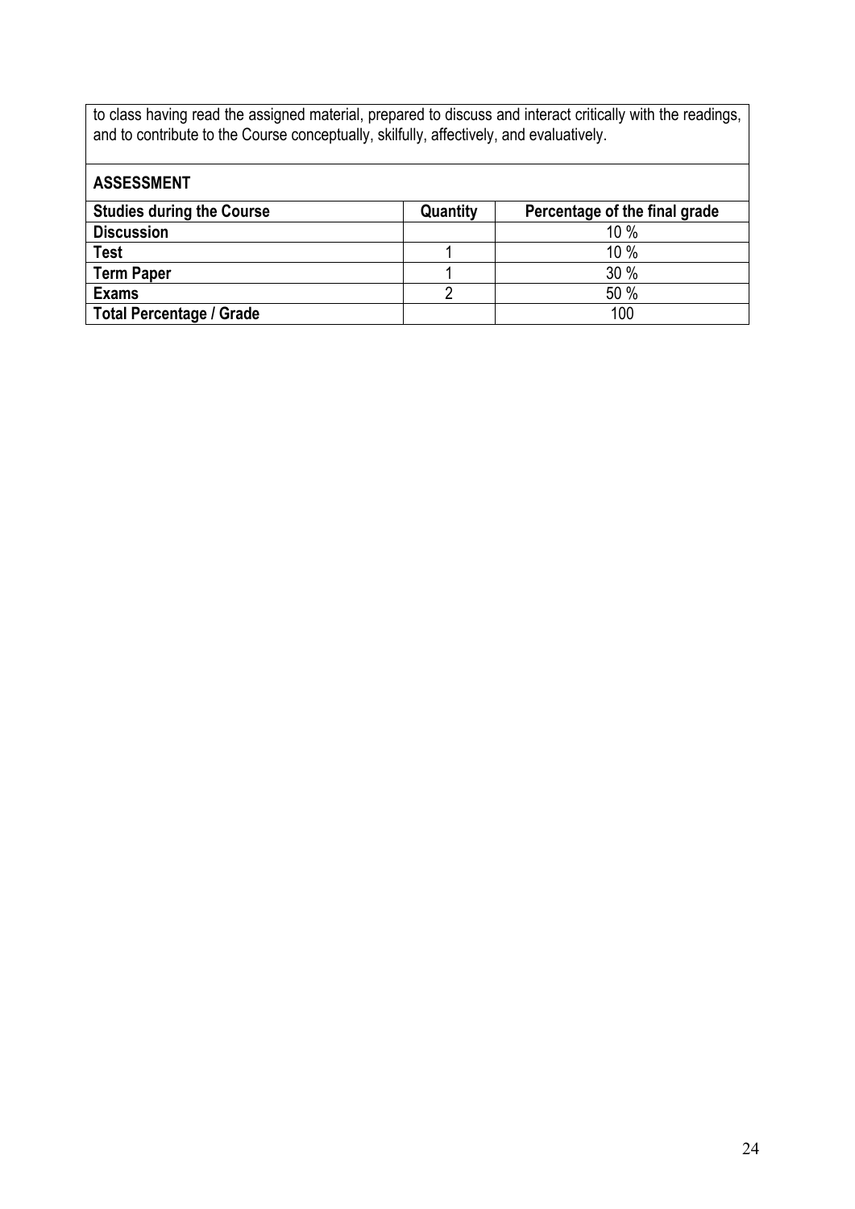to class having read the assigned material, prepared to discuss and interact critically with the readings, and to contribute to the Course conceptually, skilfully, affectively, and evaluatively.

**ASSESSMENT**

| Studies during the Course | Quantity | Percentage of the final grade |
|---|---|---|
| **Discussion** | | 10 % |
| **Test** | 1 | 10 % |
| **Term Paper** | 1 | 30 % |
| **Exams** | 2 | 50 % |
| **Total Percentage / Grade** | | 100 |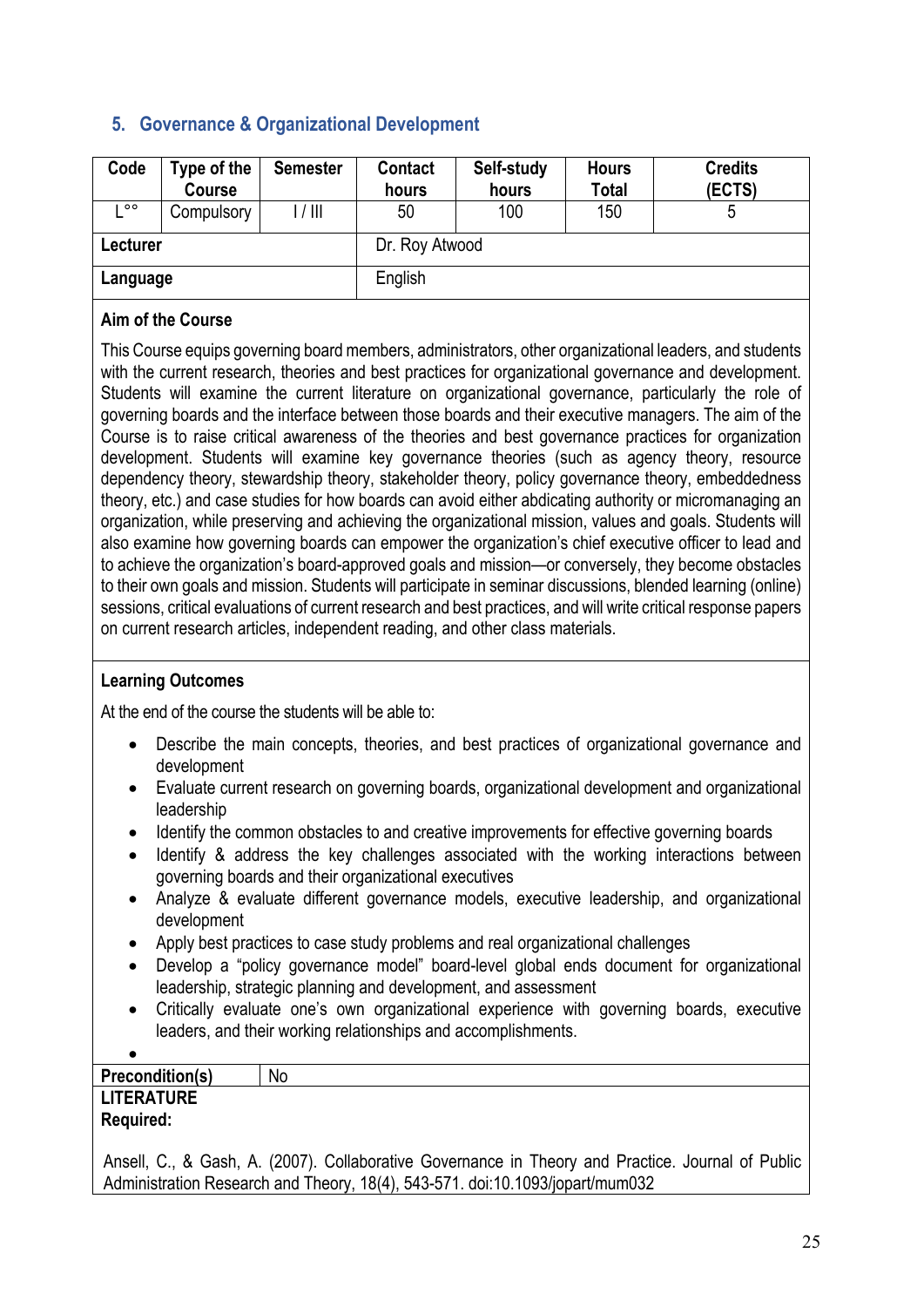## 5. Governance & Organizational Development

| Code | Type of the Course | Semester | Contact hours | Self-study hours | Hours Total | Credits (ECTS) |
|---|---|---|---|---|---|---|
| L°° | Compulsory | I / III | 50 | 100 | 150 | 5 |
| **Lecturer** | | | Dr. Roy Atwood | | | |
| **Language** | | | English | | | |

**Aim of the Course**

This Course equips governing board members, administrators, other organizational leaders, and students with the current research, theories and best practices for organizational governance and development. Students will examine the current literature on organizational governance, particularly the role of governing boards and the interface between those boards and their executive managers. The aim of the Course is to raise critical awareness of the theories and best governance practices for organization development. Students will examine key governance theories (such as agency theory, resource dependency theory, stewardship theory, stakeholder theory, policy governance theory, embeddedness theory, etc.) and case studies for how boards can avoid either abdicating authority or micromanaging an organization, while preserving and achieving the organizational mission, values and goals. Students will also examine how governing boards can empower the organization's chief executive officer to lead and to achieve the organization's board-approved goals and mission—or conversely, they become obstacles to their own goals and mission. Students will participate in seminar discussions, blended learning (online) sessions, critical evaluations of current research and best practices, and will write critical response papers on current research articles, independent reading, and other class materials.

**Learning Outcomes**

At the end of the course the students will be able to:

- Describe the main concepts, theories, and best practices of organizational governance and development
- Evaluate current research on governing boards, organizational development and organizational leadership
- Identify the common obstacles to and creative improvements for effective governing boards
- Identify & address the key challenges associated with the working interactions between governing boards and their organizational executives
- Analyze & evaluate different governance models, executive leadership, and organizational development
- Apply best practices to case study problems and real organizational challenges
- Develop a "policy governance model" board-level global ends document for organizational leadership, strategic planning and development, and assessment
- Critically evaluate one's own organizational experience with governing boards, executive leaders, and their working relationships and accomplishments.
-

| **Precondition(s)** | No |
|---|---|

**LITERATURE**

**Required:**

Ansell, C., & Gash, A. (2007). Collaborative Governance in Theory and Practice. Journal of Public Administration Research and Theory, 18(4), 543-571. doi:10.1093/jopart/mum032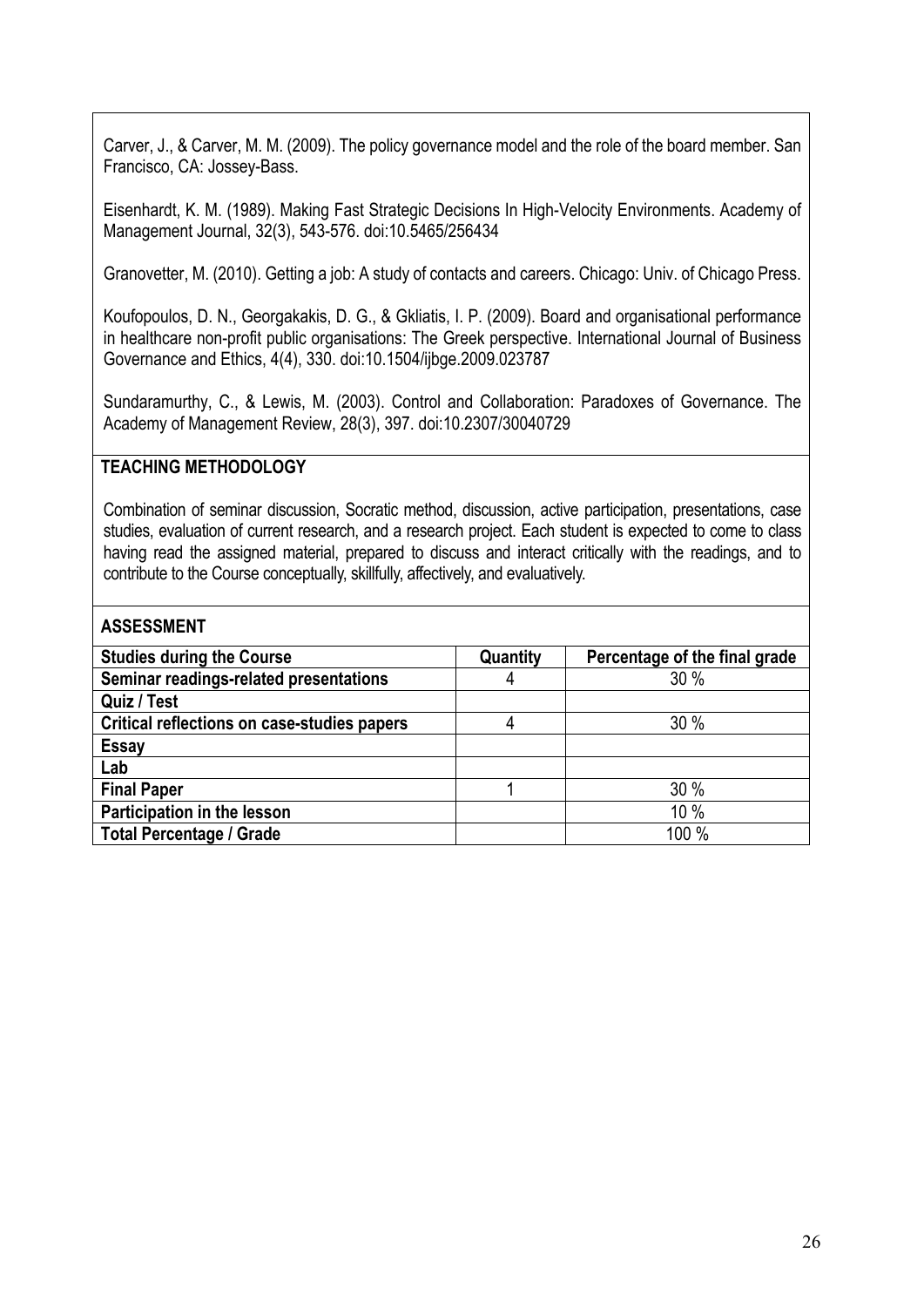Carver, J., & Carver, M. M. (2009). The policy governance model and the role of the board member. San Francisco, CA: Jossey-Bass.

Eisenhardt, K. M. (1989). Making Fast Strategic Decisions In High-Velocity Environments. Academy of Management Journal, 32(3), 543-576. doi:10.5465/256434

Granovetter, M. (2010). Getting a job: A study of contacts and careers. Chicago: Univ. of Chicago Press.

Koufopoulos, D. N., Georgakakis, D. G., & Gkliatis, I. P. (2009). Board and organisational performance in healthcare non-profit public organisations: The Greek perspective. International Journal of Business Governance and Ethics, 4(4), 330. doi:10.1504/ijbge.2009.023787

Sundaramurthy, C., & Lewis, M. (2003). Control and Collaboration: Paradoxes of Governance. The Academy of Management Review, 28(3), 397. doi:10.2307/30040729

## TEACHING METHODOLOGY

Combination of seminar discussion, Socratic method, discussion, active participation, presentations, case studies, evaluation of current research, and a research project. Each student is expected to come to class having read the assigned material, prepared to discuss and interact critically with the readings, and to contribute to the Course conceptually, skillfully, affectively, and evaluatively.

## ASSESSMENT

| Studies during the Course | Quantity | Percentage of the final grade |
|---|---|---|
| **Seminar readings-related presentations** | 4 | 30 % |
| **Quiz / Test** | | |
| **Critical reflections on case-studies papers** | 4 | 30 % |
| **Essay** | | |
| **Lab** | | |
| **Final Paper** | 1 | 30 % |
| **Participation in the lesson** | | 10 % |
| **Total Percentage / Grade** | | 100 % |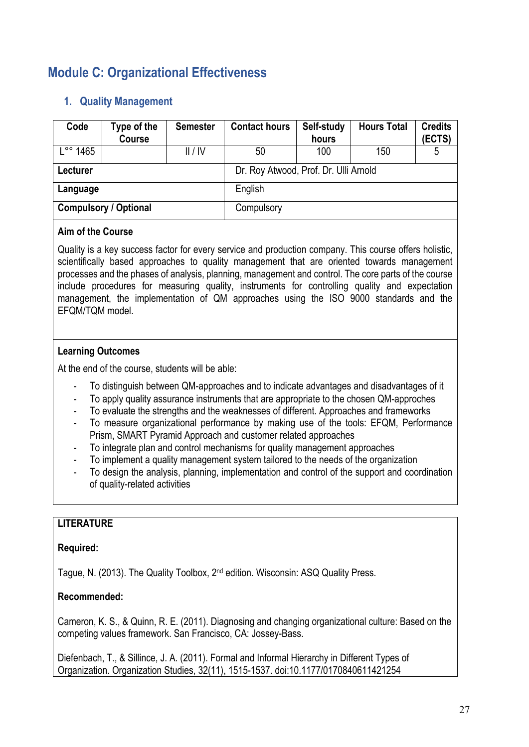# Module C: Organizational Effectiveness

## 1. Quality Management

| Code | Type of the Course | Semester | Contact hours | Self-study hours | Hours Total | Credits (ECTS) |
|---|---|---|---|---|---|---|
| L°° 1465 | | II / IV | 50 | 100 | 150 | 5 |
| **Lecturer** | | | Dr. Roy Atwood, Prof. Dr. Ulli Arnold | | | |
| **Language** | | | English | | | |
| **Compulsory / Optional** | | | Compulsory | | | |

**Aim of the Course**

Quality is a key success factor for every service and production company. This course offers holistic, scientifically based approaches to quality management that are oriented towards management processes and the phases of analysis, planning, management and control. The core parts of the course include procedures for measuring quality, instruments for controlling quality and expectation management, the implementation of QM approaches using the ISO 9000 standards and the EFQM/TQM model.

**Learning Outcomes**

At the end of the course, students will be able:

- To distinguish between QM-approaches and to indicate advantages and disadvantages of it
- To apply quality assurance instruments that are appropriate to the chosen QM-approches
- To evaluate the strengths and the weaknesses of different. Approaches and frameworks
- To measure organizational performance by making use of the tools: EFQM, Performance Prism, SMART Pyramid Approach and customer related approaches
- To integrate plan and control mechanisms for quality management approaches
- To implement a quality management system tailored to the needs of the organization
- To design the analysis, planning, implementation and control of the support and coordination of quality-related activities

**LITERATURE**

**Required:**

Tague, N. (2013). The Quality Toolbox, 2nd edition. Wisconsin: ASQ Quality Press.

**Recommended:**

Cameron, K. S., & Quinn, R. E. (2011). Diagnosing and changing organizational culture: Based on the competing values framework. San Francisco, CA: Jossey-Bass.

Diefenbach, T., & Sillince, J. A. (2011). Formal and Informal Hierarchy in Different Types of Organization. Organization Studies, 32(11), 1515-1537. doi:10.1177/0170840611421254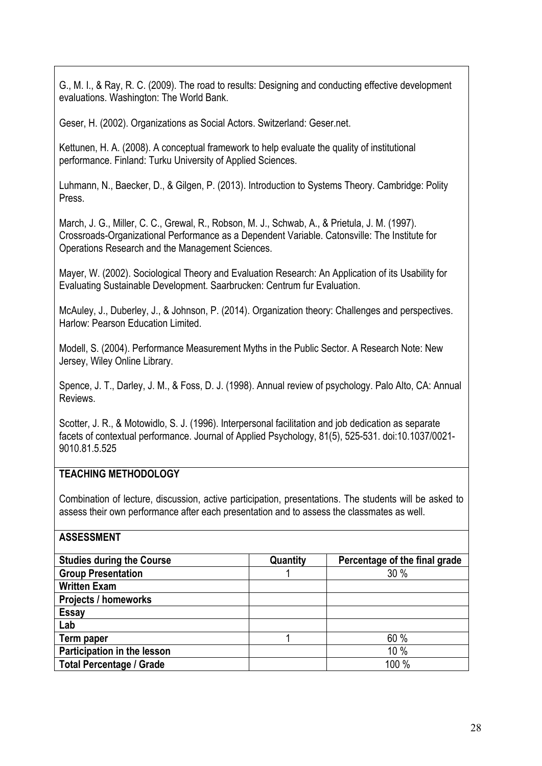G., M. I., & Ray, R. C. (2009). The road to results: Designing and conducting effective development evaluations. Washington: The World Bank.

Geser, H. (2002). Organizations as Social Actors. Switzerland: Geser.net.

Kettunen, H. A. (2008). A conceptual framework to help evaluate the quality of institutional performance. Finland: Turku University of Applied Sciences.

Luhmann, N., Baecker, D., & Gilgen, P. (2013). Introduction to Systems Theory. Cambridge: Polity Press.

March, J. G., Miller, C. C., Grewal, R., Robson, M. J., Schwab, A., & Prietula, J. M. (1997). Crossroads-Organizational Performance as a Dependent Variable. Catonsville: The Institute for Operations Research and the Management Sciences.

Mayer, W. (2002). Sociological Theory and Evaluation Research: An Application of its Usability for Evaluating Sustainable Development. Saarbrucken: Centrum fur Evaluation.

McAuley, J., Duberley, J., & Johnson, P. (2014). Organization theory: Challenges and perspectives. Harlow: Pearson Education Limited.

Modell, S. (2004). Performance Measurement Myths in the Public Sector. A Research Note: New Jersey, Wiley Online Library.

Spence, J. T., Darley, J. M., & Foss, D. J. (1998). Annual review of psychology. Palo Alto, CA: Annual Reviews.

Scotter, J. R., & Motowidlo, S. J. (1996). Interpersonal facilitation and job dedication as separate facets of contextual performance. Journal of Applied Psychology, 81(5), 525-531. doi:10.1037/0021-9010.81.5.525

## TEACHING METHODOLOGY

Combination of lecture, discussion, active participation, presentations. The students will be asked to assess their own performance after each presentation and to assess the classmates as well.

## ASSESSMENT

| Studies during the Course | Quantity | Percentage of the final grade |
|---|---|---|
| **Group Presentation** | 1 | 30 % |
| **Written Exam** | | |
| **Projects / homeworks** | | |
| **Essay** | | |
| **Lab** | | |
| **Term paper** | 1 | 60 % |
| **Participation in the lesson** | | 10 % |
| **Total Percentage / Grade** | | 100 % |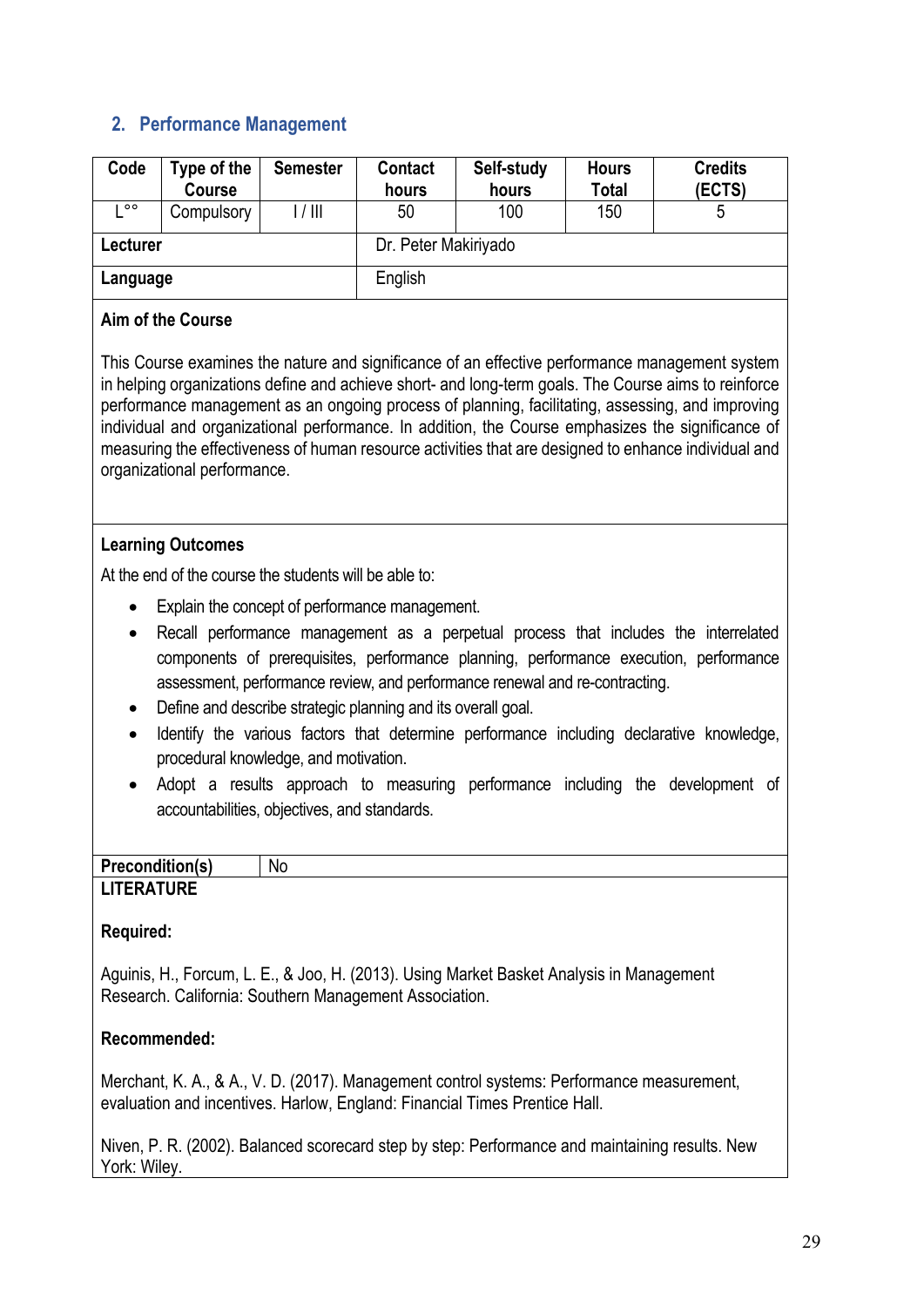## 2. Performance Management

| Code | Type of the Course | Semester | Contact hours | Self-study hours | Hours Total | Credits (ECTS) |
|---|---|---|---|---|---|---|
| L°° | Compulsory | I / III | 50 | 100 | 150 | 5 |
| **Lecturer** | | | Dr. Peter Makiriyado | | | |
| **Language** | | | English | | | |

**Aim of the Course**

This Course examines the nature and significance of an effective performance management system in helping organizations define and achieve short- and long-term goals. The Course aims to reinforce performance management as an ongoing process of planning, facilitating, assessing, and improving individual and organizational performance. In addition, the Course emphasizes the significance of measuring the effectiveness of human resource activities that are designed to enhance individual and organizational performance.

**Learning Outcomes**

At the end of the course the students will be able to:

- Explain the concept of performance management.
- Recall performance management as a perpetual process that includes the interrelated components of prerequisites, performance planning, performance execution, performance assessment, performance review, and performance renewal and re-contracting.
- Define and describe strategic planning and its overall goal.
- Identify the various factors that determine performance including declarative knowledge, procedural knowledge, and motivation.
- Adopt a results approach to measuring performance including the development of accountabilities, objectives, and standards.

| **Precondition(s)** | No |
|---|---|

**LITERATURE**

**Required:**

Aguinis, H., Forcum, L. E., & Joo, H. (2013). Using Market Basket Analysis in Management Research. California: Southern Management Association.

**Recommended:**

Merchant, K. A., & A., V. D. (2017). Management control systems: Performance measurement, evaluation and incentives. Harlow, England: Financial Times Prentice Hall.

Niven, P. R. (2002). Balanced scorecard step by step: Performance and maintaining results. New York: Wiley.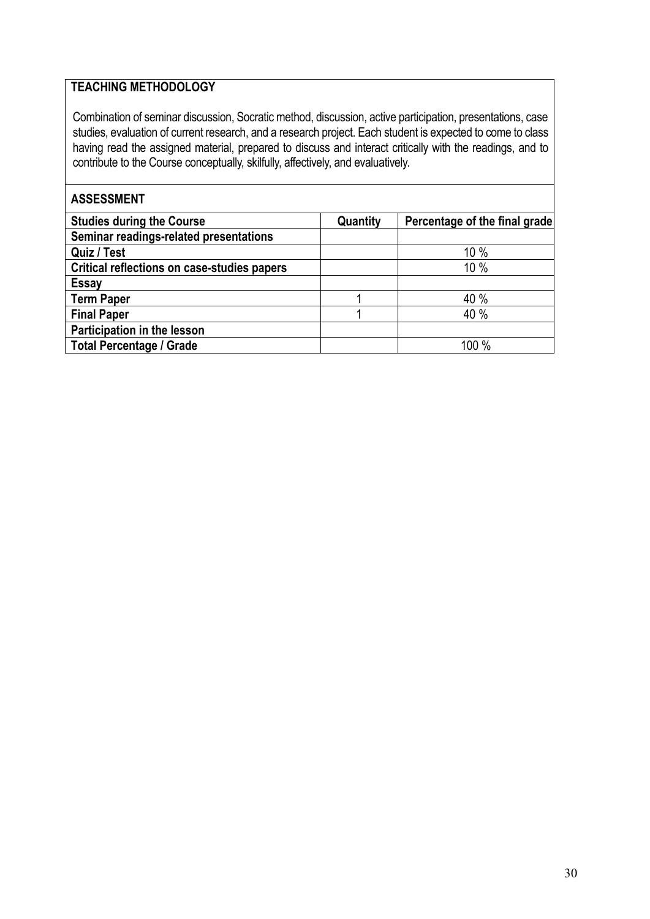## TEACHING METHODOLOGY

Combination of seminar discussion, Socratic method, discussion, active participation, presentations, case studies, evaluation of current research, and a research project. Each student is expected to come to class having read the assigned material, prepared to discuss and interact critically with the readings, and to contribute to the Course conceptually, skilfully, affectively, and evaluatively.

## ASSESSMENT

| Studies during the Course | Quantity | Percentage of the final grade |
|---|---|---|
| Seminar readings-related presentations | | |
| Quiz / Test | | 10 % |
| Critical reflections on case-studies papers | | 10 % |
| Essay | | |
| Term Paper | 1 | 40 % |
| Final Paper | 1 | 40 % |
| Participation in the lesson | | |
| Total Percentage / Grade | | 100 % |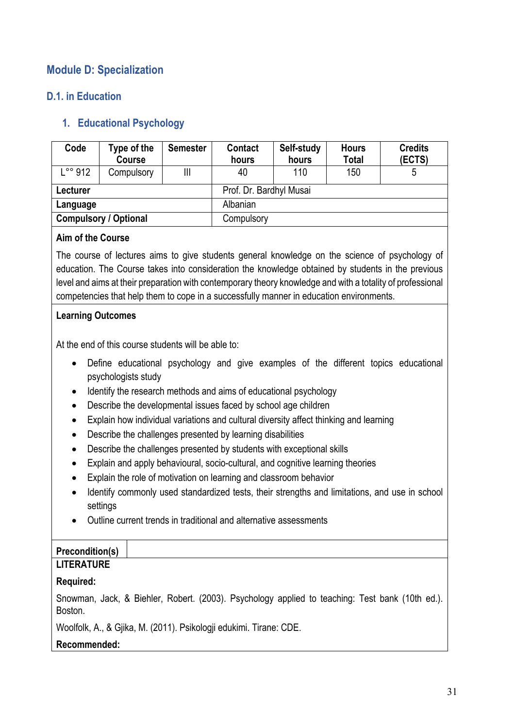## Module D: Specialization

### D.1. in Education

#### 1. Educational Psychology

| Code | Type of the Course | Semester | Contact hours | Self-study hours | Hours Total | Credits (ECTS) |
|---|---|---|---|---|---|---|
| L°° 912 | Compulsory | III | 40 | 110 | 150 | 5 |

| | |
|---|---|
| **Lecturer** | Prof. Dr. Bardhyl Musai |
| **Language** | Albanian |
| **Compulsory / Optional** | Compulsory |

**Aim of the Course**

The course of lectures aims to give students general knowledge on the science of psychology of education. The Course takes into consideration the knowledge obtained by students in the previous level and aims at their preparation with contemporary theory knowledge and with a totality of professional competencies that help them to cope in a successfully manner in education environments.

**Learning Outcomes**

At the end of this course students will be able to:

- Define educational psychology and give examples of the different topics educational psychologists study
- Identify the research methods and aims of educational psychology
- Describe the developmental issues faced by school age children
- Explain how individual variations and cultural diversity affect thinking and learning
- Describe the challenges presented by learning disabilities
- Describe the challenges presented by students with exceptional skills
- Explain and apply behavioural, socio-cultural, and cognitive learning theories
- Explain the role of motivation on learning and classroom behavior
- Identify commonly used standardized tests, their strengths and limitations, and use in school settings
- Outline current trends in traditional and alternative assessments

| **Precondition(s)** | |
|---|---|

**LITERATURE**

**Required:**

Snowman, Jack, & Biehler, Robert. (2003). Psychology applied to teaching: Test bank (10th ed.). Boston.

Woolfolk, A., & Gjika, M. (2011). Psikologji edukimi. Tirane: CDE.

**Recommended:**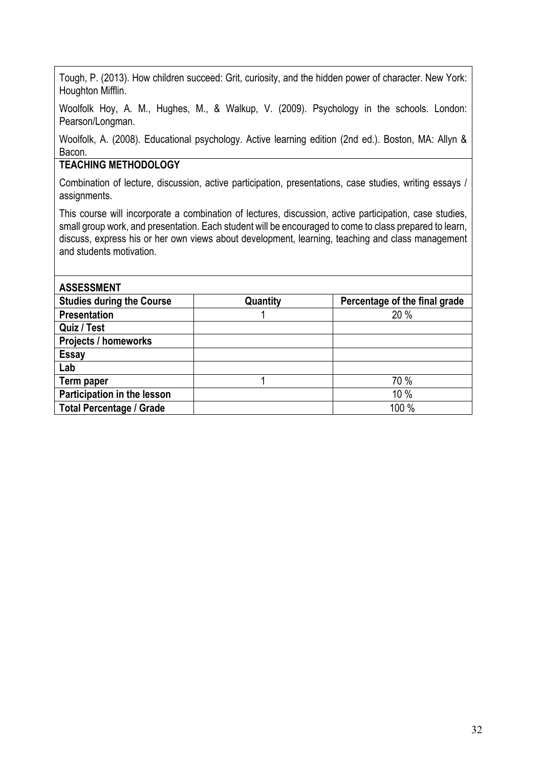Tough, P. (2013). How children succeed: Grit, curiosity, and the hidden power of character. New York: Houghton Mifflin.

Woolfolk Hoy, A. M., Hughes, M., & Walkup, V. (2009). Psychology in the schools. London: Pearson/Longman.

Woolfolk, A. (2008). Educational psychology. Active learning edition (2nd ed.). Boston, MA: Allyn & Bacon.

**TEACHING METHODOLOGY**

Combination of lecture, discussion, active participation, presentations, case studies, writing essays / assignments.

This course will incorporate a combination of lectures, discussion, active participation, case studies, small group work, and presentation. Each student will be encouraged to come to class prepared to learn, discuss, express his or her own views about development, learning, teaching and class management and students motivation.

**ASSESSMENT**

| **Studies during the Course** | **Quantity** | **Percentage of the final grade** |
|---|---|---|
| **Presentation** | 1 | 20 % |
| **Quiz / Test** | | |
| **Projects / homeworks** | | |
| **Essay** | | |
| **Lab** | | |
| **Term paper** | 1 | 70 % |
| **Participation in the lesson** | | 10 % |
| **Total Percentage / Grade** | | 100 % |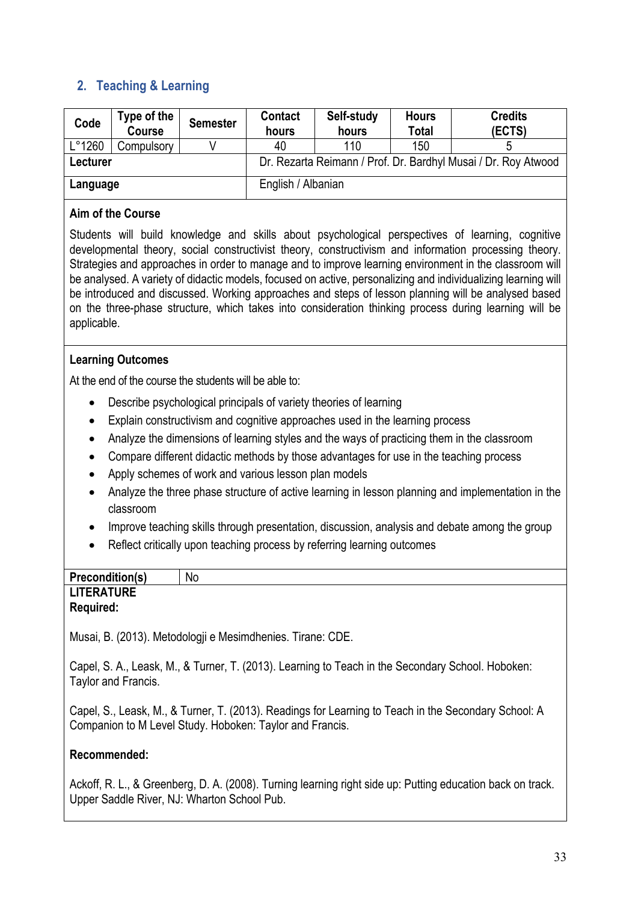## 2. Teaching & Learning

| Code | Type of the Course | Semester | Contact hours | Self-study hours | Hours Total | Credits (ECTS) |
|---|---|---|---|---|---|---|
| L°1260 | Compulsory | V | 40 | 110 | 150 | 5 |
| **Lecturer** | | | Dr. Rezarta Reimann / Prof. Dr. Bardhyl Musai / Dr. Roy Atwood | | | |
| **Language** | | | English / Albanian | | | |

**Aim of the Course**

Students will build knowledge and skills about psychological perspectives of learning, cognitive developmental theory, social constructivist theory, constructivism and information processing theory. Strategies and approaches in order to manage and to improve learning environment in the classroom will be analysed. A variety of didactic models, focused on active, personalizing and individualizing learning will be introduced and discussed. Working approaches and steps of lesson planning will be analysed based on the three-phase structure, which takes into consideration thinking process during learning will be applicable.

**Learning Outcomes**

At the end of the course the students will be able to:

- Describe psychological principals of variety theories of learning
- Explain constructivism and cognitive approaches used in the learning process
- Analyze the dimensions of learning styles and the ways of practicing them in the classroom
- Compare different didactic methods by those advantages for use in the teaching process
- Apply schemes of work and various lesson plan models
- Analyze the three phase structure of active learning in lesson planning and implementation in the classroom
- Improve teaching skills through presentation, discussion, analysis and debate among the group
- Reflect critically upon teaching process by referring learning outcomes

| **Precondition(s)** | No |
|---|---|

**LITERATURE**
**Required:**

Musai, B. (2013). Metodologji e Mesimdhenies. Tirane: CDE.

Capel, S. A., Leask, M., & Turner, T. (2013). Learning to Teach in the Secondary School. Hoboken: Taylor and Francis.

Capel, S., Leask, M., & Turner, T. (2013). Readings for Learning to Teach in the Secondary School: A Companion to M Level Study. Hoboken: Taylor and Francis.

**Recommended:**

Ackoff, R. L., & Greenberg, D. A. (2008). Turning learning right side up: Putting education back on track. Upper Saddle River, NJ: Wharton School Pub.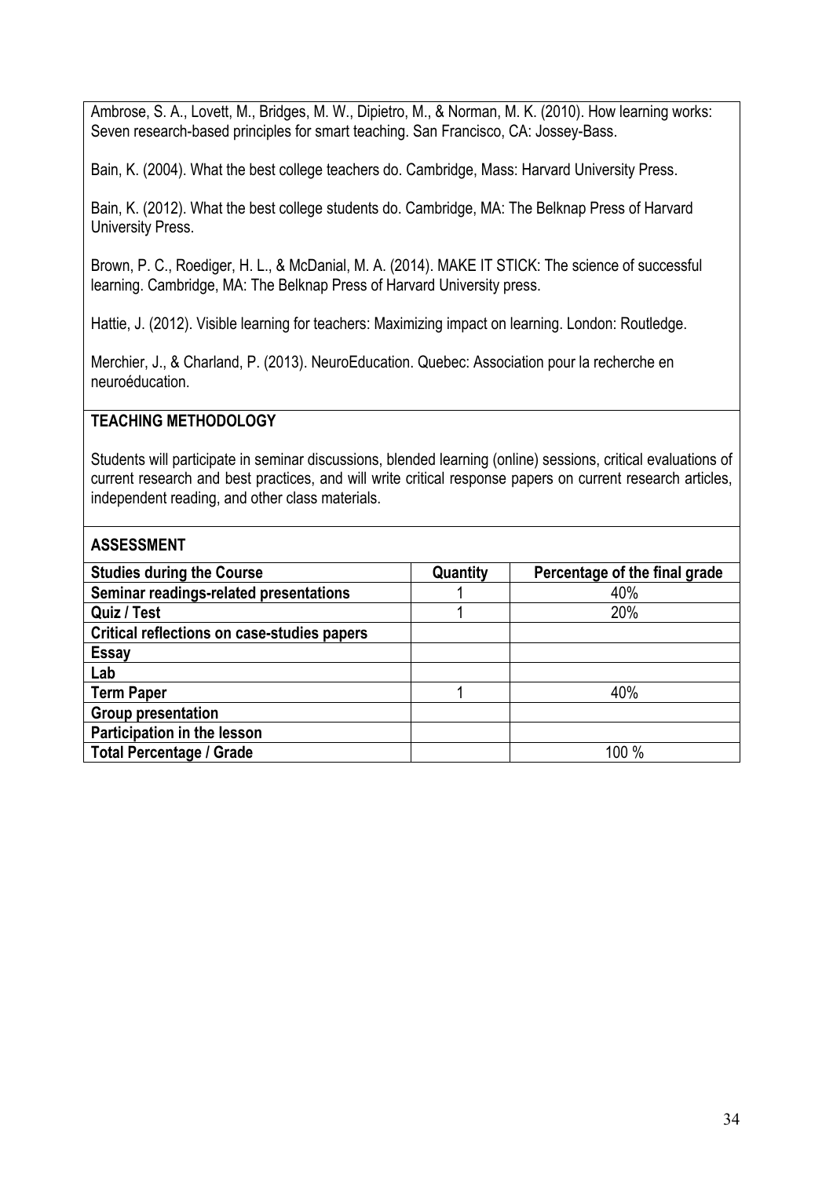Ambrose, S. A., Lovett, M., Bridges, M. W., Dipietro, M., & Norman, M. K. (2010). How learning works: Seven research-based principles for smart teaching. San Francisco, CA: Jossey-Bass.

Bain, K. (2004). What the best college teachers do. Cambridge, Mass: Harvard University Press.

Bain, K. (2012). What the best college students do. Cambridge, MA: The Belknap Press of Harvard University Press.

Brown, P. C., Roediger, H. L., & McDanial, M. A. (2014). MAKE IT STICK: The science of successful learning. Cambridge, MA: The Belknap Press of Harvard University press.

Hattie, J. (2012). Visible learning for teachers: Maximizing impact on learning. London: Routledge.

Merchier, J., & Charland, P. (2013). NeuroEducation. Quebec: Association pour la recherche en neuroéducation.

**TEACHING METHODOLOGY**

Students will participate in seminar discussions, blended learning (online) sessions, critical evaluations of current research and best practices, and will write critical response papers on current research articles, independent reading, and other class materials.

**ASSESSMENT**

| Studies during the Course | Quantity | Percentage of the final grade |
|---|---|---|
| Seminar readings-related presentations | 1 | 40% |
| Quiz / Test | 1 | 20% |
| Critical reflections on case-studies papers | | |
| Essay | | |
| Lab | | |
| Term Paper | 1 | 40% |
| Group presentation | | |
| Participation in the lesson | | |
| Total Percentage / Grade | | 100 % |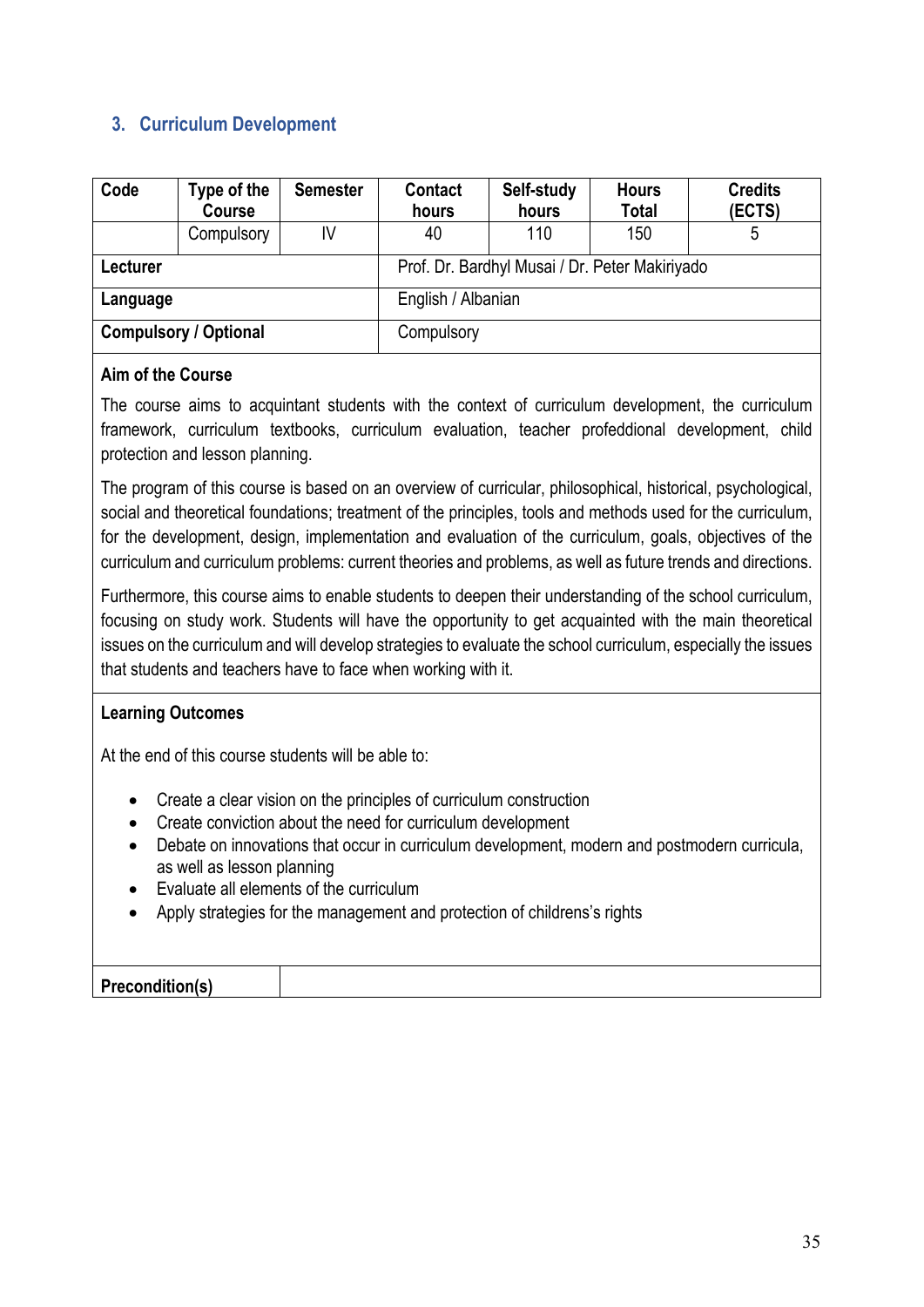## 3. Curriculum Development

| Code | Type of the Course | Semester | Contact hours | Self-study hours | Hours Total | Credits (ECTS) |
|---|---|---|---|---|---|---|
| | Compulsory | IV | 40 | 110 | 150 | 5 |
| **Lecturer** | | | Prof. Dr. Bardhyl Musai / Dr. Peter Makiriyado | | | |
| **Language** | | | English / Albanian | | | |
| **Compulsory / Optional** | | | Compulsory | | | |

**Aim of the Course**

The course aims to acquintant students with the context of curriculum development, the curriculum framework, curriculum textbooks, curriculum evaluation, teacher profeddional development, child protection and lesson planning.

The program of this course is based on an overview of curricular, philosophical, historical, psychological, social and theoretical foundations; treatment of the principles, tools and methods used for the curriculum, for the development, design, implementation and evaluation of the curriculum, goals, objectives of the curriculum and curriculum problems: current theories and problems, as well as future trends and directions.

Furthermore, this course aims to enable students to deepen their understanding of the school curriculum, focusing on study work. Students will have the opportunity to get acquainted with the main theoretical issues on the curriculum and will develop strategies to evaluate the school curriculum, especially the issues that students and teachers have to face when working with it.

**Learning Outcomes**

At the end of this course students will be able to:

- Create a clear vision on the principles of curriculum construction
- Create conviction about the need for curriculum development
- Debate on innovations that occur in curriculum development, modern and postmodern curricula, as well as lesson planning
- Evaluate all elements of the curriculum
- Apply strategies for the management and protection of childrens's rights

| **Precondition(s)** | |
|---|---|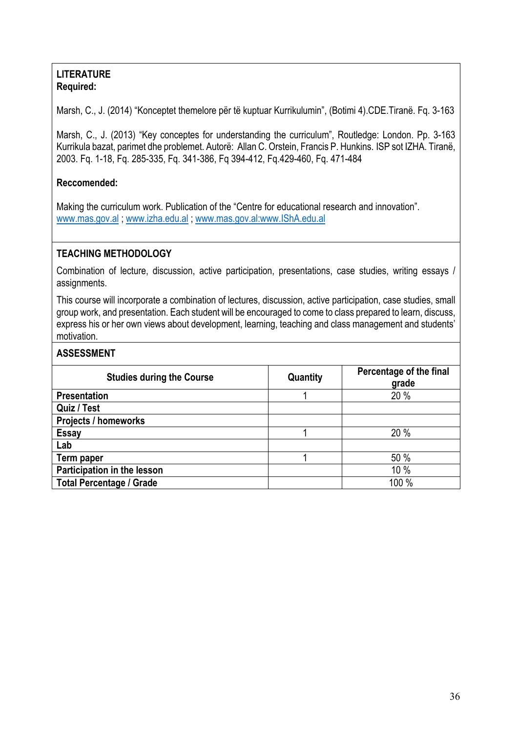**LITERATURE**

**Required:**

Marsh, C., J. (2014) "Konceptet themelore për të kuptuar Kurrikulumin", (Botimi 4).CDE.Tiranë. Fq. 3-163

Marsh, C., J. (2013) "Key conceptes for understanding the curriculum", Routledge: London. Pp. 3-163
Kurrikula bazat, parimet dhe problemet. Autorë: Allan C. Orstein, Francis P. Hunkins. ISP sot IZHA. Tiranë, 2003. Fq. 1-18, Fq. 285-335, Fq. 341-386, Fq 394-412, Fq.429-460, Fq. 471-484

**Reccomended:**

Making the curriculum work. Publication of the "Centre for educational research and innovation". www.mas.gov.al ; www.izha.edu.al ; www.mas.gov.al:www.IShA.edu.al

**TEACHING METHODOLOGY**

Combination of lecture, discussion, active participation, presentations, case studies, writing essays / assignments.

This course will incorporate a combination of lectures, discussion, active participation, case studies, small group work, and presentation. Each student will be encouraged to come to class prepared to learn, discuss, express his or her own views about development, learning, teaching and class management and students' motivation.

**ASSESSMENT**

| Studies during the Course | Quantity | Percentage of the final grade |
|---|---|---|
| **Presentation** | 1 | 20 % |
| **Quiz / Test** | | |
| **Projects / homeworks** | | |
| **Essay** | 1 | 20 % |
| **Lab** | | |
| **Term paper** | 1 | 50 % |
| **Participation in the lesson** | | 10 % |
| **Total Percentage / Grade** | | 100 % |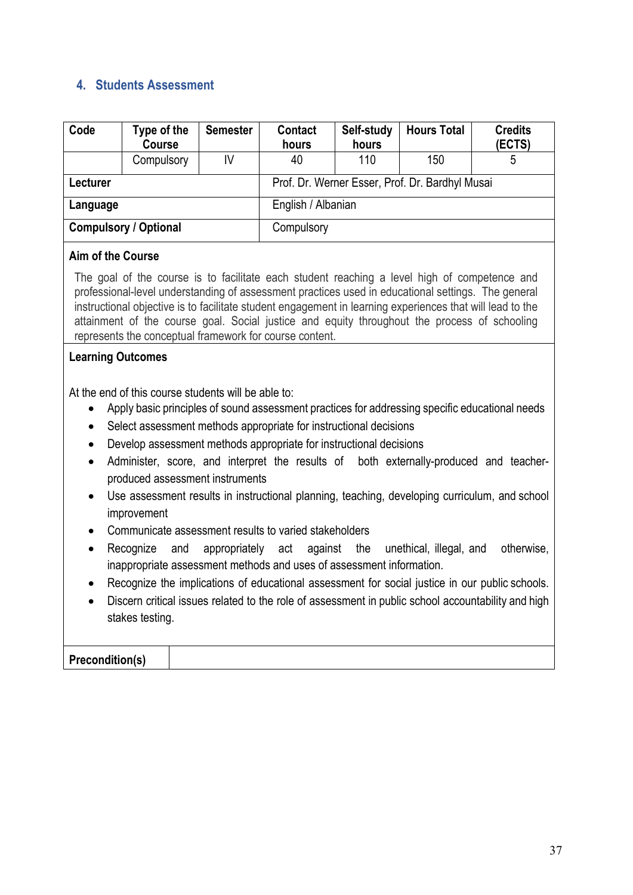## 4. Students Assessment

| Code | Type of the Course | Semester | Contact hours | Self-study hours | Hours Total | Credits (ECTS) |
|---|---|---|---|---|---|---|
| | Compulsory | IV | 40 | 110 | 150 | 5 |
| **Lecturer** | | | Prof. Dr. Werner Esser, Prof. Dr. Bardhyl Musai | | | |
| **Language** | | | English / Albanian | | | |
| **Compulsory / Optional** | | | Compulsory | | | |

**Aim of the Course**

The goal of the course is to facilitate each student reaching a level high of competence and professional-level understanding of assessment practices used in educational settings. The general instructional objective is to facilitate student engagement in learning experiences that will lead to the attainment of the course goal. Social justice and equity throughout the process of schooling represents the conceptual framework for course content.

**Learning Outcomes**

At the end of this course students will be able to:

- Apply basic principles of sound assessment practices for addressing specific educational needs
- Select assessment methods appropriate for instructional decisions
- Develop assessment methods appropriate for instructional decisions
- Administer, score, and interpret the results of both externally-produced and teacher-produced assessment instruments
- Use assessment results in instructional planning, teaching, developing curriculum, and school improvement
- Communicate assessment results to varied stakeholders
- Recognize and appropriately act against the unethical, illegal, and otherwise, inappropriate assessment methods and uses of assessment information.
- Recognize the implications of educational assessment for social justice in our public schools.
- Discern critical issues related to the role of assessment in public school accountability and high stakes testing.

| **Precondition(s)** | |
|---|---|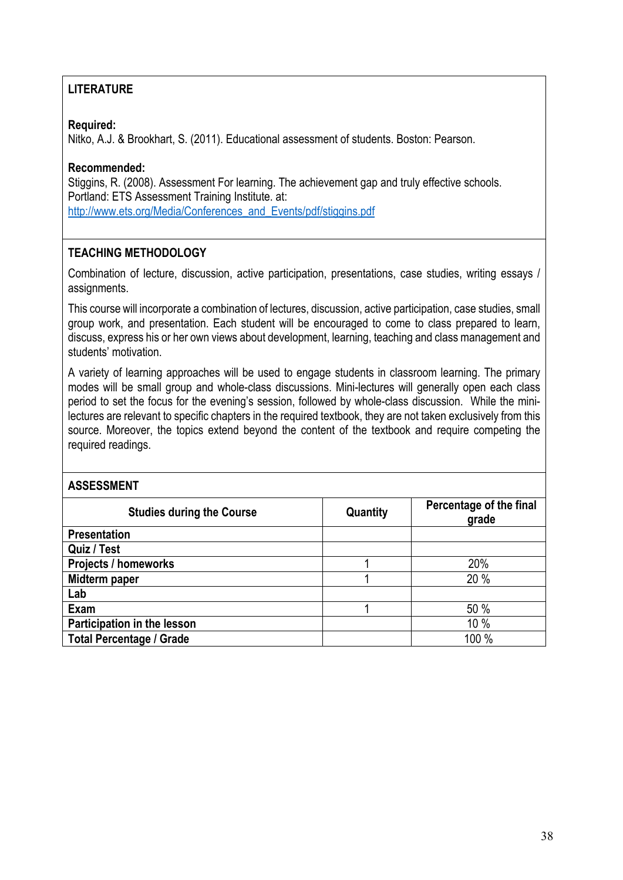## LITERATURE

**Required:**
Nitko, A.J. & Brookhart, S. (2011). Educational assessment of students. Boston: Pearson.

**Recommended:**
Stiggins, R. (2008). Assessment For learning. The achievement gap and truly effective schools. Portland: ETS Assessment Training Institute. at:
http://www.ets.org/Media/Conferences_and_Events/pdf/stiggins.pdf

## TEACHING METHODOLOGY

Combination of lecture, discussion, active participation, presentations, case studies, writing essays / assignments.

This course will incorporate a combination of lectures, discussion, active participation, case studies, small group work, and presentation. Each student will be encouraged to come to class prepared to learn, discuss, express his or her own views about development, learning, teaching and class management and students' motivation.

A variety of learning approaches will be used to engage students in classroom learning. The primary modes will be small group and whole-class discussions. Mini-lectures will generally open each class period to set the focus for the evening's session, followed by whole-class discussion. While the mini-lectures are relevant to specific chapters in the required textbook, they are not taken exclusively from this source. Moreover, the topics extend beyond the content of the textbook and require competing the required readings.

## ASSESSMENT

| Studies during the Course | Quantity | Percentage of the final grade |
|---|---|---|
| **Presentation** | | |
| **Quiz / Test** | | |
| **Projects / homeworks** | 1 | 20% |
| **Midterm paper** | 1 | 20 % |
| **Lab** | | |
| **Exam** | 1 | 50 % |
| **Participation in the lesson** | | 10 % |
| **Total Percentage / Grade** | | 100 % |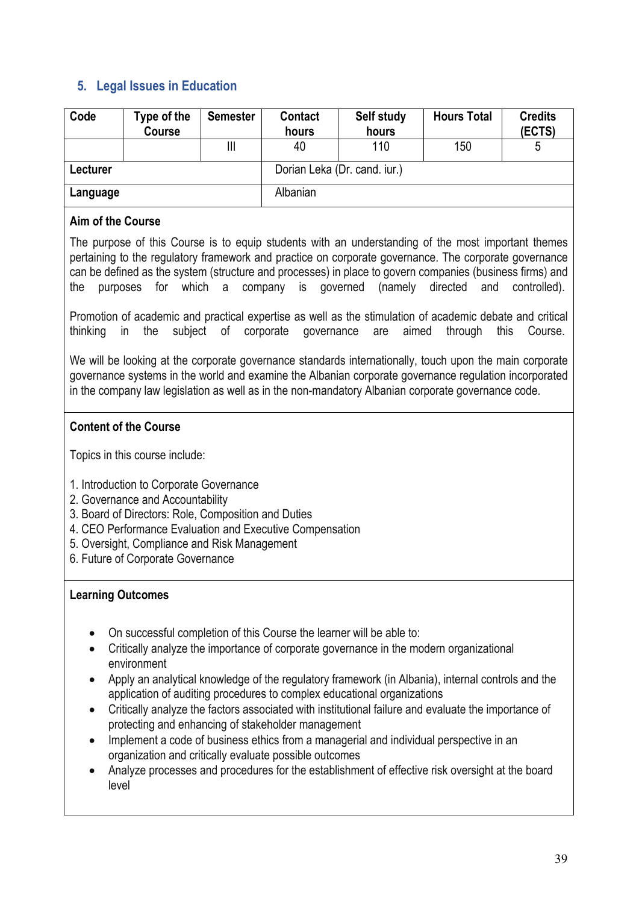## 5. Legal Issues in Education

| Code | Type of the Course | Semester | Contact hours | Self study hours | Hours Total | Credits (ECTS) |
|---|---|---|---|---|---|---|
| | | III | 40 | 110 | 150 | 5 |
| Lecturer | | | Dorian Leka (Dr. cand. iur.) | | | |
| Language | | | Albanian | | | |

**Aim of the Course**

The purpose of this Course is to equip students with an understanding of the most important themes pertaining to the regulatory framework and practice on corporate governance. The corporate governance can be defined as the system (structure and processes) in place to govern companies (business firms) and the purposes for which a company is governed (namely directed and controlled).

Promotion of academic and practical expertise as well as the stimulation of academic debate and critical thinking in the subject of corporate governance are aimed through this Course.

We will be looking at the corporate governance standards internationally, touch upon the main corporate governance systems in the world and examine the Albanian corporate governance regulation incorporated in the company law legislation as well as in the non-mandatory Albanian corporate governance code.

**Content of the Course**

Topics in this course include:

1. Introduction to Corporate Governance
2. Governance and Accountability
3. Board of Directors: Role, Composition and Duties
4. CEO Performance Evaluation and Executive Compensation
5. Oversight, Compliance and Risk Management
6. Future of Corporate Governance

**Learning Outcomes**

- On successful completion of this Course the learner will be able to:
- Critically analyze the importance of corporate governance in the modern organizational environment
- Apply an analytical knowledge of the regulatory framework (in Albania), internal controls and the application of auditing procedures to complex educational organizations
- Critically analyze the factors associated with institutional failure and evaluate the importance of protecting and enhancing of stakeholder management
- Implement a code of business ethics from a managerial and individual perspective in an organization and critically evaluate possible outcomes
- Analyze processes and procedures for the establishment of effective risk oversight at the board level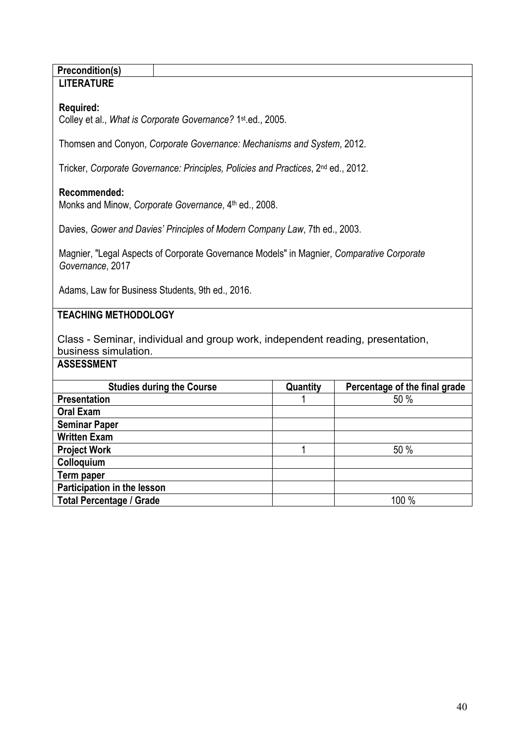| **Precondition(s)** | |
|---|---|

**LITERATURE**

**Required:**

Colley et al., *What is Corporate Governance?* 1st.ed., 2005.

Thomsen and Conyon, *Corporate Governance: Mechanisms and System*, 2012.

Tricker, *Corporate Governance: Principles, Policies and Practices*, 2nd ed., 2012.

**Recommended:**

Monks and Minow, *Corporate Governance*, 4th ed., 2008.

Davies, *Gower and Davies' Principles of Modern Company Law*, 7th ed., 2003.

Magnier, "Legal Aspects of Corporate Governance Models" in Magnier, *Comparative Corporate Governance*, 2017

Adams, Law for Business Students, 9th ed., 2016.

**TEACHING METHODOLOGY**

Class - Seminar, individual and group work, independent reading, presentation, business simulation.

**ASSESSMENT**

| Studies during the Course | Quantity | Percentage of the final grade |
|---|---|---|
| **Presentation** | 1 | 50 % |
| **Oral Exam** | | |
| **Seminar Paper** | | |
| **Written Exam** | | |
| **Project Work** | 1 | 50 % |
| **Colloquium** | | |
| **Term paper** | | |
| **Participation in the lesson** | | |
| **Total Percentage / Grade** | | 100 % |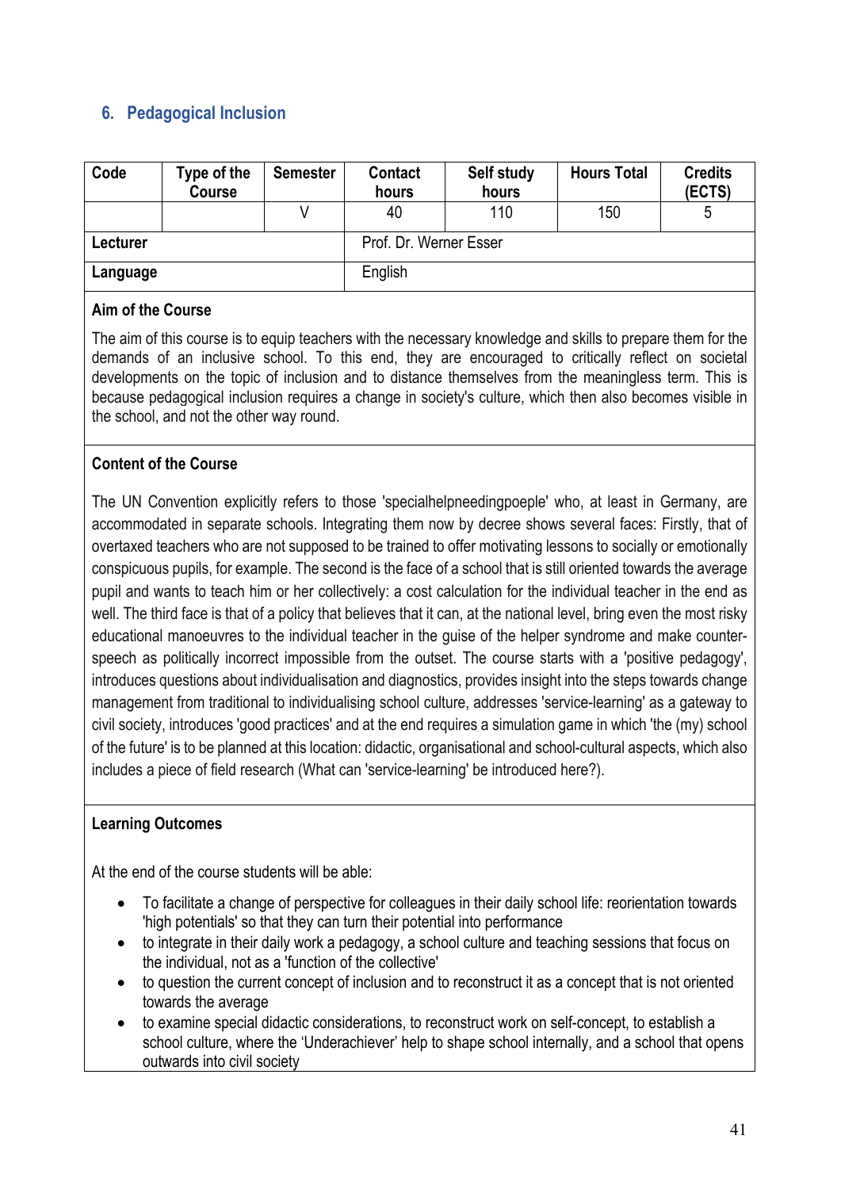## 6. Pedagogical Inclusion

| Code | Type of the Course | Semester | Contact hours | Self study hours | Hours Total | Credits (ECTS) |
|---|---|---|---|---|---|---|
| | | V | 40 | 110 | 150 | 5 |
| **Lecturer** | | | Prof. Dr. Werner Esser | | | |
| **Language** | | | English | | | |

**Aim of the Course**

The aim of this course is to equip teachers with the necessary knowledge and skills to prepare them for the demands of an inclusive school. To this end, they are encouraged to critically reflect on societal developments on the topic of inclusion and to distance themselves from the meaningless term. This is because pedagogical inclusion requires a change in society's culture, which then also becomes visible in the school, and not the other way round.

**Content of the Course**

The UN Convention explicitly refers to those 'specialhelpneedingpoeple' who, at least in Germany, are accommodated in separate schools. Integrating them now by decree shows several faces: Firstly, that of overtaxed teachers who are not supposed to be trained to offer motivating lessons to socially or emotionally conspicuous pupils, for example. The second is the face of a school that is still oriented towards the average pupil and wants to teach him or her collectively: a cost calculation for the individual teacher in the end as well. The third face is that of a policy that believes that it can, at the national level, bring even the most risky educational manoeuvres to the individual teacher in the guise of the helper syndrome and make counter-speech as politically incorrect impossible from the outset. The course starts with a 'positive pedagogy', introduces questions about individualisation and diagnostics, provides insight into the steps towards change management from traditional to individualising school culture, addresses 'service-learning' as a gateway to civil society, introduces 'good practices' and at the end requires a simulation game in which 'the (my) school of the future' is to be planned at this location: didactic, organisational and school-cultural aspects, which also includes a piece of field research (What can 'service-learning' be introduced here?).

**Learning Outcomes**

At the end of the course students will be able:

- To facilitate a change of perspective for colleagues in their daily school life: reorientation towards 'high potentials' so that they can turn their potential into performance
- to integrate in their daily work a pedagogy, a school culture and teaching sessions that focus on the individual, not as a 'function of the collective'
- to question the current concept of inclusion and to reconstruct it as a concept that is not oriented towards the average
- to examine special didactic considerations, to reconstruct work on self-concept, to establish a school culture, where the 'Underachiever' help to shape school internally, and a school that opens outwards into civil society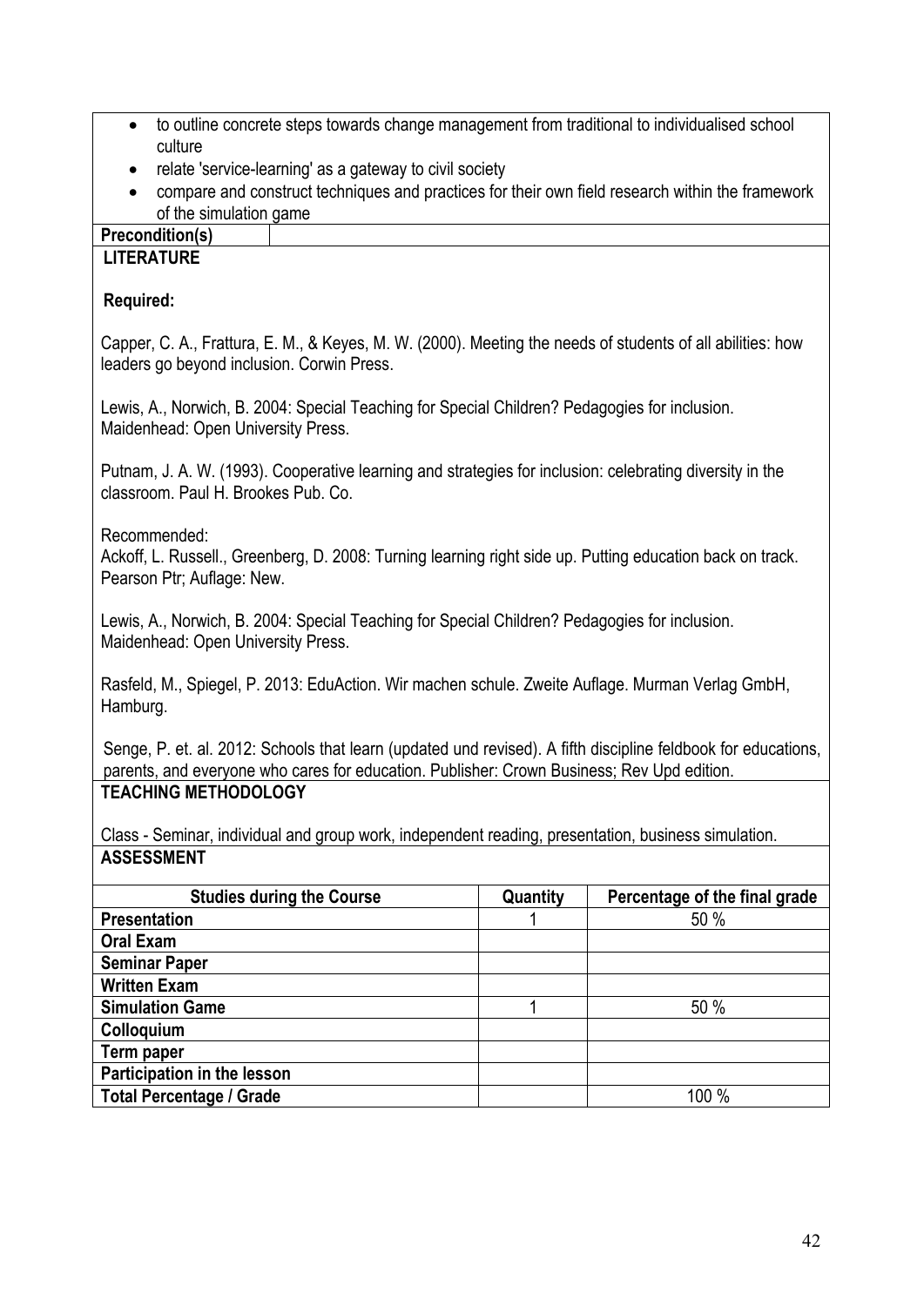- to outline concrete steps towards change management from traditional to individualised school culture
- relate 'service-learning' as a gateway to civil society
- compare and construct techniques and practices for their own field research within the framework of the simulation game

**Precondition(s)**

**LITERATURE**

**Required:**

Capper, C. A., Frattura, E. M., & Keyes, M. W. (2000). Meeting the needs of students of all abilities: how leaders go beyond inclusion. Corwin Press.

Lewis, A., Norwich, B. 2004: Special Teaching for Special Children? Pedagogies for inclusion. Maidenhead: Open University Press.

Putnam, J. A. W. (1993). Cooperative learning and strategies for inclusion: celebrating diversity in the classroom. Paul H. Brookes Pub. Co.

Recommended:
Ackoff, L. Russell., Greenberg, D. 2008: Turning learning right side up. Putting education back on track. Pearson Ptr; Auflage: New.

Lewis, A., Norwich, B. 2004: Special Teaching for Special Children? Pedagogies for inclusion. Maidenhead: Open University Press.

Rasfeld, M., Spiegel, P. 2013: EduAction. Wir machen schule. Zweite Auflage. Murman Verlag GmbH, Hamburg.

Senge, P. et. al. 2012: Schools that learn (updated und revised). A fifth discipline feldbook for educations, parents, and everyone who cares for education. Publisher: Crown Business; Rev Upd edition.

**TEACHING METHODOLOGY**

Class - Seminar, individual and group work, independent reading, presentation, business simulation.

**ASSESSMENT**

| Studies during the Course | Quantity | Percentage of the final grade |
|---|---|---|
| **Presentation** | 1 | 50 % |
| **Oral Exam** | | |
| **Seminar Paper** | | |
| **Written Exam** | | |
| **Simulation Game** | 1 | 50 % |
| **Colloquium** | | |
| **Term paper** | | |
| **Participation in the lesson** | | |
| **Total Percentage / Grade** | | 100 % |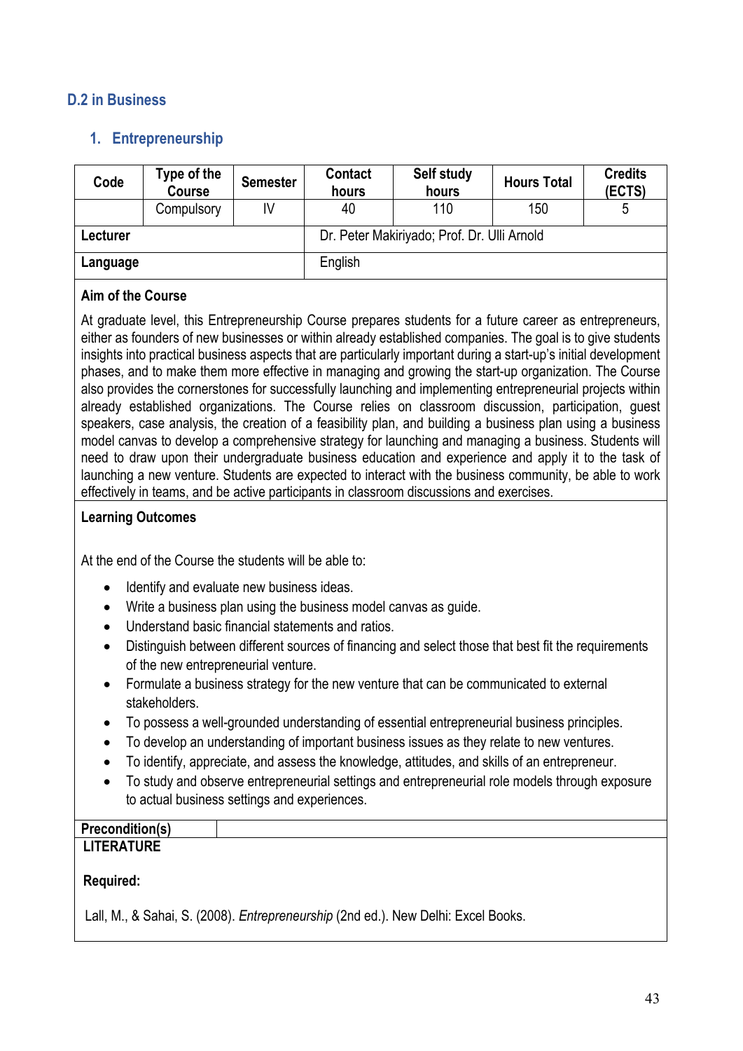## D.2 in Business

### 1. Entrepreneurship

| Code | Type of the Course | Semester | Contact hours | Self study hours | Hours Total | Credits (ECTS) |
|---|---|---|---|---|---|---|
| | Compulsory | IV | 40 | 110 | 150 | 5 |
| **Lecturer** | | | Dr. Peter Makiriyado; Prof. Dr. Ulli Arnold | | | |
| **Language** | | | English | | | |

**Aim of the Course**

At graduate level, this Entrepreneurship Course prepares students for a future career as entrepreneurs, either as founders of new businesses or within already established companies. The goal is to give students insights into practical business aspects that are particularly important during a start-up's initial development phases, and to make them more effective in managing and growing the start-up organization. The Course also provides the cornerstones for successfully launching and implementing entrepreneurial projects within already established organizations. The Course relies on classroom discussion, participation, guest speakers, case analysis, the creation of a feasibility plan, and building a business plan using a business model canvas to develop a comprehensive strategy for launching and managing a business. Students will need to draw upon their undergraduate business education and experience and apply it to the task of launching a new venture. Students are expected to interact with the business community, be able to work effectively in teams, and be active participants in classroom discussions and exercises.

**Learning Outcomes**

At the end of the Course the students will be able to:

- Identify and evaluate new business ideas.
- Write a business plan using the business model canvas as guide.
- Understand basic financial statements and ratios.
- Distinguish between different sources of financing and select those that best fit the requirements of the new entrepreneurial venture.
- Formulate a business strategy for the new venture that can be communicated to external stakeholders.
- To possess a well-grounded understanding of essential entrepreneurial business principles.
- To develop an understanding of important business issues as they relate to new ventures.
- To identify, appreciate, and assess the knowledge, attitudes, and skills of an entrepreneur.
- To study and observe entrepreneurial settings and entrepreneurial role models through exposure to actual business settings and experiences.

**Precondition(s)**

**LITERATURE**

**Required:**

Lall, M., & Sahai, S. (2008). *Entrepreneurship* (2nd ed.). New Delhi: Excel Books.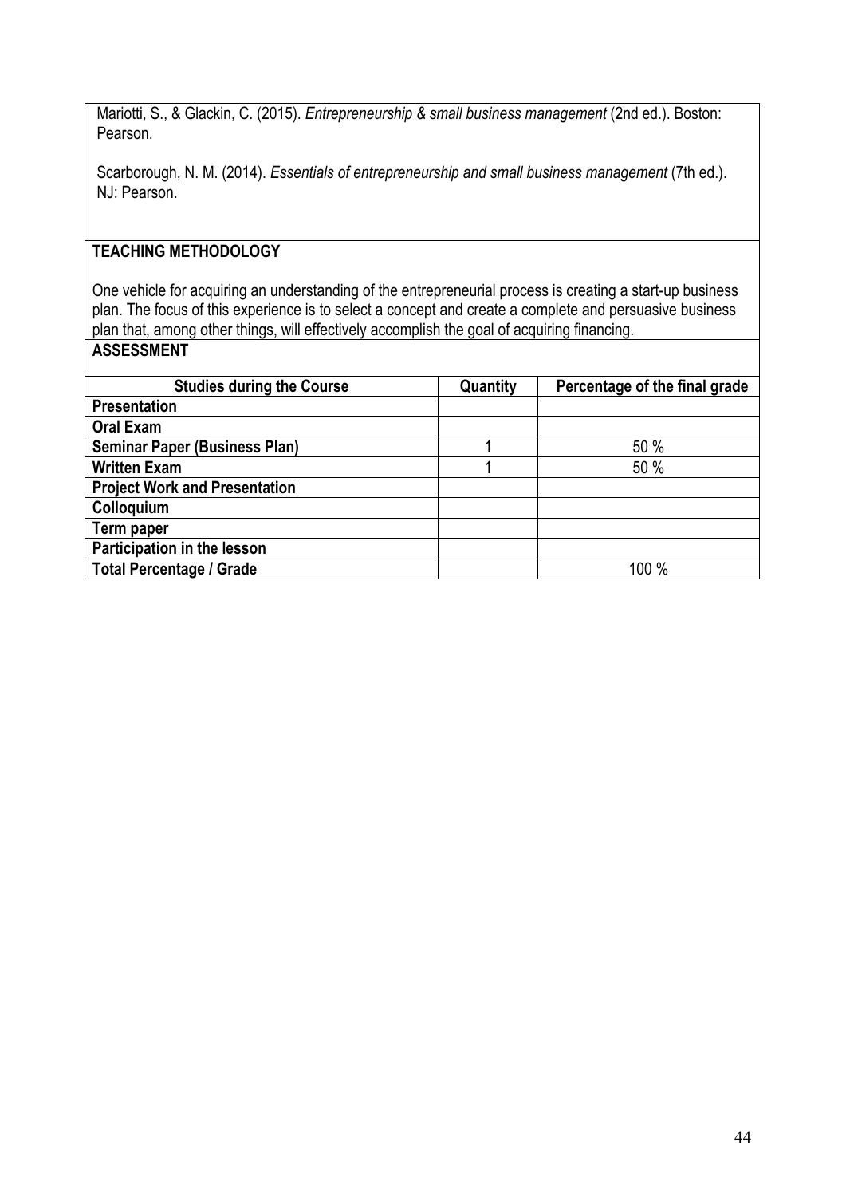Mariotti, S., & Glackin, C. (2015). *Entrepreneurship & small business management* (2nd ed.). Boston: Pearson.

Scarborough, N. M. (2014). *Essentials of entrepreneurship and small business management* (7th ed.). NJ: Pearson.

**TEACHING METHODOLOGY**

One vehicle for acquiring an understanding of the entrepreneurial process is creating a start-up business plan. The focus of this experience is to select a concept and create a complete and persuasive business plan that, among other things, will effectively accomplish the goal of acquiring financing.

**ASSESSMENT**

| Studies during the Course | Quantity | Percentage of the final grade |
|---|---|---|
| **Presentation** | | |
| **Oral Exam** | | |
| **Seminar Paper (Business Plan)** | 1 | 50 % |
| **Written Exam** | 1 | 50 % |
| **Project Work and Presentation** | | |
| **Colloquium** | | |
| **Term paper** | | |
| **Participation in the lesson** | | |
| **Total Percentage / Grade** | | 100 % |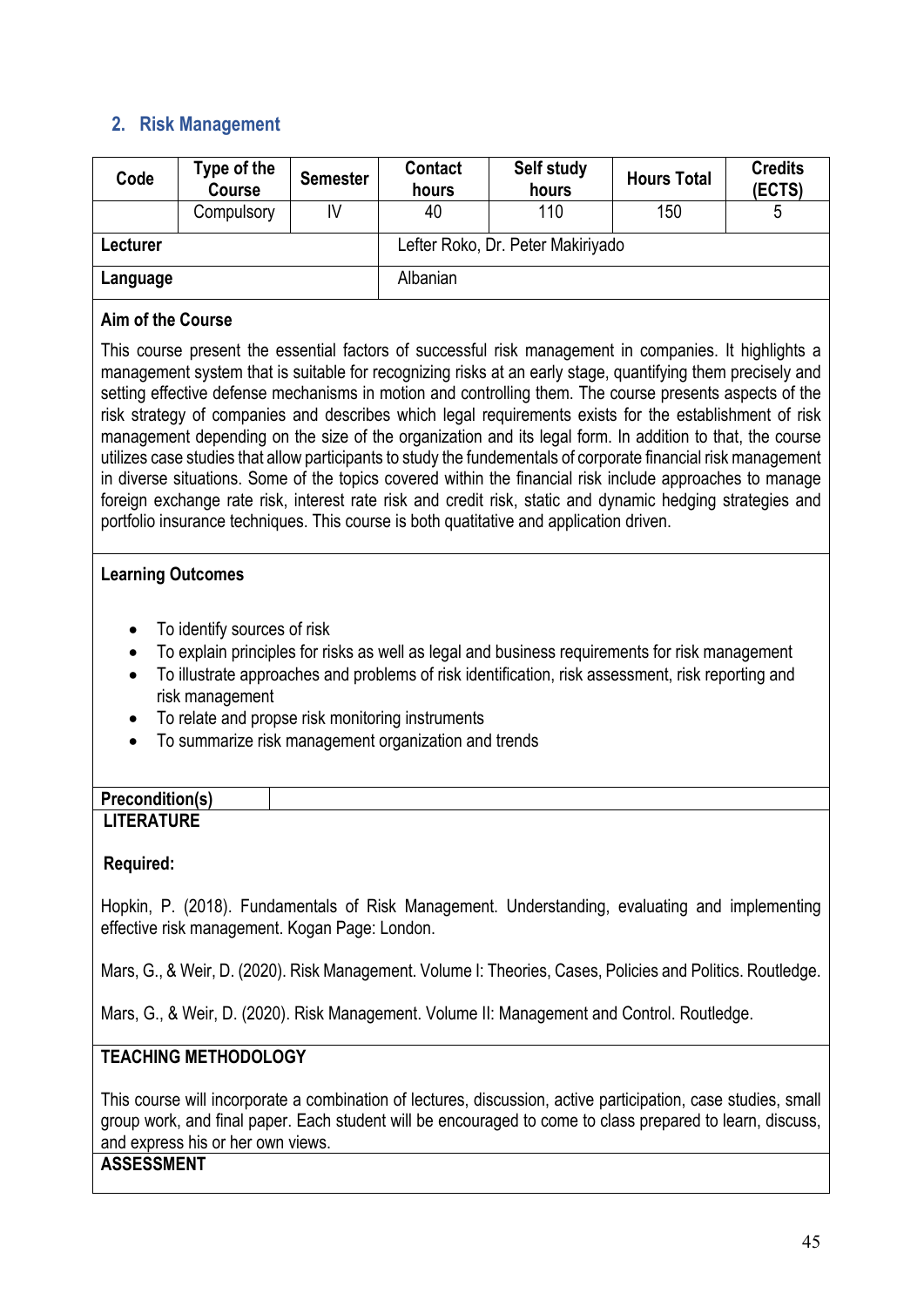## 2. Risk Management

| Code | Type of the Course | Semester | Contact hours | Self study hours | Hours Total | Credits (ECTS) |
|---|---|---|---|---|---|---|
| | Compulsory | IV | 40 | 110 | 150 | 5 |
| **Lecturer** | | | Lefter Roko, Dr. Peter Makiriyado | | | |
| **Language** | | | Albanian | | | |

**Aim of the Course**

This course present the essential factors of successful risk management in companies. It highlights a management system that is suitable for recognizing risks at an early stage, quantifying them precisely and setting effective defense mechanisms in motion and controlling them. The course presents aspects of the risk strategy of companies and describes which legal requirements exists for the establishment of risk management depending on the size of the organization and its legal form. In addition to that, the course utilizes case studies that allow participants to study the fundementals of corporate financial risk management in diverse situations. Some of the topics covered within the financial risk include approaches to manage foreign exchange rate risk, interest rate risk and credit risk, static and dynamic hedging strategies and portfolio insurance techniques. This course is both quatitative and application driven.

**Learning Outcomes**

- To identify sources of risk
- To explain principles for risks as well as legal and business requirements for risk management
- To illustrate approaches and problems of risk identification, risk assessment, risk reporting and risk management
- To relate and propse risk monitoring instruments
- To summarize risk management organization and trends

**Precondition(s)**

**LITERATURE**

**Required:**

Hopkin, P. (2018). Fundamentals of Risk Management. Understanding, evaluating and implementing effective risk management. Kogan Page: London.

Mars, G., & Weir, D. (2020). Risk Management. Volume I: Theories, Cases, Policies and Politics. Routledge.

Mars, G., & Weir, D. (2020). Risk Management. Volume II: Management and Control. Routledge.

**TEACHING METHODOLOGY**

This course will incorporate a combination of lectures, discussion, active participation, case studies, small group work, and final paper. Each student will be encouraged to come to class prepared to learn, discuss, and express his or her own views.

**ASSESSMENT**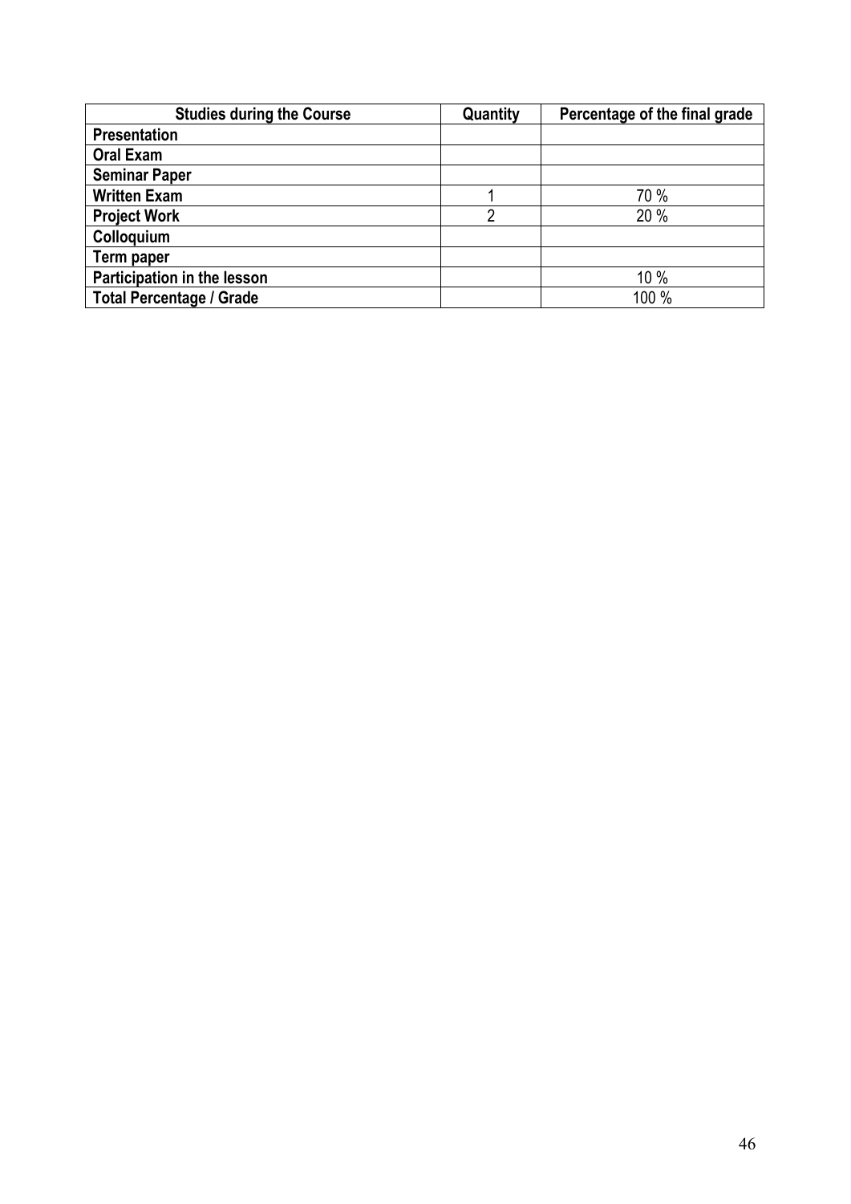| Studies during the Course | Quantity | Percentage of the final grade |
|---|---|---|
| **Presentation** | | |
| **Oral Exam** | | |
| **Seminar Paper** | | |
| **Written Exam** | 1 | 70 % |
| **Project Work** | 2 | 20 % |
| **Colloquium** | | |
| **Term paper** | | |
| **Participation in the lesson** | | 10 % |
| **Total Percentage / Grade** | | 100 % |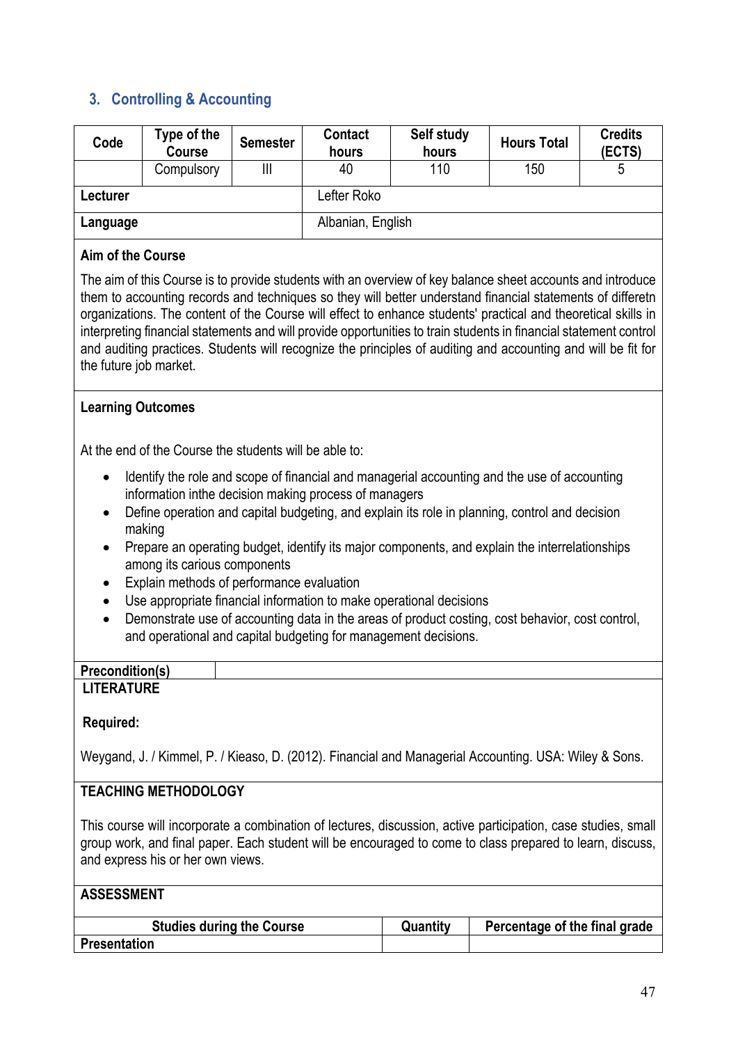## 3. Controlling & Accounting

| Code | Type of the Course | Semester | Contact hours | Self study hours | Hours Total | Credits (ECTS) |
|---|---|---|---|---|---|---|
| | Compulsory | III | 40 | 110 | 150 | 5 |
| **Lecturer** | | | Lefter Roko | | | |
| **Language** | | | Albanian, English | | | |

**Aim of the Course**

The aim of this Course is to provide students with an overview of key balance sheet accounts and introduce them to accounting records and techniques so they will better understand financial statements of differetn organizations. The content of the Course will effect to enhance students' practical and theoretical skills in interpreting financial statements and will provide opportunities to train students in financial statement control and auditing practices. Students will recognize the principles of auditing and accounting and will be fit for the future job market.

**Learning Outcomes**

At the end of the Course the students will be able to:

- Identify the role and scope of financial and managerial accounting and the use of accounting information inthe decision making process of managers
- Define operation and capital budgeting, and explain its role in planning, control and decision making
- Prepare an operating budget, identify its major components, and explain the interrelationships among its carious components
- Explain methods of performance evaluation
- Use appropriate financial information to make operational decisions
- Demonstrate use of accounting data in the areas of product costing, cost behavior, cost control, and operational and capital budgeting for management decisions.

| **Precondition(s)** | |
|---|---|

**LITERATURE**

**Required:**

Weygand, J. / Kimmel, P. / Kieaso, D. (2012). Financial and Managerial Accounting. USA: Wiley & Sons.

**TEACHING METHODOLOGY**

This course will incorporate a combination of lectures, discussion, active participation, case studies, small group work, and final paper. Each student will be encouraged to come to class prepared to learn, discuss, and express his or her own views.

**ASSESSMENT**

| Studies during the Course | Quantity | Percentage of the final grade |
|---|---|---|
| **Presentation** | | |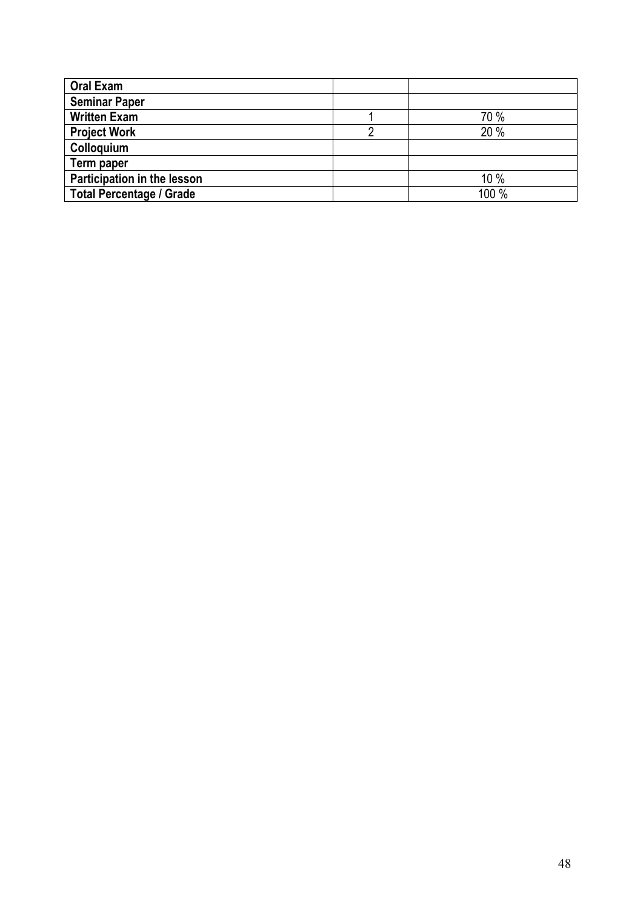| **Oral Exam** | | |
|---|---|---|
| **Seminar Paper** | | |
| **Written Exam** | 1 | 70 % |
| **Project Work** | 2 | 20 % |
| **Colloquium** | | |
| **Term paper** | | |
| **Participation in the lesson** | | 10 % |
| **Total Percentage / Grade** | | 100 % |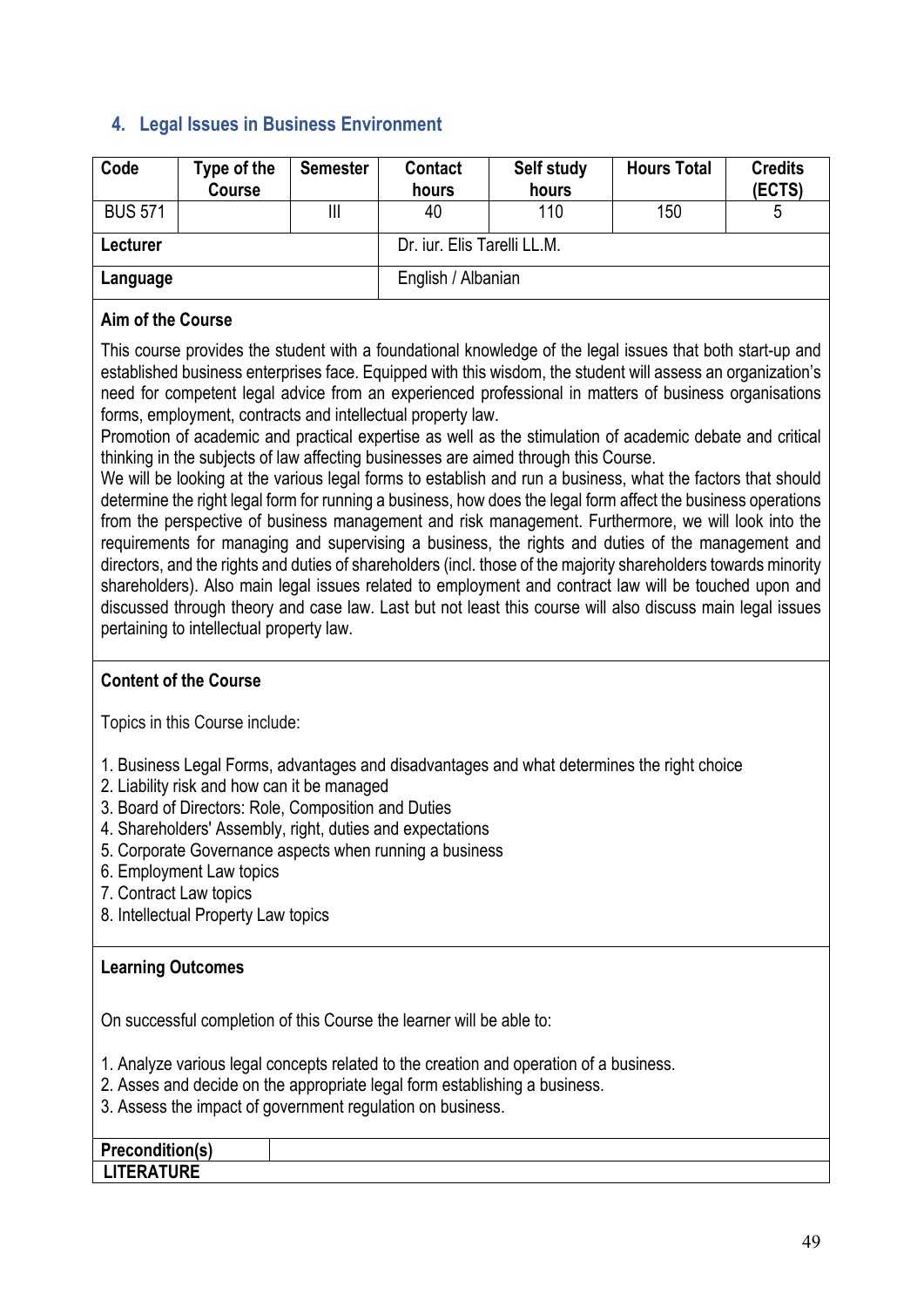## 4. Legal Issues in Business Environment

| Code | Type of the Course | Semester | Contact hours | Self study hours | Hours Total | Credits (ECTS) |
|---|---|---|---|---|---|---|
| BUS 571 | | III | 40 | 110 | 150 | 5 |
| **Lecturer** | | | Dr. iur. Elis Tarelli LL.M. | | | |
| **Language** | | | English / Albanian | | | |

**Aim of the Course**

This course provides the student with a foundational knowledge of the legal issues that both start-up and established business enterprises face. Equipped with this wisdom, the student will assess an organization's need for competent legal advice from an experienced professional in matters of business organisations forms, employment, contracts and intellectual property law.
Promotion of academic and practical expertise as well as the stimulation of academic debate and critical thinking in the subjects of law affecting businesses are aimed through this Course.
We will be looking at the various legal forms to establish and run a business, what the factors that should determine the right legal form for running a business, how does the legal form affect the business operations from the perspective of business management and risk management. Furthermore, we will look into the requirements for managing and supervising a business, the rights and duties of the management and directors, and the rights and duties of shareholders (incl. those of the majority shareholders towards minority shareholders). Also main legal issues related to employment and contract law will be touched upon and discussed through theory and case law. Last but not least this course will also discuss main legal issues pertaining to intellectual property law.

**Content of the Course**

Topics in this Course include:

1. Business Legal Forms, advantages and disadvantages and what determines the right choice
2. Liability risk and how can it be managed
3. Board of Directors: Role, Composition and Duties
4. Shareholders' Assembly, right, duties and expectations
5. Corporate Governance aspects when running a business
6. Employment Law topics
7. Contract Law topics
8. Intellectual Property Law topics

**Learning Outcomes**

On successful completion of this Course the learner will be able to:

1. Analyze various legal concepts related to the creation and operation of a business.
2. Asses and decide on the appropriate legal form establishing a business.
3. Assess the impact of government regulation on business.

| **Precondition(s)** | |
|---|---|
| **LITERATURE** | |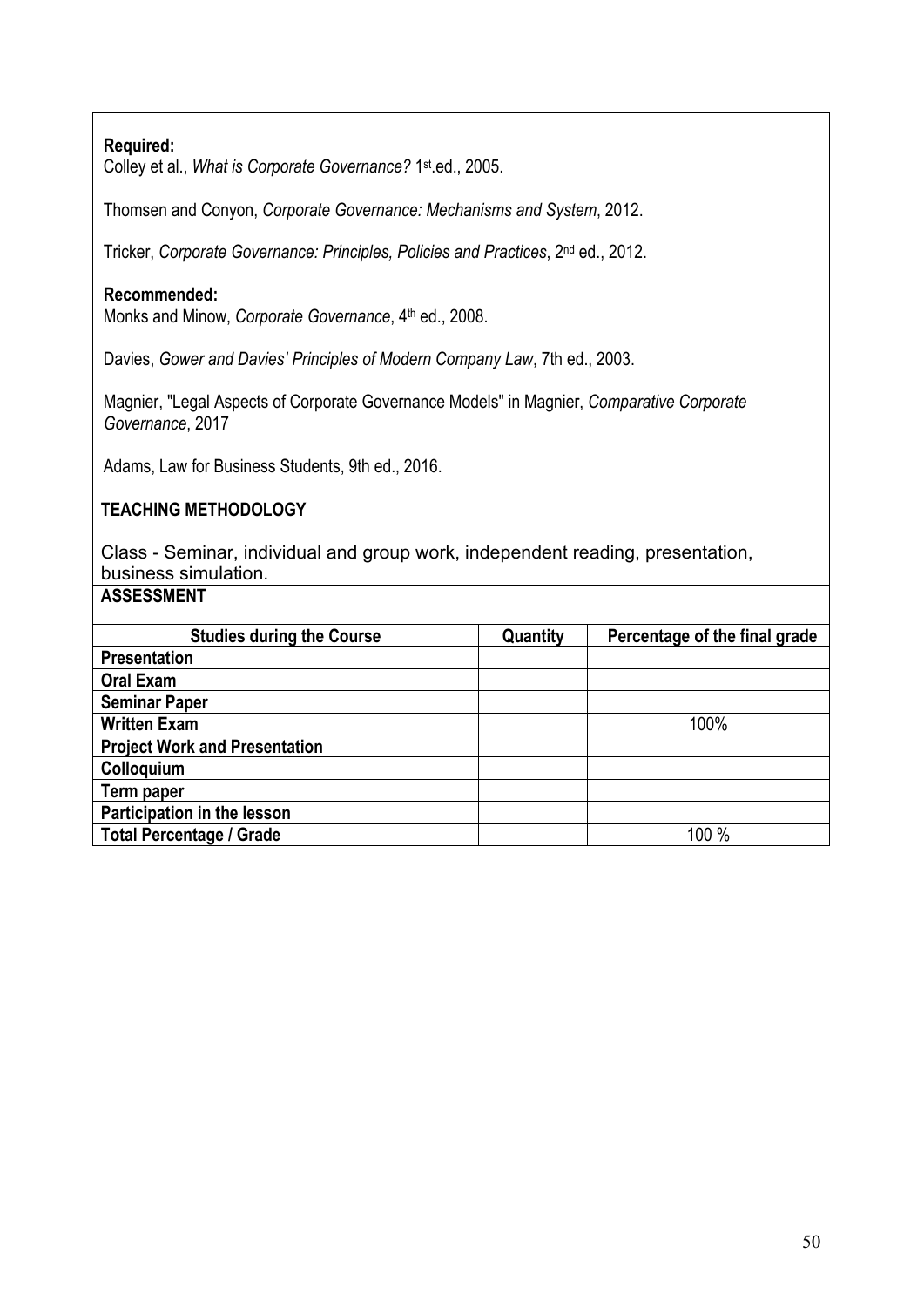**Required:**
Colley et al., *What is Corporate Governance?* 1st.ed., 2005.

Thomsen and Conyon, *Corporate Governance: Mechanisms and System*, 2012.

Tricker, *Corporate Governance: Principles, Policies and Practices*, 2nd ed., 2012.

**Recommended:**
Monks and Minow, *Corporate Governance*, 4th ed., 2008.

Davies, *Gower and Davies' Principles of Modern Company Law*, 7th ed., 2003.

Magnier, "Legal Aspects of Corporate Governance Models" in Magnier, *Comparative Corporate Governance*, 2017

Adams, Law for Business Students, 9th ed., 2016.

**TEACHING METHODOLOGY**

Class - Seminar, individual and group work, independent reading, presentation, business simulation.

**ASSESSMENT**

| Studies during the Course | Quantity | Percentage of the final grade |
|---|---|---|
| **Presentation** | | |
| **Oral Exam** | | |
| **Seminar Paper** | | |
| **Written Exam** | | 100% |
| **Project Work and Presentation** | | |
| **Colloquium** | | |
| **Term paper** | | |
| **Participation in the lesson** | | |
| **Total Percentage / Grade** | | 100 % |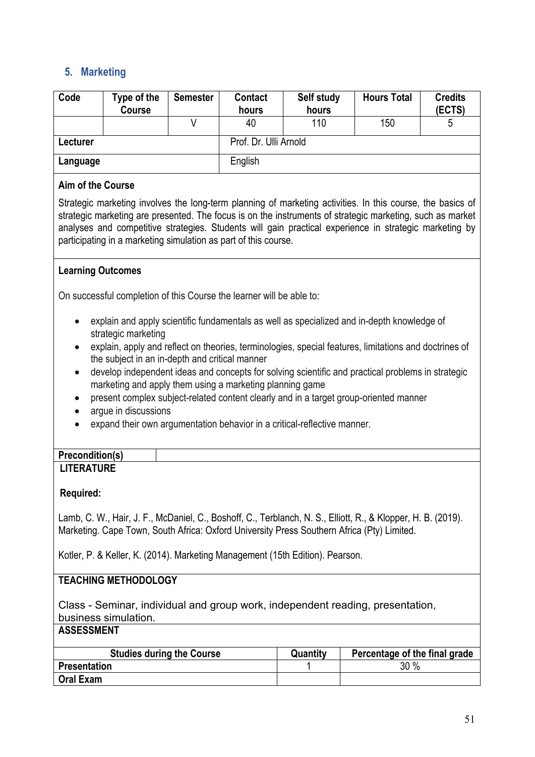## 5. Marketing

| Code | Type of the Course | Semester | Contact hours | Self study hours | Hours Total | Credits (ECTS) |
|---|---|---|---|---|---|---|
| | | V | 40 | 110 | 150 | 5 |

| | |
|---|---|
| **Lecturer** | Prof. Dr. Ulli Arnold |
| **Language** | English |

**Aim of the Course**

Strategic marketing involves the long-term planning of marketing activities. In this course, the basics of strategic marketing are presented. The focus is on the instruments of strategic marketing, such as market analyses and competitive strategies. Students will gain practical experience in strategic marketing by participating in a marketing simulation as part of this course.

**Learning Outcomes**

On successful completion of this Course the learner will be able to:

- explain and apply scientific fundamentals as well as specialized and in-depth knowledge of strategic marketing
- explain, apply and reflect on theories, terminologies, special features, limitations and doctrines of the subject in an in-depth and critical manner
- develop independent ideas and concepts for solving scientific and practical problems in strategic marketing and apply them using a marketing planning game
- present complex subject-related content clearly and in a target group-oriented manner
- argue in discussions
- expand their own argumentation behavior in a critical-reflective manner.

| | |
|---|---|
| **Precondition(s)** | |

**LITERATURE**

**Required:**

Lamb, C. W., Hair, J. F., McDaniel, C., Boshoff, C., Terblanch, N. S., Elliott, R., & Klopper, H. B. (2019). Marketing. Cape Town, South Africa: Oxford University Press Southern Africa (Pty) Limited.

Kotler, P. & Keller, K. (2014). Marketing Management (15th Edition). Pearson.

**TEACHING METHODOLOGY**

Class - Seminar, individual and group work, independent reading, presentation, business simulation.

**ASSESSMENT**

| Studies during the Course | Quantity | Percentage of the final grade |
|---|---|---|
| **Presentation** | 1 | 30 % |
| **Oral Exam** | | |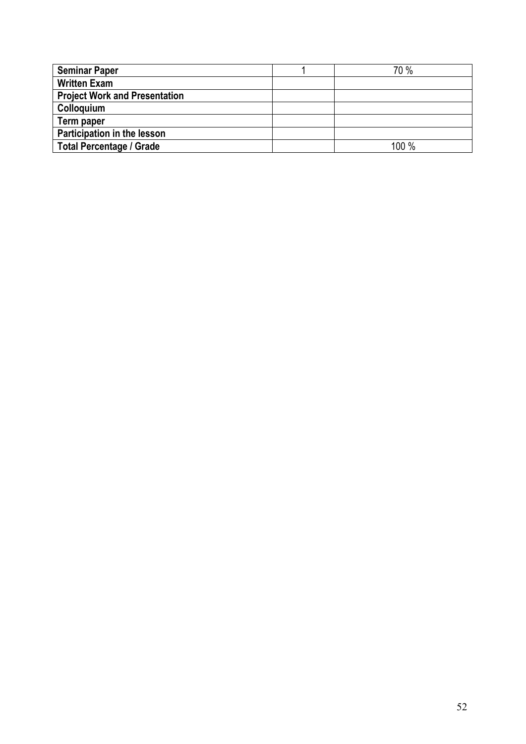| Seminar Paper | 1 | 70 % |
|---|---|---|
| Written Exam | | |
| Project Work and Presentation | | |
| Colloquium | | |
| Term paper | | |
| Participation in the lesson | | |
| Total Percentage / Grade | | 100 % |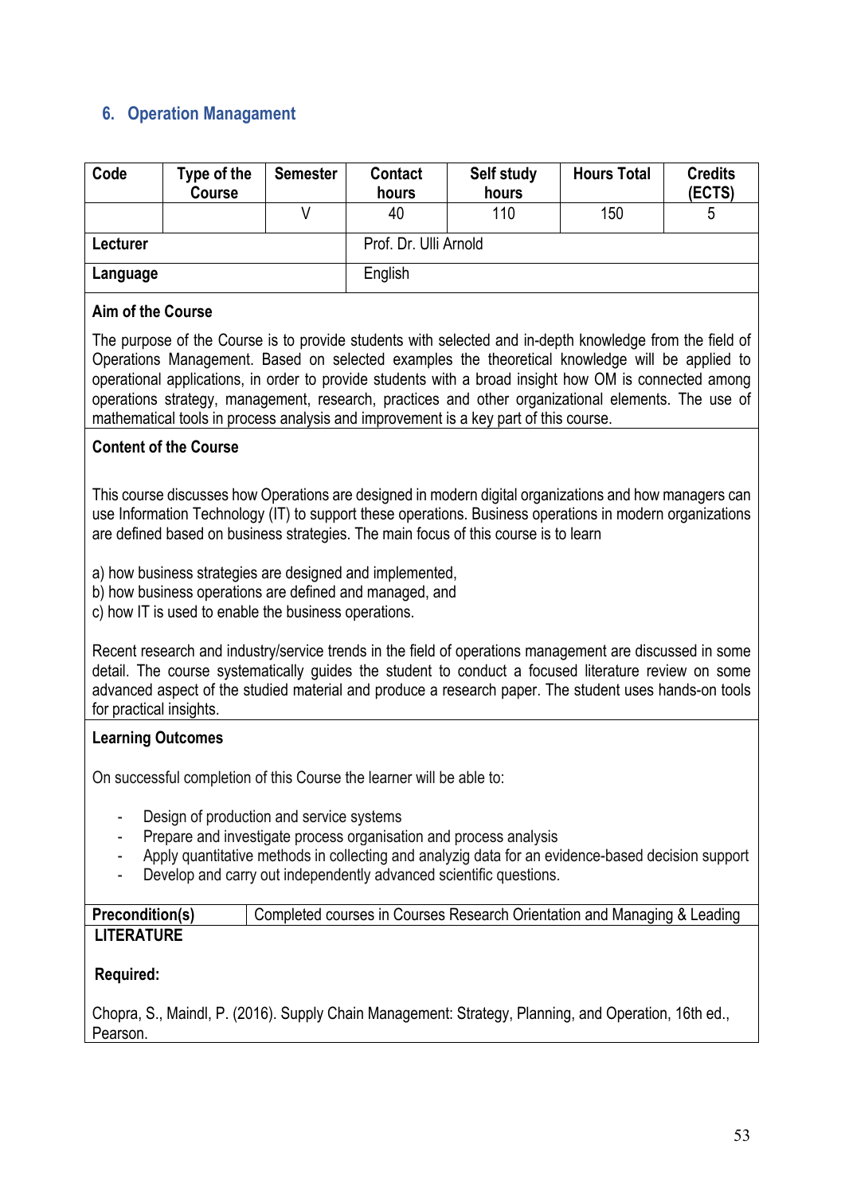## 6. Operation Managament

| Code | Type of the Course | Semester | Contact hours | Self study hours | Hours Total | Credits (ECTS) |
|---|---|---|---|---|---|---|
| | | V | 40 | 110 | 150 | 5 |
| **Lecturer** | | | Prof. Dr. Ulli Arnold | | | |
| **Language** | | | English | | | |

**Aim of the Course**

The purpose of the Course is to provide students with selected and in-depth knowledge from the field of Operations Management. Based on selected examples the theoretical knowledge will be applied to operational applications, in order to provide students with a broad insight how OM is connected among operations strategy, management, research, practices and other organizational elements. The use of mathematical tools in process analysis and improvement is a key part of this course.

**Content of the Course**

This course discusses how Operations are designed in modern digital organizations and how managers can use Information Technology (IT) to support these operations. Business operations in modern organizations are defined based on business strategies. The main focus of this course is to learn

a) how business strategies are designed and implemented,
b) how business operations are defined and managed, and
c) how IT is used to enable the business operations.

Recent research and industry/service trends in the field of operations management are discussed in some detail. The course systematically guides the student to conduct a focused literature review on some advanced aspect of the studied material and produce a research paper. The student uses hands-on tools for practical insights.

**Learning Outcomes**

On successful completion of this Course the learner will be able to:

- Design of production and service systems
- Prepare and investigate process organisation and process analysis
- Apply quantitative methods in collecting and analyzig data for an evidence-based decision support
- Develop and carry out independently advanced scientific questions.

| **Precondition(s)** | Completed courses in Courses Research Orientation and Managing & Leading |
|---|---|

**LITERATURE**

**Required:**

Chopra, S., Maindl, P. (2016). Supply Chain Management: Strategy, Planning, and Operation, 16th ed., Pearson.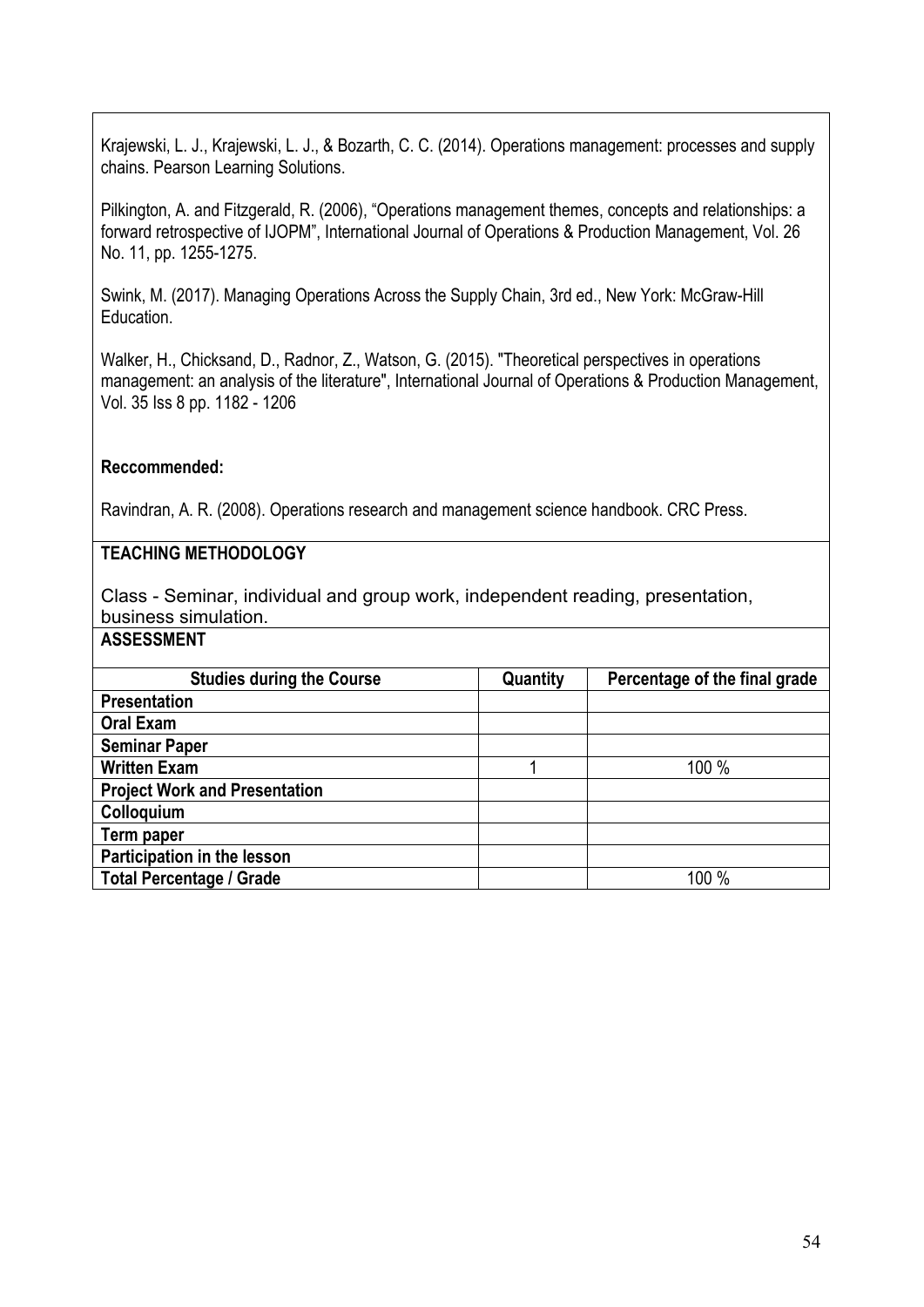Krajewski, L. J., Krajewski, L. J., & Bozarth, C. C. (2014). Operations management: processes and supply chains. Pearson Learning Solutions.

Pilkington, A. and Fitzgerald, R. (2006), "Operations management themes, concepts and relationships: a forward retrospective of IJOPM", International Journal of Operations & Production Management, Vol. 26 No. 11, pp. 1255-1275.

Swink, M. (2017). Managing Operations Across the Supply Chain, 3rd ed., New York: McGraw-Hill Education.

Walker, H., Chicksand, D., Radnor, Z., Watson, G. (2015). "Theoretical perspectives in operations management: an analysis of the literature", International Journal of Operations & Production Management, Vol. 35 Iss 8 pp. 1182 - 1206

**Reccommended:**

Ravindran, A. R. (2008). Operations research and management science handbook. CRC Press.

**TEACHING METHODOLOGY**

Class - Seminar, individual and group work, independent reading, presentation, business simulation.

**ASSESSMENT**

| Studies during the Course | Quantity | Percentage of the final grade |
|---|---|---|
| **Presentation** | | |
| **Oral Exam** | | |
| **Seminar Paper** | | |
| **Written Exam** | 1 | 100 % |
| **Project Work and Presentation** | | |
| **Colloquium** | | |
| **Term paper** | | |
| **Participation in the lesson** | | |
| **Total Percentage / Grade** | | 100 % |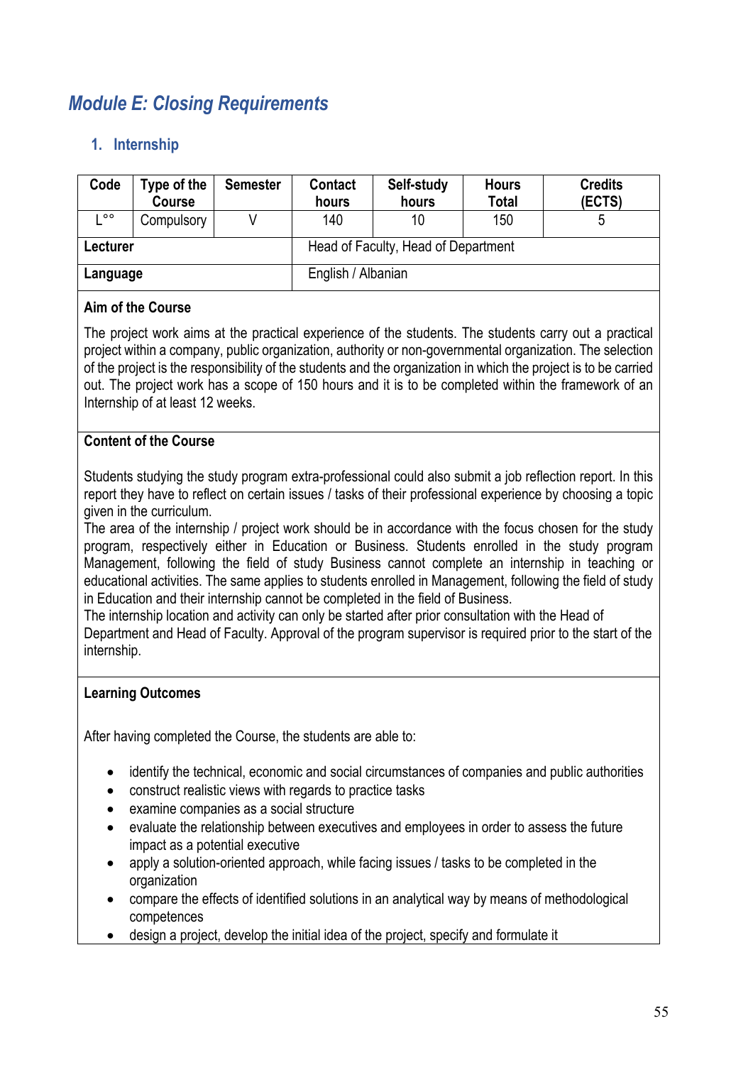# *Module E: Closing Requirements*

## 1. Internship

| Code | Type of the Course | Semester | Contact hours | Self-study hours | Hours Total | Credits (ECTS) |
|---|---|---|---|---|---|---|
| L°° | Compulsory | V | 140 | 10 | 150 | 5 |
| **Lecturer** | | | Head of Faculty, Head of Department | | | |
| **Language** | | | English / Albanian | | | |

**Aim of the Course**

The project work aims at the practical experience of the students. The students carry out a practical project within a company, public organization, authority or non-governmental organization. The selection of the project is the responsibility of the students and the organization in which the project is to be carried out. The project work has a scope of 150 hours and it is to be completed within the framework of an Internship of at least 12 weeks.

**Content of the Course**

Students studying the study program extra-professional could also submit a job reflection report. In this report they have to reflect on certain issues / tasks of their professional experience by choosing a topic given in the curriculum.
The area of the internship / project work should be in accordance with the focus chosen for the study program, respectively either in Education or Business. Students enrolled in the study program Management, following the field of study Business cannot complete an internship in teaching or educational activities. The same applies to students enrolled in Management, following the field of study in Education and their internship cannot be completed in the field of Business.
The internship location and activity can only be started after prior consultation with the Head of Department and Head of Faculty. Approval of the program supervisor is required prior to the start of the internship.

**Learning Outcomes**

After having completed the Course, the students are able to:

- identify the technical, economic and social circumstances of companies and public authorities
- construct realistic views with regards to practice tasks
- examine companies as a social structure
- evaluate the relationship between executives and employees in order to assess the future impact as a potential executive
- apply a solution-oriented approach, while facing issues / tasks to be completed in the organization
- compare the effects of identified solutions in an analytical way by means of methodological competences
- design a project, develop the initial idea of the project, specify and formulate it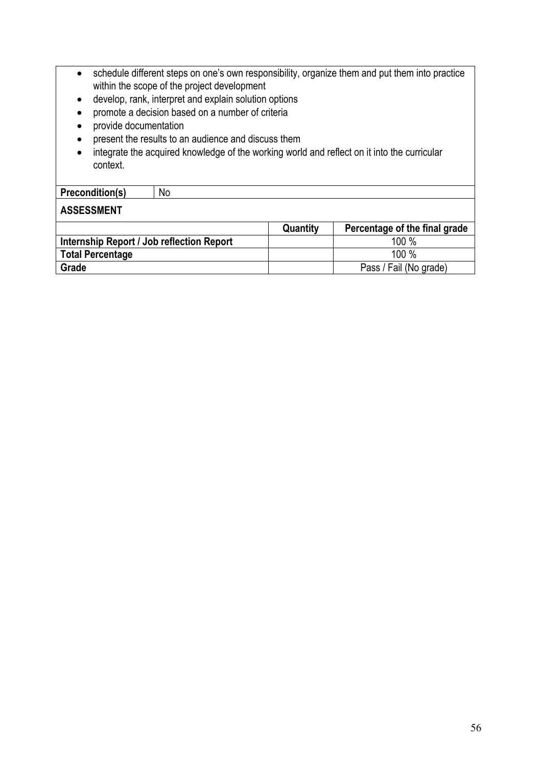- schedule different steps on one's own responsibility, organize them and put them into practice within the scope of the project development
- develop, rank, interpret and explain solution options
- promote a decision based on a number of criteria
- provide documentation
- present the results to an audience and discuss them
- integrate the acquired knowledge of the working world and reflect on it into the curricular context.

| **Precondition(s)** | No |
|---|---|

**ASSESSMENT**

| | **Quantity** | **Percentage of the final grade** |
|---|---|---|
| **Internship Report / Job reflection Report** | | 100 % |
| **Total Percentage** | | 100 % |
| **Grade** | | Pass / Fail (No grade) |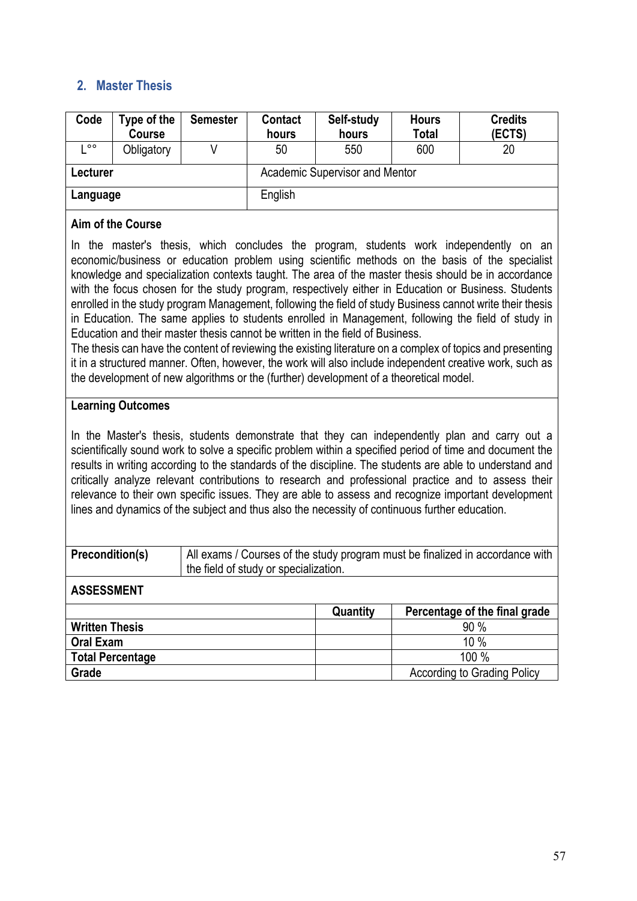## 2. Master Thesis

| Code | Type of the Course | Semester | Contact hours | Self-study hours | Hours Total | Credits (ECTS) |
|---|---|---|---|---|---|---|
| L°° | Obligatory | V | 50 | 550 | 600 | 20 |
| **Lecturer** | | | Academic Supervisor and Mentor | | | |
| **Language** | | | English | | | |

**Aim of the Course**

In the master's thesis, which concludes the program, students work independently on an economic/business or education problem using scientific methods on the basis of the specialist knowledge and specialization contexts taught. The area of the master thesis should be in accordance with the focus chosen for the study program, respectively either in Education or Business. Students enrolled in the study program Management, following the field of study Business cannot write their thesis in Education. The same applies to students enrolled in Management, following the field of study in Education and their master thesis cannot be written in the field of Business.

The thesis can have the content of reviewing the existing literature on a complex of topics and presenting it in a structured manner. Often, however, the work will also include independent creative work, such as the development of new algorithms or the (further) development of a theoretical model.

**Learning Outcomes**

In the Master's thesis, students demonstrate that they can independently plan and carry out a scientifically sound work to solve a specific problem within a specified period of time and document the results in writing according to the standards of the discipline. The students are able to understand and critically analyze relevant contributions to research and professional practice and to assess their relevance to their own specific issues. They are able to assess and recognize important development lines and dynamics of the subject and thus also the necessity of continuous further education.

| | |
|---|---|
| **Precondition(s)** | All exams / Courses of the study program must be finalized in accordance with the field of study or specialization. |

**ASSESSMENT**

| | Quantity | Percentage of the final grade |
|---|---|---|
| **Written Thesis** | | 90 % |
| **Oral Exam** | | 10 % |
| **Total Percentage** | | 100 % |
| **Grade** | | According to Grading Policy |